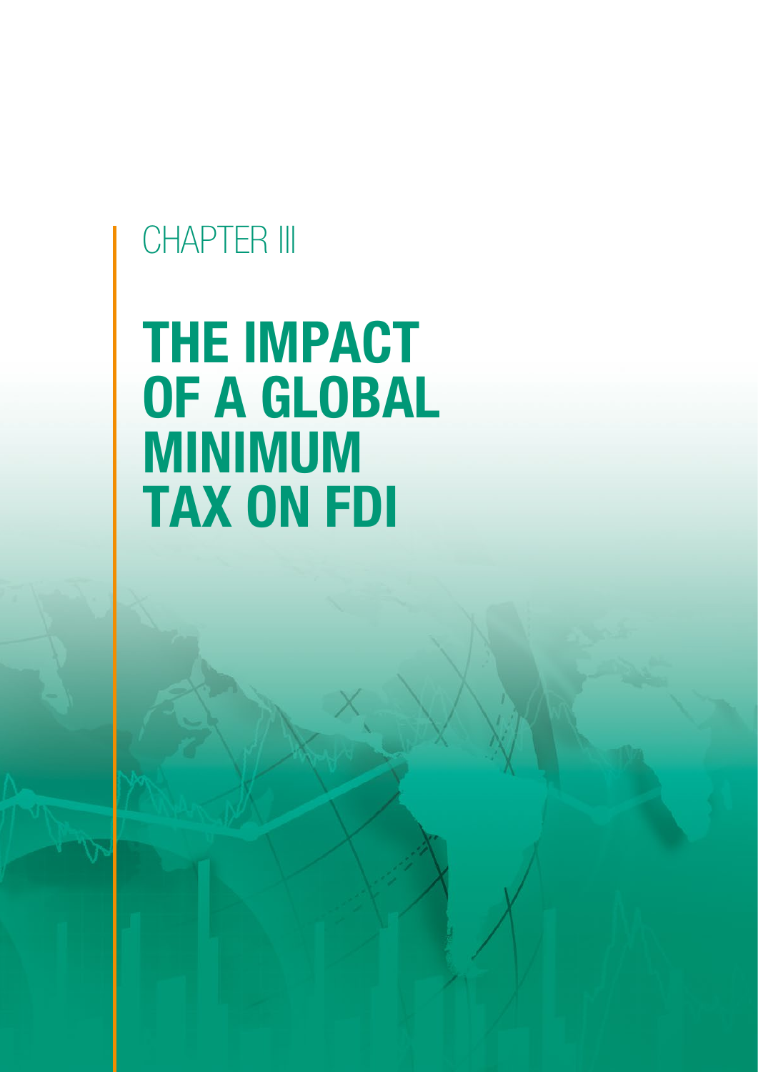CHAPTER III

# THE IMPACT OF A GLOBAL MINIMUM TAX ON FDI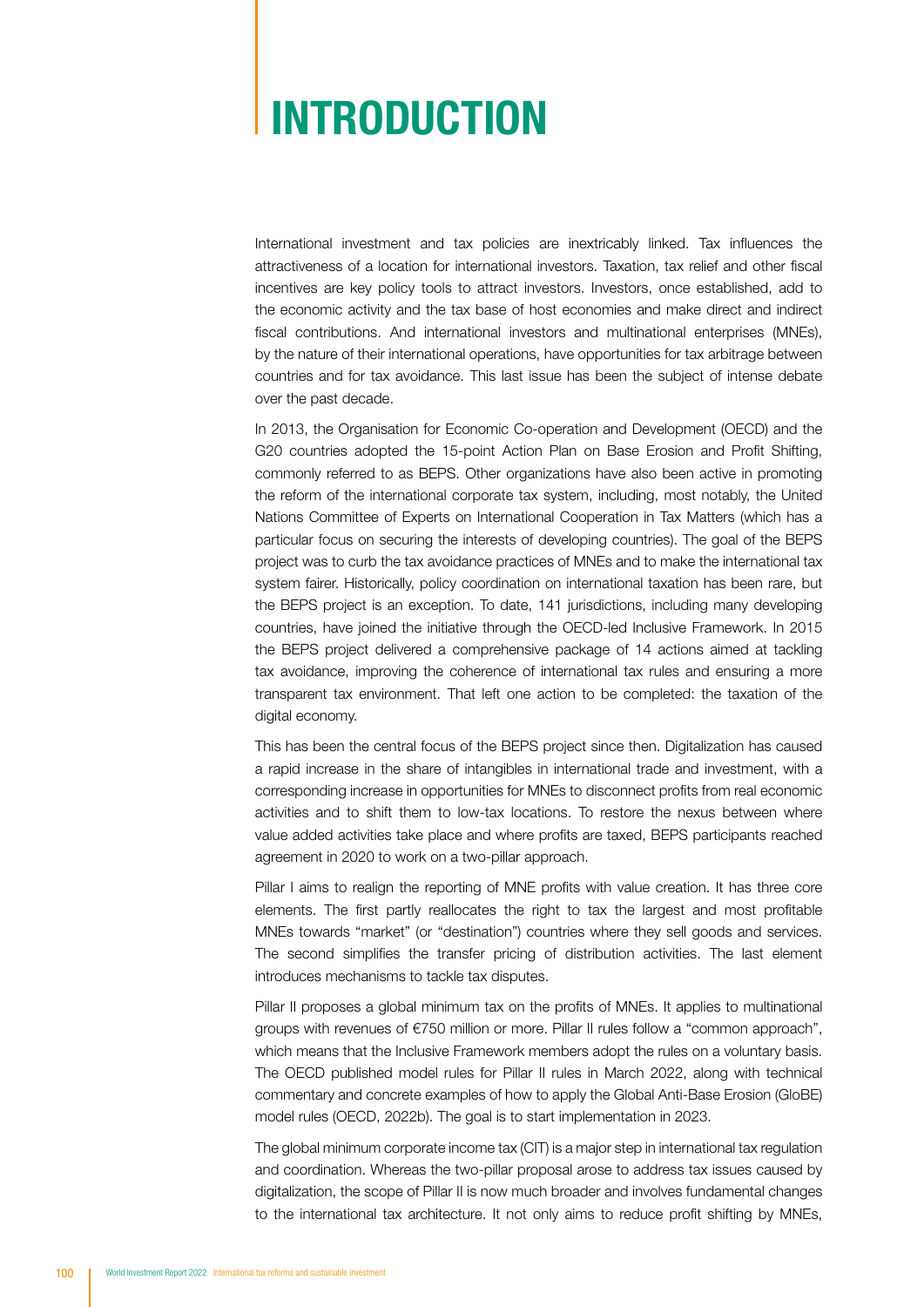# INTRODUCTION

International investment and tax policies are inextricably linked. Tax influences the attractiveness of a location for international investors. Taxation, tax relief and other fiscal incentives are key policy tools to attract investors. Investors, once established, add to the economic activity and the tax base of host economies and make direct and indirect fiscal contributions. And international investors and multinational enterprises (MNEs), by the nature of their international operations, have opportunities for tax arbitrage between countries and for tax avoidance. This last issue has been the subject of intense debate over the past decade.

In 2013, the Organisation for Economic Co-operation and Development (OECD) and the G20 countries adopted the 15-point Action Plan on Base Erosion and Profit Shifting, commonly referred to as BEPS. Other organizations have also been active in promoting the reform of the international corporate tax system, including, most notably, the United Nations Committee of Experts on International Cooperation in Tax Matters (which has a particular focus on securing the interests of developing countries). The goal of the BEPS project was to curb the tax avoidance practices of MNEs and to make the international tax system fairer. Historically, policy coordination on international taxation has been rare, but the BEPS project is an exception. To date, 141 jurisdictions, including many developing countries, have joined the initiative through the OECD-led Inclusive Framework. In 2015 the BEPS project delivered a comprehensive package of 14 actions aimed at tackling tax avoidance, improving the coherence of international tax rules and ensuring a more transparent tax environment. That left one action to be completed: the taxation of the digital economy.

This has been the central focus of the BEPS project since then. Digitalization has caused a rapid increase in the share of intangibles in international trade and investment, with a corresponding increase in opportunities for MNEs to disconnect profits from real economic activities and to shift them to low-tax locations. To restore the nexus between where value added activities take place and where profits are taxed, BEPS participants reached agreement in 2020 to work on a two-pillar approach.

Pillar I aims to realign the reporting of MNE profits with value creation. It has three core elements. The first partly reallocates the right to tax the largest and most profitable MNEs towards "market" (or "destination") countries where they sell goods and services. The second simplifies the transfer pricing of distribution activities. The last element introduces mechanisms to tackle tax disputes.

Pillar II proposes a global minimum tax on the profits of MNEs. It applies to multinational groups with revenues of €750 million or more. Pillar II rules follow a "common approach", which means that the Inclusive Framework members adopt the rules on a voluntary basis. The OECD published model rules for Pillar II rules in March 2022, along with technical commentary and concrete examples of how to apply the Global Anti-Base Erosion (GloBE) model rules (OECD, 2022b). The goal is to start implementation in 2023.

The global minimum corporate income tax (CIT) is a major step in international tax regulation and coordination. Whereas the two-pillar proposal arose to address tax issues caused by digitalization, the scope of Pillar II is now much broader and involves fundamental changes to the international tax architecture. It not only aims to reduce profit shifting by MNEs,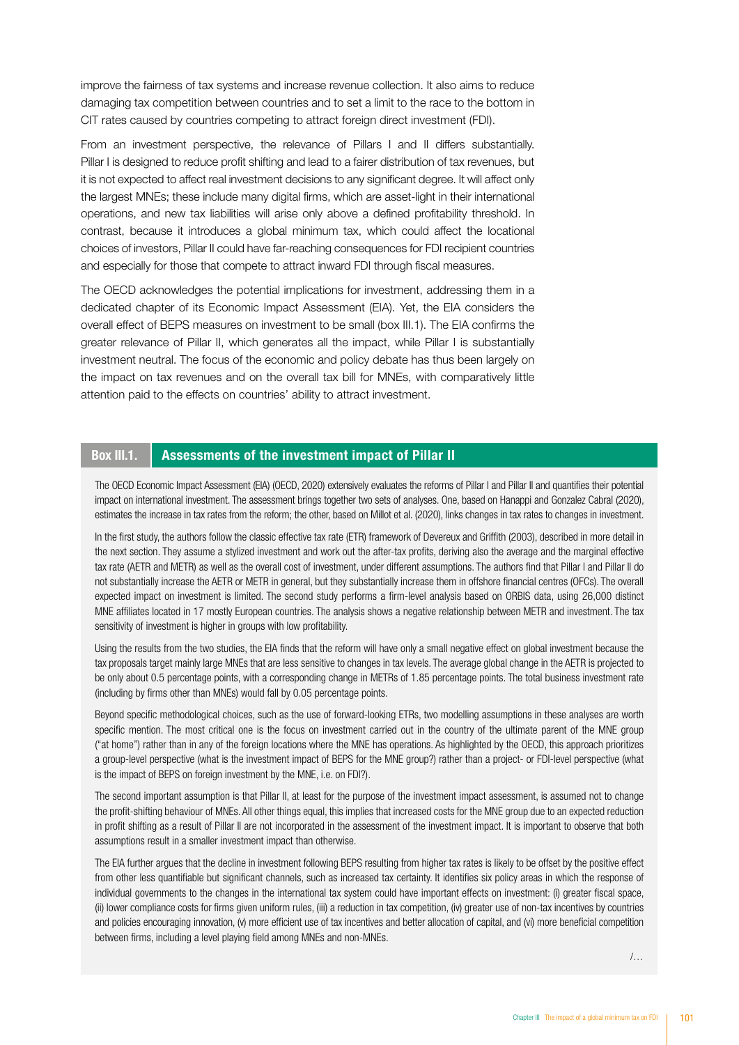improve the fairness of tax systems and increase revenue collection. It also aims to reduce damaging tax competition between countries and to set a limit to the race to the bottom in CIT rates caused by countries competing to attract foreign direct investment (FDI).

From an investment perspective, the relevance of Pillars I and II differs substantially. Pillar I is designed to reduce profit shifting and lead to a fairer distribution of tax revenues, but it is not expected to affect real investment decisions to any significant degree. It will affect only the largest MNEs; these include many digital firms, which are asset-light in their international operations, and new tax liabilities will arise only above a defined profitability threshold. In contrast, because it introduces a global minimum tax, which could affect the locational choices of investors, Pillar II could have far-reaching consequences for FDI recipient countries and especially for those that compete to attract inward FDI through fiscal measures.

The OECD acknowledges the potential implications for investment, addressing them in a dedicated chapter of its Economic Impact Assessment (EIA). Yet, the EIA considers the overall effect of BEPS measures on investment to be small (box III.1). The EIA confirms the greater relevance of Pillar II, which generates all the impact, while Pillar I is substantially investment neutral. The focus of the economic and policy debate has thus been largely on the impact on tax revenues and on the overall tax bill for MNEs, with comparatively little attention paid to the effects on countries' ability to attract investment.

### Box III.1. Assessments of the investment impact of Pillar II

The OECD Economic Impact Assessment (EIA) (OECD, 2020) extensively evaluates the reforms of Pillar I and Pillar II and quantifies their potential impact on international investment. The assessment brings together two sets of analyses. One, based on Hanappi and Gonzalez Cabral (2020), estimates the increase in tax rates from the reform; the other, based on Millot et al. (2020), links changes in tax rates to changes in investment.

In the first study, the authors follow the classic effective tax rate (ETR) framework of Devereux and Griffith (2003), described in more detail in the next section. They assume a stylized investment and work out the after-tax profits, deriving also the average and the marginal effective tax rate (AETR and METR) as well as the overall cost of investment, under different assumptions. The authors find that Pillar I and Pillar II do not substantially increase the AETR or METR in general, but they substantially increase them in offshore financial centres (OFCs). The overall expected impact on investment is limited. The second study performs a firm-level analysis based on ORBIS data, using 26,000 distinct MNE affiliates located in 17 mostly European countries. The analysis shows a negative relationship between METR and investment. The tax sensitivity of investment is higher in groups with low profitability.

Using the results from the two studies, the EIA finds that the reform will have only a small negative effect on global investment because the tax proposals target mainly large MNEs that are less sensitive to changes in tax levels. The average global change in the AETR is projected to be only about 0.5 percentage points, with a corresponding change in METRs of 1.85 percentage points. The total business investment rate (including by firms other than MNEs) would fall by 0.05 percentage points.

Beyond specific methodological choices, such as the use of forward-looking ETRs, two modelling assumptions in these analyses are worth specific mention. The most critical one is the focus on investment carried out in the country of the ultimate parent of the MNE group ("at home") rather than in any of the foreign locations where the MNE has operations. As highlighted by the OECD, this approach prioritizes a group-level perspective (what is the investment impact of BEPS for the MNE group?) rather than a project- or FDI-level perspective (what is the impact of BEPS on foreign investment by the MNE, i.e. on FDI?).

The second important assumption is that Pillar II, at least for the purpose of the investment impact assessment, is assumed not to change the profit-shifting behaviour of MNEs. All other things equal, this implies that increased costs for the MNE group due to an expected reduction in profit shifting as a result of Pillar II are not incorporated in the assessment of the investment impact. It is important to observe that both assumptions result in a smaller investment impact than otherwise.

The EIA further argues that the decline in investment following BEPS resulting from higher tax rates is likely to be offset by the positive effect from other less quantifiable but significant channels, such as increased tax certainty. It identifies six policy areas in which the response of individual governments to the changes in the international tax system could have important effects on investment: (i) greater fiscal space, (ii) lower compliance costs for firms given uniform rules, (iii) a reduction in tax competition, (iv) greater use of non-tax incentives by countries and policies encouraging innovation, (v) more efficient use of tax incentives and better allocation of capital, and (vi) more beneficial competition between firms, including a level playing field among MNEs and non-MNEs.

/...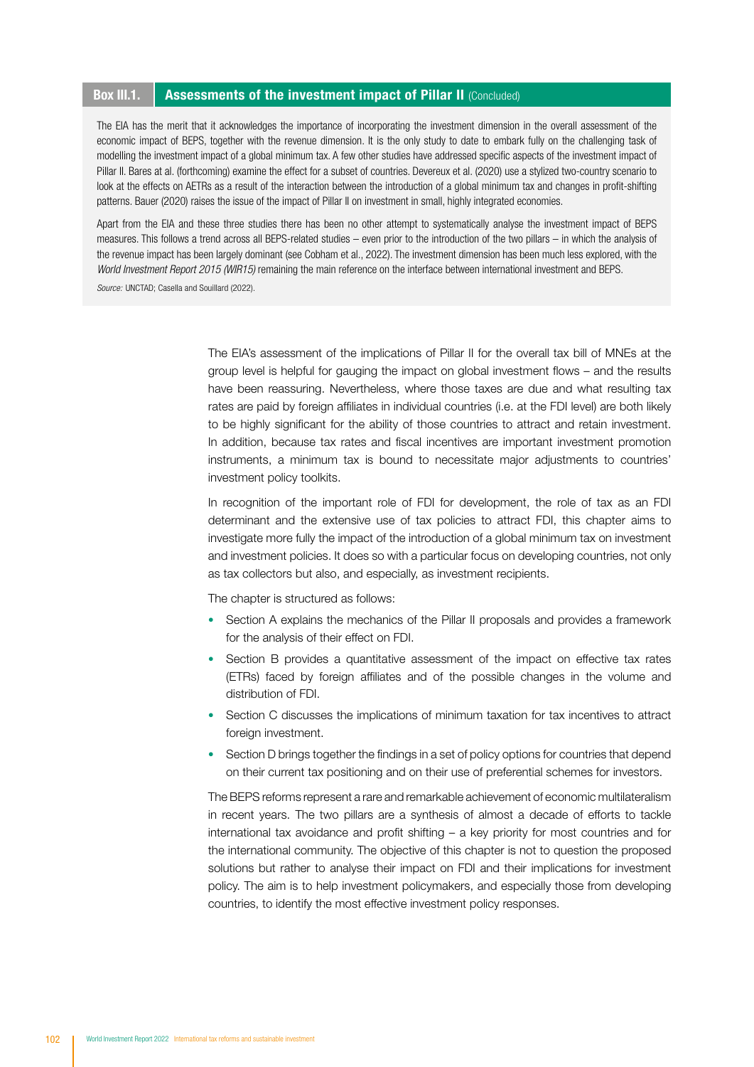**Box III.1. Assessments of the investment impact of Pillar II** (Concluded)

The EIA has the merit that it acknowledges the importance of incorporating the investment dimension in the overall assessment of the economic impact of BEPS, together with the revenue dimension. It is the only study to date to embark fully on the challenging task of modelling the investment impact of a global minimum tax. A few other studies have addressed specific aspects of the investment impact of Pillar II. Bares at al. (forthcoming) examine the effect for a subset of countries. Devereux et al. (2020) use a stylized two-country scenario to look at the effects on AETRs as a result of the interaction between the introduction of a global minimum tax and changes in profit-shifting patterns. Bauer (2020) raises the issue of the impact of Pillar II on investment in small, highly integrated economies.

Apart from the EIA and these three studies there has been no other attempt to systematically analyse the investment impact of BEPS measures. This follows a trend across all BEPS-related studies – even prior to the introduction of the two pillars – in which the analysis of the revenue impact has been largely dominant (see Cobham et al., 2022). The investment dimension has been much less explored, with the *World Investment Report 2015 (WIR15)* remaining the main reference on the interface between international investment and BEPS.

*Source:* UNCTAD; Casella and Souillard (2022).

The EIA's assessment of the implications of Pillar II for the overall tax bill of MNEs at the group level is helpful for gauging the impact on global investment flows – and the results have been reassuring. Nevertheless, where those taxes are due and what resulting tax rates are paid by foreign affiliates in individual countries (i.e. at the FDI level) are both likely to be highly significant for the ability of those countries to attract and retain investment. In addition, because tax rates and fiscal incentives are important investment promotion instruments, a minimum tax is bound to necessitate major adjustments to countries' investment policy toolkits.

In recognition of the important role of FDI for development, the role of tax as an FDI determinant and the extensive use of tax policies to attract FDI, this chapter aims to investigate more fully the impact of the introduction of a global minimum tax on investment and investment policies. It does so with a particular focus on developing countries, not only as tax collectors but also, and especially, as investment recipients.

The chapter is structured as follows:

- Section A explains the mechanics of the Pillar II proposals and provides a framework for the analysis of their effect on FDI.
- Section B provides a quantitative assessment of the impact on effective tax rates (ETRs) faced by foreign affiliates and of the possible changes in the volume and distribution of FDI.
- Section C discusses the implications of minimum taxation for tax incentives to attract foreign investment.
- Section D brings together the findings in a set of policy options for countries that depend on their current tax positioning and on their use of preferential schemes for investors.

The BEPS reforms represent a rare and remarkable achievement of economic multilateralism in recent years. The two pillars are a synthesis of almost a decade of efforts to tackle international tax avoidance and profit shifting – a key priority for most countries and for the international community. The objective of this chapter is not to question the proposed solutions but rather to analyse their impact on FDI and their implications for investment policy. The aim is to help investment policymakers, and especially those from developing countries, to identify the most effective investment policy responses.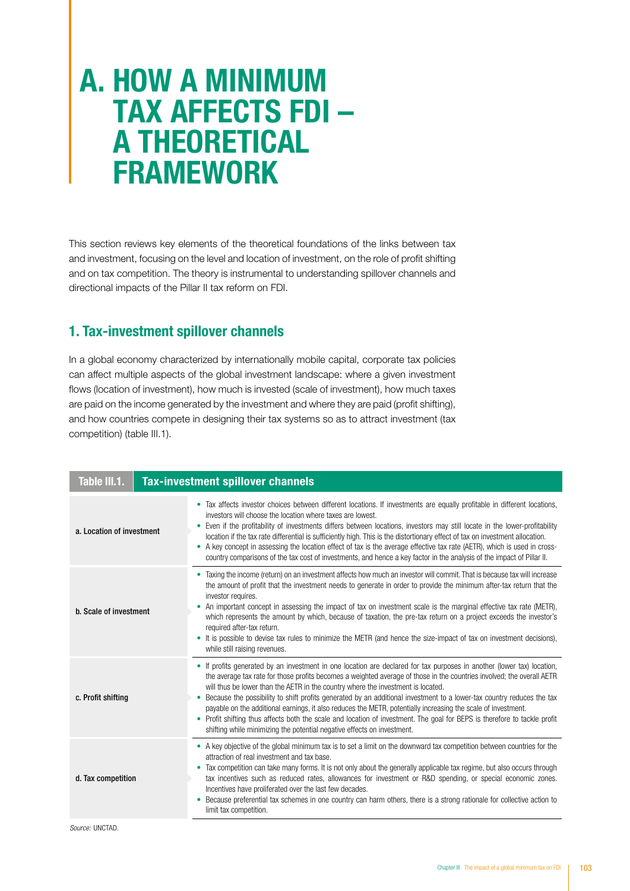# A. HOW A MINIMUM TAX AFFECTS FDI – A THEORETICAL FRAMEWORK

This section reviews key elements of the theoretical foundations of the links between tax and investment, focusing on the level and location of investment, on the role of profit shifting and on tax competition. The theory is instrumental to understanding spillover channels and directional impacts of the Pillar II tax reform on FDI.

## 1. Tax-investment spillover channels

In a global economy characterized by internationally mobile capital, corporate tax policies can affect multiple aspects of the global investment landscape: where a given investment flows (location of investment), how much is invested (scale of investment), how much taxes are paid on the income generated by the investment and where they are paid (profit shifting), and how countries compete in designing their tax systems so as to attract investment (tax competition) (table III.1).

**Table III.1. Tax-investment spillover channels**

| Channel | Description |
|---|---|
| a. Location of investment | • Tax affects investor choices between different locations. If investments are equally profitable in different locations, investors will choose the location where taxes are lowest.<br>• Even if the profitability of investments differs between locations, investors may still locate in the lower-profitability location if the tax rate differential is sufficiently high. This is the distortionary effect of tax on investment allocation.<br>• A key concept in assessing the location effect of tax is the average effective tax rate (AETR), which is used in cross-country comparisons of the tax cost of investments, and hence a key factor in the analysis of the impact of Pillar II. |
| b. Scale of investment | • Taxing the income (return) on an investment affects how much an investor will commit. That is because tax will increase the amount of profit that the investment needs to generate in order to provide the minimum after-tax return that the investor requires.<br>• An important concept in assessing the impact of tax on investment scale is the marginal effective tax rate (METR), which represents the amount by which, because of taxation, the pre-tax return on a project exceeds the investor's required after-tax return.<br>• It is possible to devise tax rules to minimize the METR (and hence the size-impact of tax on investment decisions), while still raising revenues. |
| c. Profit shifting | • If profits generated by an investment in one location are declared for tax purposes in another (lower tax) location, the average tax rate for those profits becomes a weighted average of those in the countries involved; the overall AETR will thus be lower than the AETR in the country where the investment is located.<br>• Because the possibility to shift profits generated by an additional investment to a lower-tax country reduces the tax payable on the additional earnings, it also reduces the METR, potentially increasing the scale of investment.<br>• Profit shifting thus affects both the scale and location of investment. The goal for BEPS is therefore to tackle profit shifting while minimizing the potential negative effects on investment. |
| d. Tax competition | • A key objective of the global minimum tax is to set a limit on the downward tax competition between countries for the attraction of real investment and tax base.<br>• Tax competition can take many forms. It is not only about the generally applicable tax regime, but also occurs through tax incentives such as reduced rates, allowances for investment or R&D spending, or special economic zones. Incentives have proliferated over the last few decades.<br>• Because preferential tax schemes in one country can harm others, there is a strong rationale for collective action to limit tax competition. |

*Source:* UNCTAD.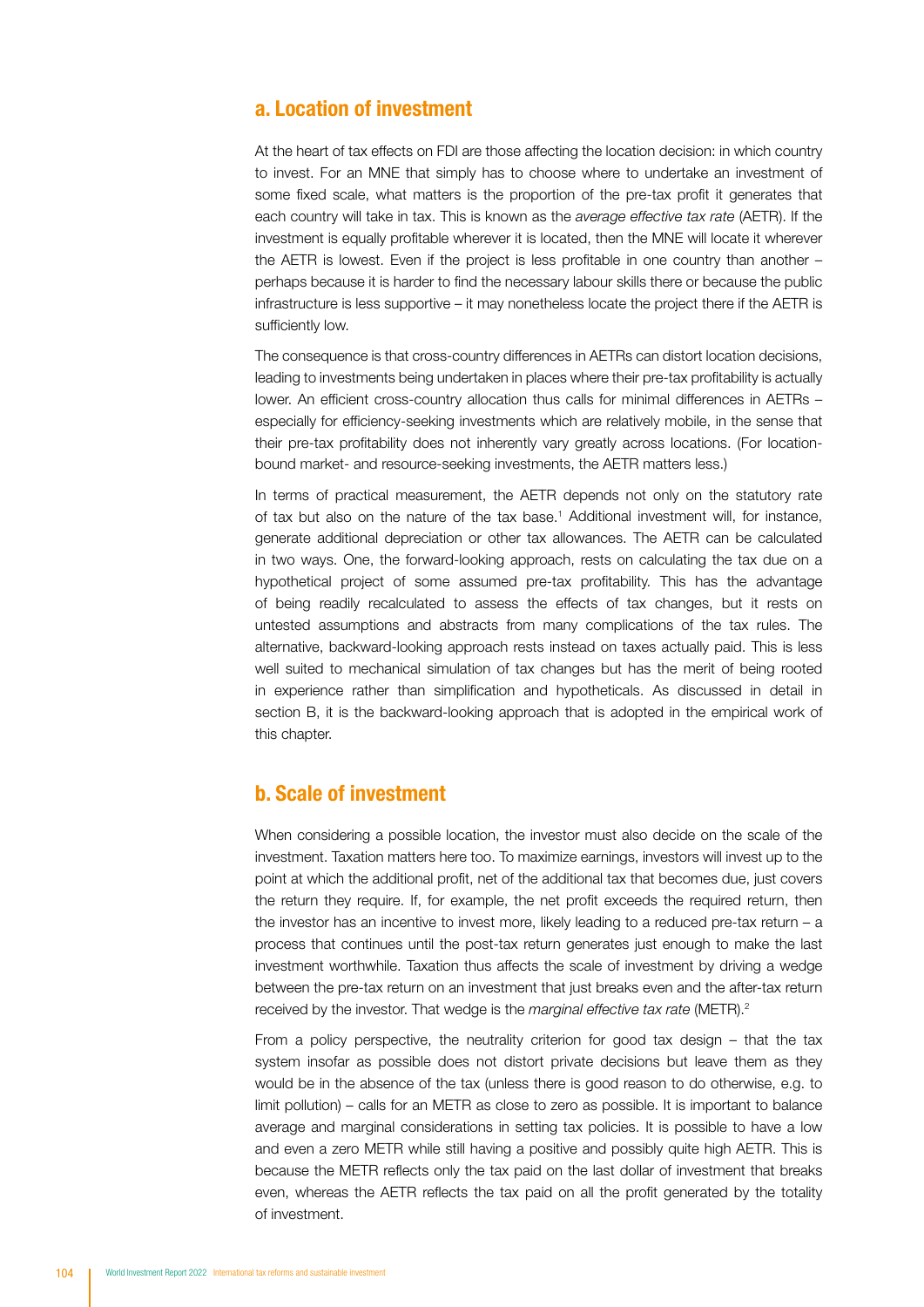## a. Location of investment

At the heart of tax effects on FDI are those affecting the location decision: in which country to invest. For an MNE that simply has to choose where to undertake an investment of some fixed scale, what matters is the proportion of the pre-tax profit it generates that each country will take in tax. This is known as the *average effective tax rate* (AETR). If the investment is equally profitable wherever it is located, then the MNE will locate it wherever the AETR is lowest. Even if the project is less profitable in one country than another – perhaps because it is harder to find the necessary labour skills there or because the public infrastructure is less supportive – it may nonetheless locate the project there if the AETR is sufficiently low.

The consequence is that cross-country differences in AETRs can distort location decisions, leading to investments being undertaken in places where their pre-tax profitability is actually lower. An efficient cross-country allocation thus calls for minimal differences in AETRs – especially for efficiency-seeking investments which are relatively mobile, in the sense that their pre-tax profitability does not inherently vary greatly across locations. (For location-bound market- and resource-seeking investments, the AETR matters less.)

In terms of practical measurement, the AETR depends not only on the statutory rate of tax but also on the nature of the tax base.[1] Additional investment will, for instance, generate additional depreciation or other tax allowances. The AETR can be calculated in two ways. One, the forward-looking approach, rests on calculating the tax due on a hypothetical project of some assumed pre-tax profitability. This has the advantage of being readily recalculated to assess the effects of tax changes, but it rests on untested assumptions and abstracts from many complications of the tax rules. The alternative, backward-looking approach rests instead on taxes actually paid. This is less well suited to mechanical simulation of tax changes but has the merit of being rooted in experience rather than simplification and hypotheticals. As discussed in detail in section B, it is the backward-looking approach that is adopted in the empirical work of this chapter.

## b. Scale of investment

When considering a possible location, the investor must also decide on the scale of the investment. Taxation matters here too. To maximize earnings, investors will invest up to the point at which the additional profit, net of the additional tax that becomes due, just covers the return they require. If, for example, the net profit exceeds the required return, then the investor has an incentive to invest more, likely leading to a reduced pre-tax return – a process that continues until the post-tax return generates just enough to make the last investment worthwhile. Taxation thus affects the scale of investment by driving a wedge between the pre-tax return on an investment that just breaks even and the after-tax return received by the investor. That wedge is the *marginal effective tax rate* (METR).[2]

From a policy perspective, the neutrality criterion for good tax design – that the tax system insofar as possible does not distort private decisions but leave them as they would be in the absence of the tax (unless there is good reason to do otherwise, e.g. to limit pollution) – calls for an METR as close to zero as possible. It is important to balance average and marginal considerations in setting tax policies. It is possible to have a low and even a zero METR while still having a positive and possibly quite high AETR. This is because the METR reflects only the tax paid on the last dollar of investment that breaks even, whereas the AETR reflects the tax paid on all the profit generated by the totality of investment.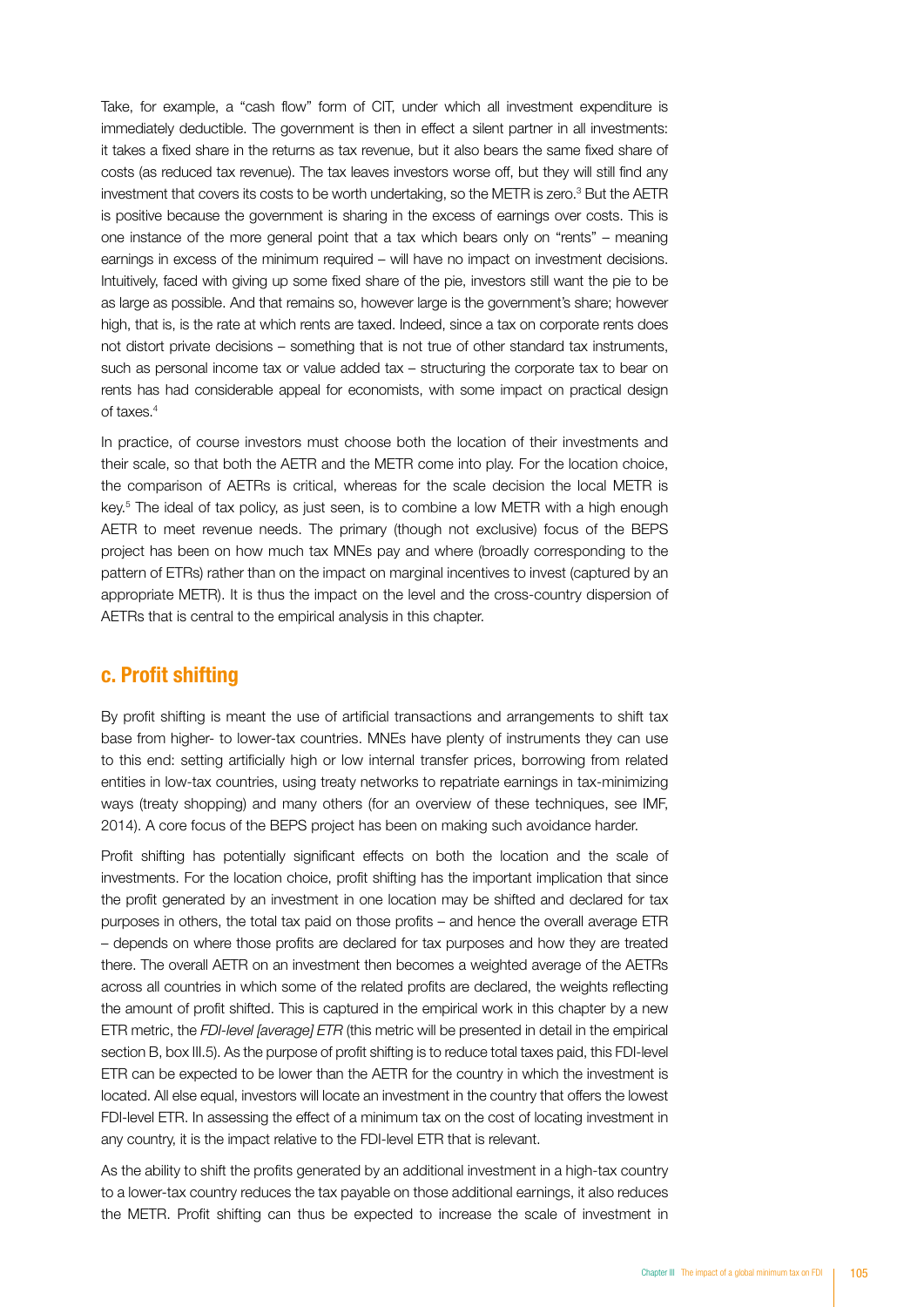Take, for example, a "cash flow" form of CIT, under which all investment expenditure is immediately deductible. The government is then in effect a silent partner in all investments: it takes a fixed share in the returns as tax revenue, but it also bears the same fixed share of costs (as reduced tax revenue). The tax leaves investors worse off, but they will still find any investment that covers its costs to be worth undertaking, so the METR is zero.[3] But the AETR is positive because the government is sharing in the excess of earnings over costs. This is one instance of the more general point that a tax which bears only on "rents" – meaning earnings in excess of the minimum required – will have no impact on investment decisions. Intuitively, faced with giving up some fixed share of the pie, investors still want the pie to be as large as possible. And that remains so, however large is the government's share; however high, that is, is the rate at which rents are taxed. Indeed, since a tax on corporate rents does not distort private decisions – something that is not true of other standard tax instruments, such as personal income tax or value added tax – structuring the corporate tax to bear on rents has had considerable appeal for economists, with some impact on practical design of taxes.[4]

In practice, of course investors must choose both the location of their investments and their scale, so that both the AETR and the METR come into play. For the location choice, the comparison of AETRs is critical, whereas for the scale decision the local METR is key.[5] The ideal of tax policy, as just seen, is to combine a low METR with a high enough AETR to meet revenue needs. The primary (though not exclusive) focus of the BEPS project has been on how much tax MNEs pay and where (broadly corresponding to the pattern of ETRs) rather than on the impact on marginal incentives to invest (captured by an appropriate METR). It is thus the impact on the level and the cross-country dispersion of AETRs that is central to the empirical analysis in this chapter.

## c. Profit shifting

By profit shifting is meant the use of artificial transactions and arrangements to shift tax base from higher- to lower-tax countries. MNEs have plenty of instruments they can use to this end: setting artificially high or low internal transfer prices, borrowing from related entities in low-tax countries, using treaty networks to repatriate earnings in tax-minimizing ways (treaty shopping) and many others (for an overview of these techniques, see IMF, 2014). A core focus of the BEPS project has been on making such avoidance harder.

Profit shifting has potentially significant effects on both the location and the scale of investments. For the location choice, profit shifting has the important implication that since the profit generated by an investment in one location may be shifted and declared for tax purposes in others, the total tax paid on those profits – and hence the overall average ETR – depends on where those profits are declared for tax purposes and how they are treated there. The overall AETR on an investment then becomes a weighted average of the AETRs across all countries in which some of the related profits are declared, the weights reflecting the amount of profit shifted. This is captured in the empirical work in this chapter by a new ETR metric, the *FDI-level [average] ETR* (this metric will be presented in detail in the empirical section B, box III.5). As the purpose of profit shifting is to reduce total taxes paid, this FDI-level ETR can be expected to be lower than the AETR for the country in which the investment is located. All else equal, investors will locate an investment in the country that offers the lowest FDI-level ETR. In assessing the effect of a minimum tax on the cost of locating investment in any country, it is the impact relative to the FDI-level ETR that is relevant.

As the ability to shift the profits generated by an additional investment in a high-tax country to a lower-tax country reduces the tax payable on those additional earnings, it also reduces the METR. Profit shifting can thus be expected to increase the scale of investment in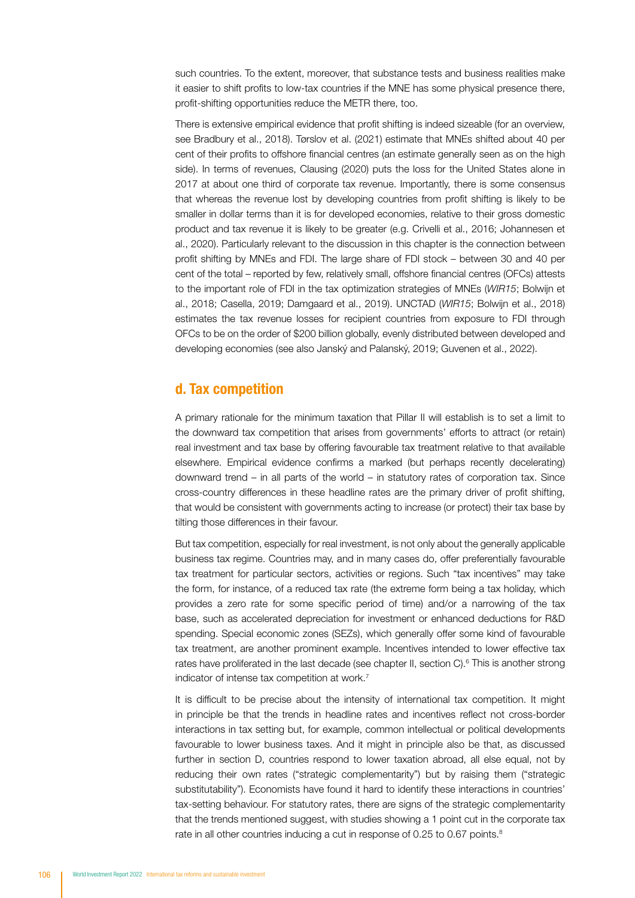such countries. To the extent, moreover, that substance tests and business realities make it easier to shift profits to low-tax countries if the MNE has some physical presence there, profit-shifting opportunities reduce the METR there, too.

There is extensive empirical evidence that profit shifting is indeed sizeable (for an overview, see Bradbury et al., 2018). Tørslov et al. (2021) estimate that MNEs shifted about 40 per cent of their profits to offshore financial centres (an estimate generally seen as on the high side). In terms of revenues, Clausing (2020) puts the loss for the United States alone in 2017 at about one third of corporate tax revenue. Importantly, there is some consensus that whereas the revenue lost by developing countries from profit shifting is likely to be smaller in dollar terms than it is for developed economies, relative to their gross domestic product and tax revenue it is likely to be greater (e.g. Crivelli et al., 2016; Johannesen et al., 2020). Particularly relevant to the discussion in this chapter is the connection between profit shifting by MNEs and FDI. The large share of FDI stock – between 30 and 40 per cent of the total – reported by few, relatively small, offshore financial centres (OFCs) attests to the important role of FDI in the tax optimization strategies of MNEs (*WIR15*; Bolwijn et al., 2018; Casella, 2019; Damgaard et al., 2019). UNCTAD (*WIR15*; Bolwijn et al., 2018) estimates the tax revenue losses for recipient countries from exposure to FDI through OFCs to be on the order of $200 billion globally, evenly distributed between developed and developing economies (see also Janský and Palanský, 2019; Guvenen et al., 2022).

## d. Tax competition

A primary rationale for the minimum taxation that Pillar II will establish is to set a limit to the downward tax competition that arises from governments' efforts to attract (or retain) real investment and tax base by offering favourable tax treatment relative to that available elsewhere. Empirical evidence confirms a marked (but perhaps recently decelerating) downward trend – in all parts of the world – in statutory rates of corporation tax. Since cross-country differences in these headline rates are the primary driver of profit shifting, that would be consistent with governments acting to increase (or protect) their tax base by tilting those differences in their favour.

But tax competition, especially for real investment, is not only about the generally applicable business tax regime. Countries may, and in many cases do, offer preferentially favourable tax treatment for particular sectors, activities or regions. Such "tax incentives" may take the form, for instance, of a reduced tax rate (the extreme form being a tax holiday, which provides a zero rate for some specific period of time) and/or a narrowing of the tax base, such as accelerated depreciation for investment or enhanced deductions for R&D spending. Special economic zones (SEZs), which generally offer some kind of favourable tax treatment, are another prominent example. Incentives intended to lower effective tax rates have proliferated in the last decade (see chapter II, section C).[6] This is another strong indicator of intense tax competition at work.[7]

It is difficult to be precise about the intensity of international tax competition. It might in principle be that the trends in headline rates and incentives reflect not cross-border interactions in tax setting but, for example, common intellectual or political developments favourable to lower business taxes. And it might in principle also be that, as discussed further in section D, countries respond to lower taxation abroad, all else equal, not by reducing their own rates ("strategic complementarity") but by raising them ("strategic substitutability"). Economists have found it hard to identify these interactions in countries' tax-setting behaviour. For statutory rates, there are signs of the strategic complementarity that the trends mentioned suggest, with studies showing a 1 point cut in the corporate tax rate in all other countries inducing a cut in response of 0.25 to 0.67 points.[8]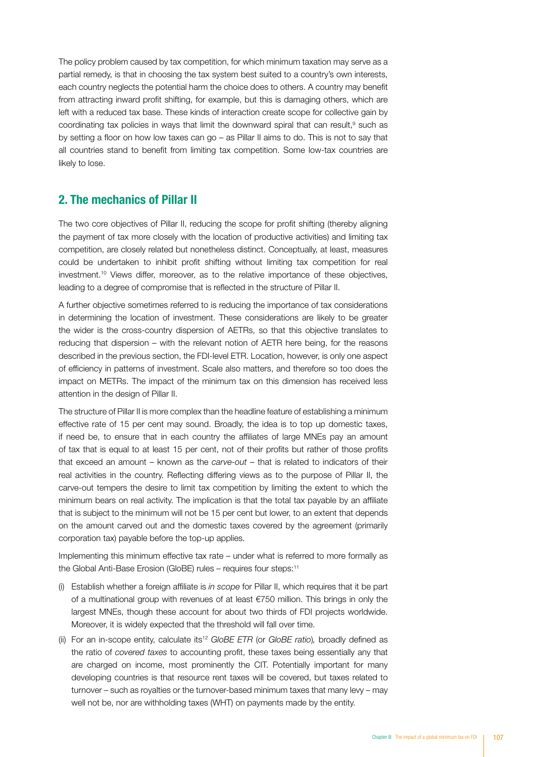The policy problem caused by tax competition, for which minimum taxation may serve as a partial remedy, is that in choosing the tax system best suited to a country's own interests, each country neglects the potential harm the choice does to others. A country may benefit from attracting inward profit shifting, for example, but this is damaging others, which are left with a reduced tax base. These kinds of interaction create scope for collective gain by coordinating tax policies in ways that limit the downward spiral that can result,[9] such as by setting a floor on how low taxes can go – as Pillar II aims to do. This is not to say that all countries stand to benefit from limiting tax competition. Some low-tax countries are likely to lose.

## 2. The mechanics of Pillar II

The two core objectives of Pillar II, reducing the scope for profit shifting (thereby aligning the payment of tax more closely with the location of productive activities) and limiting tax competition, are closely related but nonetheless distinct. Conceptually, at least, measures could be undertaken to inhibit profit shifting without limiting tax competition for real investment.[10] Views differ, moreover, as to the relative importance of these objectives, leading to a degree of compromise that is reflected in the structure of Pillar II.

A further objective sometimes referred to is reducing the importance of tax considerations in determining the location of investment. These considerations are likely to be greater the wider is the cross-country dispersion of AETRs, so that this objective translates to reducing that dispersion – with the relevant notion of AETR here being, for the reasons described in the previous section, the FDI-level ETR. Location, however, is only one aspect of efficiency in patterns of investment. Scale also matters, and therefore so too does the impact on METRs. The impact of the minimum tax on this dimension has received less attention in the design of Pillar II.

The structure of Pillar II is more complex than the headline feature of establishing a minimum effective rate of 15 per cent may sound. Broadly, the idea is to top up domestic taxes, if need be, to ensure that in each country the affiliates of large MNEs pay an amount of tax that is equal to at least 15 per cent, not of their profits but rather of those profits that exceed an amount – known as the *carve-out* – that is related to indicators of their real activities in the country. Reflecting differing views as to the purpose of Pillar II, the carve-out tempers the desire to limit tax competition by limiting the extent to which the minimum bears on real activity. The implication is that the total tax payable by an affiliate that is subject to the minimum will not be 15 per cent but lower, to an extent that depends on the amount carved out and the domestic taxes covered by the agreement (primarily corporation tax) payable before the top-up applies.

Implementing this minimum effective tax rate – under what is referred to more formally as the Global Anti-Base Erosion (GloBE) rules – requires four steps:[11]

(i) Establish whether a foreign affiliate is *in scope* for Pillar II, which requires that it be part of a multinational group with revenues of at least €750 million. This brings in only the largest MNEs, though these account for about two thirds of FDI projects worldwide. Moreover, it is widely expected that the threshold will fall over time.

(ii) For an in-scope entity, calculate its[12] *GloBE ETR* (or *GloBE ratio*), broadly defined as the ratio of *covered taxes* to accounting profit, these taxes being essentially any that are charged on income, most prominently the CIT. Potentially important for many developing countries is that resource rent taxes will be covered, but taxes related to turnover – such as royalties or the turnover-based minimum taxes that many levy – may well not be, nor are withholding taxes (WHT) on payments made by the entity.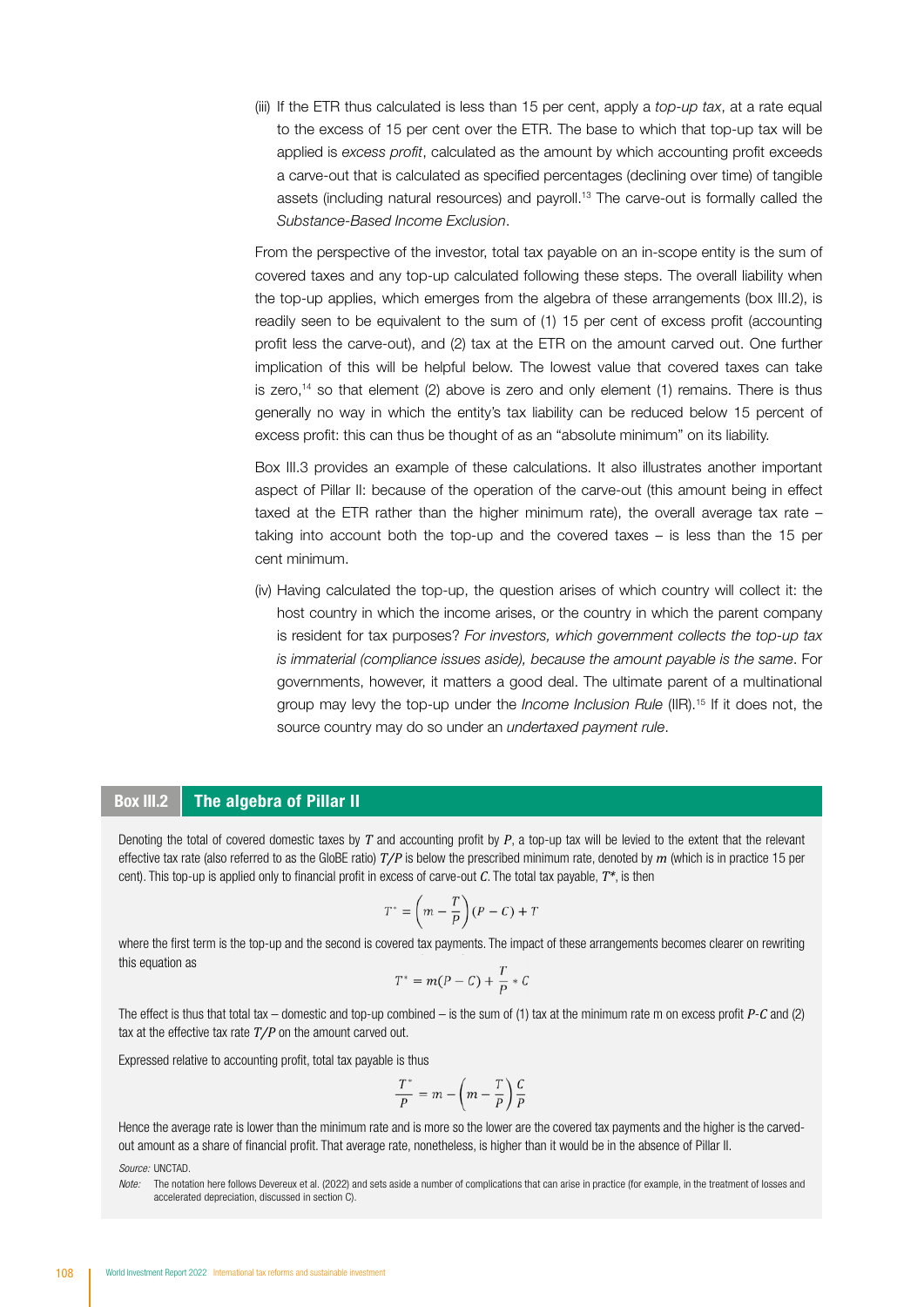(iii) If the ETR thus calculated is less than 15 per cent, apply a *top-up tax*, at a rate equal to the excess of 15 per cent over the ETR. The base to which that top-up tax will be applied is *excess profit*, calculated as the amount by which accounting profit exceeds a carve-out that is calculated as specified percentages (declining over time) of tangible assets (including natural resources) and payroll.[13] The carve-out is formally called the *Substance-Based Income Exclusion*.

From the perspective of the investor, total tax payable on an in-scope entity is the sum of covered taxes and any top-up calculated following these steps. The overall liability when the top-up applies, which emerges from the algebra of these arrangements (box III.2), is readily seen to be equivalent to the sum of (1) 15 per cent of excess profit (accounting profit less the carve-out), and (2) tax at the ETR on the amount carved out. One further implication of this will be helpful below. The lowest value that covered taxes can take is zero,[14] so that element (2) above is zero and only element (1) remains. There is thus generally no way in which the entity's tax liability can be reduced below 15 percent of excess profit: this can thus be thought of as an "absolute minimum" on its liability.

Box III.3 provides an example of these calculations. It also illustrates another important aspect of Pillar II: because of the operation of the carve-out (this amount being in effect taxed at the ETR rather than the higher minimum rate), the overall average tax rate – taking into account both the top-up and the covered taxes – is less than the 15 per cent minimum.

(iv) Having calculated the top-up, the question arises of which country will collect it: the host country in which the income arises, or the country in which the parent company is resident for tax purposes? *For investors, which government collects the top-up tax is immaterial (compliance issues aside), because the amount payable is the same*. For governments, however, it matters a good deal. The ultimate parent of a multinational group may levy the top-up under the *Income Inclusion Rule* (IIR).[15] If it does not, the source country may do so under an *undertaxed payment rule*.

## Box III.2 The algebra of Pillar II

Denoting the total of covered domestic taxes by $T$ and accounting profit by $P$, a top-up tax will be levied to the extent that the relevant effective tax rate (also referred to as the GloBE ratio) $T/P$ is below the prescribed minimum rate, denoted by $m$ (which is in practice 15 per cent). This top-up is applied only to financial profit in excess of carve-out $C$. The total tax payable, $T^*$, is then

$$T^* = \left(m - \frac{T}{P}\right)(P - C) + T$$

where the first term is the top-up and the second is covered tax payments. The impact of these arrangements becomes clearer on rewriting this equation as

$$T^* = m(P - C) + \frac{T}{P} * C$$

The effect is thus that total tax – domestic and top-up combined – is the sum of (1) tax at the minimum rate m on excess profit $P$-$C$ and (2) tax at the effective tax rate $T/P$ on the amount carved out.

Expressed relative to accounting profit, total tax payable is thus

$$\frac{T^*}{P} = m - \left(m - \frac{T}{P}\right)\frac{C}{P}$$

Hence the average rate is lower than the minimum rate and is more so the lower are the covered tax payments and the higher is the carved-out amount as a share of financial profit. That average rate, nonetheless, is higher than it would be in the absence of Pillar II.

*Source:* UNCTAD.

*Note:* The notation here follows Devereux et al. (2022) and sets aside a number of complications that can arise in practice (for example, in the treatment of losses and accelerated depreciation, discussed in section C).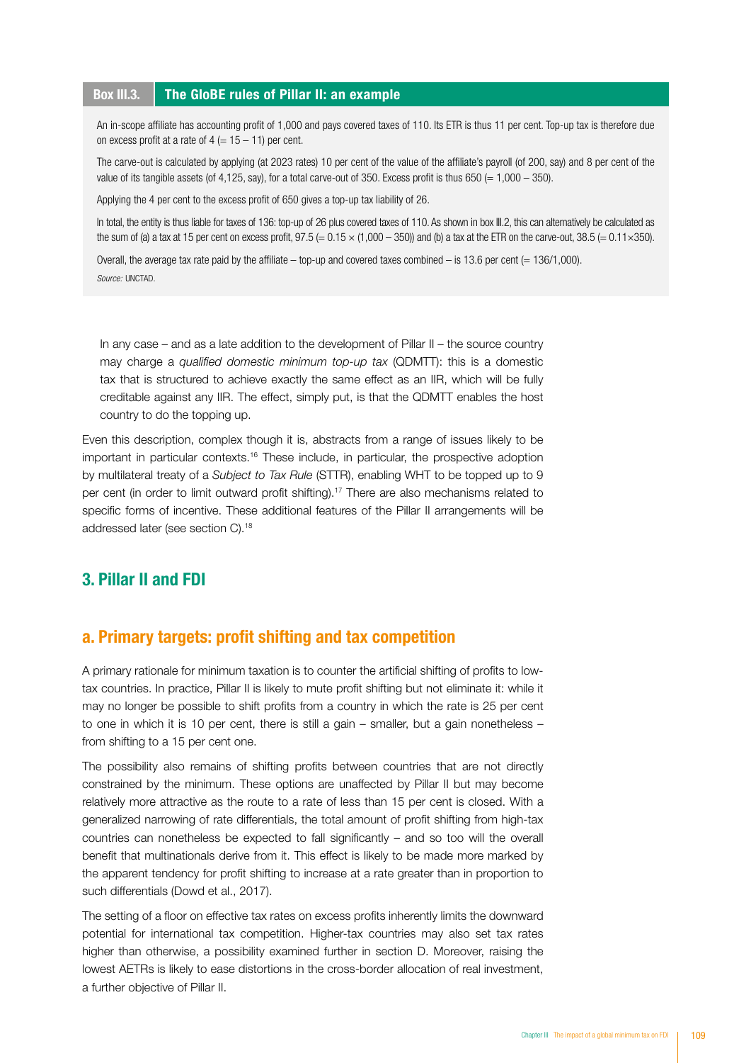**Box III.3. The GloBE rules of Pillar II: an example**

An in-scope affiliate has accounting profit of 1,000 and pays covered taxes of 110. Its ETR is thus 11 per cent. Top-up tax is therefore due on excess profit at a rate of 4 (= 15 – 11) per cent.

The carve-out is calculated by applying (at 2023 rates) 10 per cent of the value of the affiliate's payroll (of 200, say) and 8 per cent of the value of its tangible assets (of 4,125, say), for a total carve-out of 350. Excess profit is thus 650 (= 1,000 – 350).

Applying the 4 per cent to the excess profit of 650 gives a top-up tax liability of 26.

In total, the entity is thus liable for taxes of 136: top-up of 26 plus covered taxes of 110. As shown in box III.2, this can alternatively be calculated as the sum of (a) a tax at 15 per cent on excess profit, 97.5 (= 0.15 × (1,000 – 350)) and (b) a tax at the ETR on the carve-out, 38.5 (= 0.11×350).

Overall, the average tax rate paid by the affiliate – top-up and covered taxes combined – is 13.6 per cent (= 136/1,000).

*Source:* UNCTAD.

In any case – and as a late addition to the development of Pillar II – the source country may charge a *qualified domestic minimum top-up tax* (QDMTT): this is a domestic tax that is structured to achieve exactly the same effect as an IIR, which will be fully creditable against any IIR. The effect, simply put, is that the QDMTT enables the host country to do the topping up.

Even this description, complex though it is, abstracts from a range of issues likely to be important in particular contexts.[16] These include, in particular, the prospective adoption by multilateral treaty of a *Subject to Tax Rule* (STTR), enabling WHT to be topped up to 9 per cent (in order to limit outward profit shifting).[17] There are also mechanisms related to specific forms of incentive. These additional features of the Pillar II arrangements will be addressed later (see section C).[18]

## 3. Pillar II and FDI

### a. Primary targets: profit shifting and tax competition

A primary rationale for minimum taxation is to counter the artificial shifting of profits to low-tax countries. In practice, Pillar II is likely to mute profit shifting but not eliminate it: while it may no longer be possible to shift profits from a country in which the rate is 25 per cent to one in which it is 10 per cent, there is still a gain – smaller, but a gain nonetheless – from shifting to a 15 per cent one.

The possibility also remains of shifting profits between countries that are not directly constrained by the minimum. These options are unaffected by Pillar II but may become relatively more attractive as the route to a rate of less than 15 per cent is closed. With a generalized narrowing of rate differentials, the total amount of profit shifting from high-tax countries can nonetheless be expected to fall significantly – and so too will the overall benefit that multinationals derive from it. This effect is likely to be made more marked by the apparent tendency for profit shifting to increase at a rate greater than in proportion to such differentials (Dowd et al., 2017).

The setting of a floor on effective tax rates on excess profits inherently limits the downward potential for international tax competition. Higher-tax countries may also set tax rates higher than otherwise, a possibility examined further in section D. Moreover, raising the lowest AETRs is likely to ease distortions in the cross-border allocation of real investment, a further objective of Pillar II.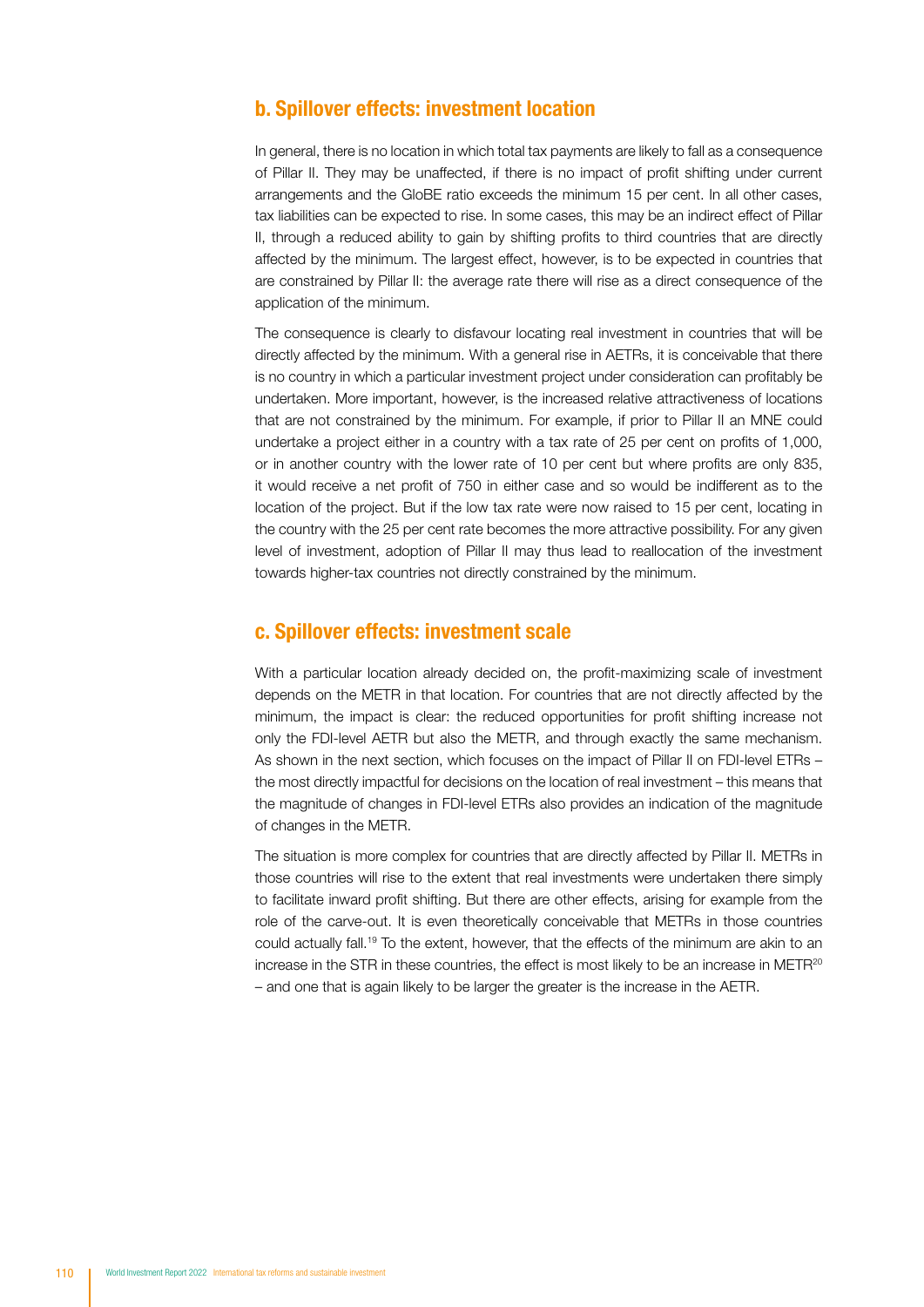## b. Spillover effects: investment location

In general, there is no location in which total tax payments are likely to fall as a consequence of Pillar II. They may be unaffected, if there is no impact of profit shifting under current arrangements and the GloBE ratio exceeds the minimum 15 per cent. In all other cases, tax liabilities can be expected to rise. In some cases, this may be an indirect effect of Pillar II, through a reduced ability to gain by shifting profits to third countries that are directly affected by the minimum. The largest effect, however, is to be expected in countries that are constrained by Pillar II: the average rate there will rise as a direct consequence of the application of the minimum.

The consequence is clearly to disfavour locating real investment in countries that will be directly affected by the minimum. With a general rise in AETRs, it is conceivable that there is no country in which a particular investment project under consideration can profitably be undertaken. More important, however, is the increased relative attractiveness of locations that are not constrained by the minimum. For example, if prior to Pillar II an MNE could undertake a project either in a country with a tax rate of 25 per cent on profits of 1,000, or in another country with the lower rate of 10 per cent but where profits are only 835, it would receive a net profit of 750 in either case and so would be indifferent as to the location of the project. But if the low tax rate were now raised to 15 per cent, locating in the country with the 25 per cent rate becomes the more attractive possibility. For any given level of investment, adoption of Pillar II may thus lead to reallocation of the investment towards higher-tax countries not directly constrained by the minimum.

## c. Spillover effects: investment scale

With a particular location already decided on, the profit-maximizing scale of investment depends on the METR in that location. For countries that are not directly affected by the minimum, the impact is clear: the reduced opportunities for profit shifting increase not only the FDI-level AETR but also the METR, and through exactly the same mechanism. As shown in the next section, which focuses on the impact of Pillar II on FDI-level ETRs – the most directly impactful for decisions on the location of real investment – this means that the magnitude of changes in FDI-level ETRs also provides an indication of the magnitude of changes in the METR.

The situation is more complex for countries that are directly affected by Pillar II. METRs in those countries will rise to the extent that real investments were undertaken there simply to facilitate inward profit shifting. But there are other effects, arising for example from the role of the carve-out. It is even theoretically conceivable that METRs in those countries could actually fall.[19] To the extent, however, that the effects of the minimum are akin to an increase in the STR in these countries, the effect is most likely to be an increase in METR[20] – and one that is again likely to be larger the greater is the increase in the AETR.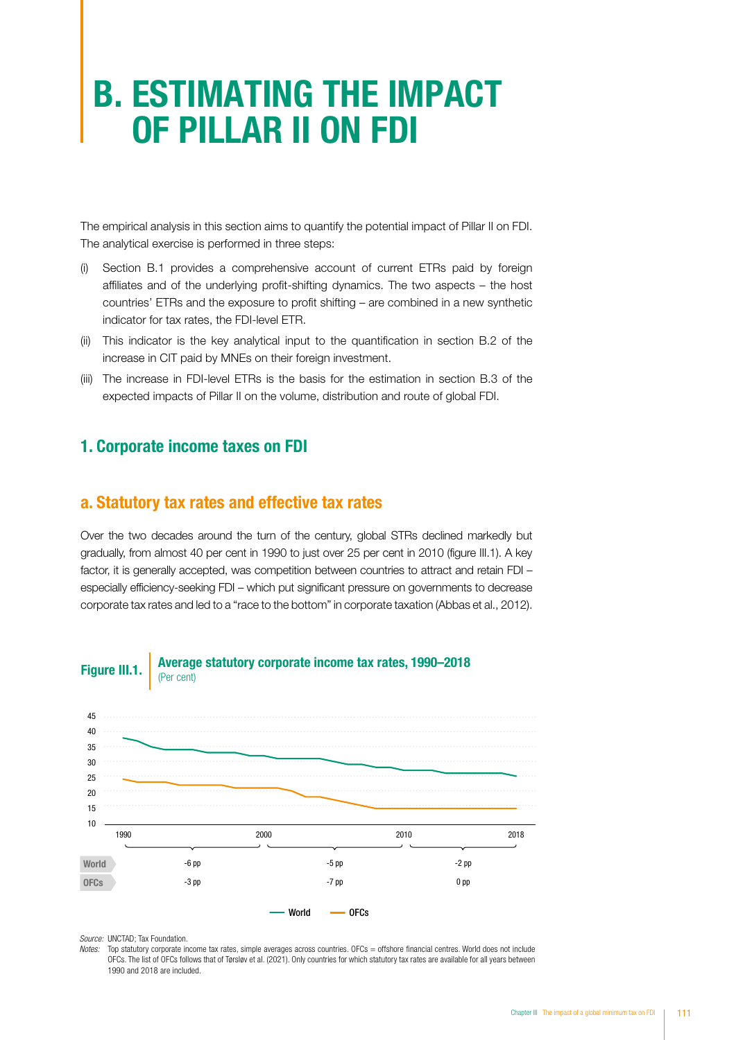# B. ESTIMATING THE IMPACT OF PILLAR II ON FDI

The empirical analysis in this section aims to quantify the potential impact of Pillar II on FDI. The analytical exercise is performed in three steps:

(i) Section B.1 provides a comprehensive account of current ETRs paid by foreign affiliates and of the underlying profit-shifting dynamics. The two aspects – the host countries' ETRs and the exposure to profit shifting – are combined in a new synthetic indicator for tax rates, the FDI-level ETR.

(ii) This indicator is the key analytical input to the quantification in section B.2 of the increase in CIT paid by MNEs on their foreign investment.

(iii) The increase in FDI-level ETRs is the basis for the estimation in section B.3 of the expected impacts of Pillar II on the volume, distribution and route of global FDI.

## 1. Corporate income taxes on FDI

### a. Statutory tax rates and effective tax rates

Over the two decades around the turn of the century, global STRs declined markedly but gradually, from almost 40 per cent in 1990 to just over 25 per cent in 2010 (figure III.1). A key factor, it is generally accepted, was competition between countries to attract and retain FDI – especially efficiency-seeking FDI – which put significant pressure on governments to decrease corporate tax rates and led to a "race to the bottom" in corporate taxation (Abbas et al., 2012).

**Figure III.1.** **Average statutory corporate income tax rates, 1990–2018**
(Per cent)

| | 1990–2000 | 2000–2010 | 2010–2018 |
|---|---|---|---|
| World | -6 pp | -5 pp | -2 pp |
| OFCs | -3 pp | -7 pp | 0 pp |

*Source:* UNCTAD; Tax Foundation.

*Notes:* Top statutory corporate income tax rates, simple averages across countries. OFCs = offshore financial centres. World does not include OFCs. The list of OFCs follows that of Tørsløv et al. (2021). Only countries for which statutory tax rates are available for all years between 1990 and 2018 are included.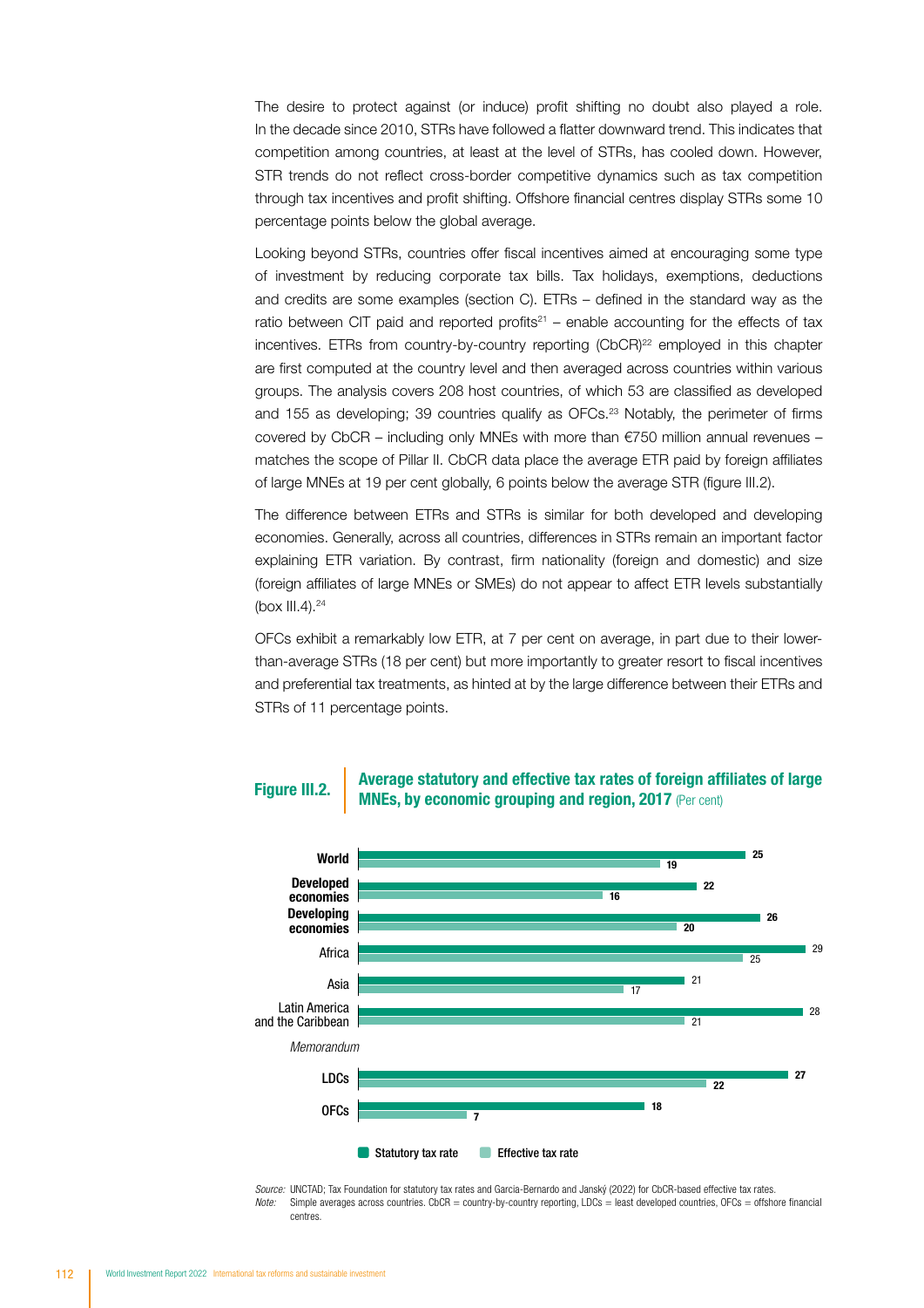The desire to protect against (or induce) profit shifting no doubt also played a role. In the decade since 2010, STRs have followed a flatter downward trend. This indicates that competition among countries, at least at the level of STRs, has cooled down. However, STR trends do not reflect cross-border competitive dynamics such as tax competition through tax incentives and profit shifting. Offshore financial centres display STRs some 10 percentage points below the global average.

Looking beyond STRs, countries offer fiscal incentives aimed at encouraging some type of investment by reducing corporate tax bills. Tax holidays, exemptions, deductions and credits are some examples (section C). ETRs – defined in the standard way as the ratio between CIT paid and reported profits[21] – enable accounting for the effects of tax incentives. ETRs from country-by-country reporting (CbCR)[22] employed in this chapter are first computed at the country level and then averaged across countries within various groups. The analysis covers 208 host countries, of which 53 are classified as developed and 155 as developing; 39 countries qualify as OFCs.[23] Notably, the perimeter of firms covered by CbCR – including only MNEs with more than €750 million annual revenues – matches the scope of Pillar II. CbCR data place the average ETR paid by foreign affiliates of large MNEs at 19 per cent globally, 6 points below the average STR (figure III.2).

The difference between ETRs and STRs is similar for both developed and developing economies. Generally, across all countries, differences in STRs remain an important factor explaining ETR variation. By contrast, firm nationality (foreign and domestic) and size (foreign affiliates of large MNEs or SMEs) do not appear to affect ETR levels substantially (box III.4).[24]

OFCs exhibit a remarkably low ETR, at 7 per cent on average, in part due to their lower-than-average STRs (18 per cent) but more importantly to greater resort to fiscal incentives and preferential tax treatments, as hinted at by the large difference between their ETRs and STRs of 11 percentage points.

**Figure III.2. Average statutory and effective tax rates of foreign affiliates of large MNEs, by economic grouping and region, 2017** (Per cent)

| | Statutory tax rate | Effective tax rate |
|---|---|---|
| World | 25 | 19 |
| Developed economies | 22 | 16 |
| Developing economies | 26 | 20 |
| Africa | 29 | 25 |
| Asia | 21 | 17 |
| Latin America and the Caribbean | 28 | 21 |
| *Memorandum* | | |
| LDCs | 27 | 22 |
| OFCs | 18 | 7 |

*Source:* UNCTAD; Tax Foundation for statutory tax rates and Garcia-Bernardo and Janský (2022) for CbCR-based effective tax rates.
*Note:* Simple averages across countries. CbCR = country-by-country reporting, LDCs = least developed countries, OFCs = offshore financial centres.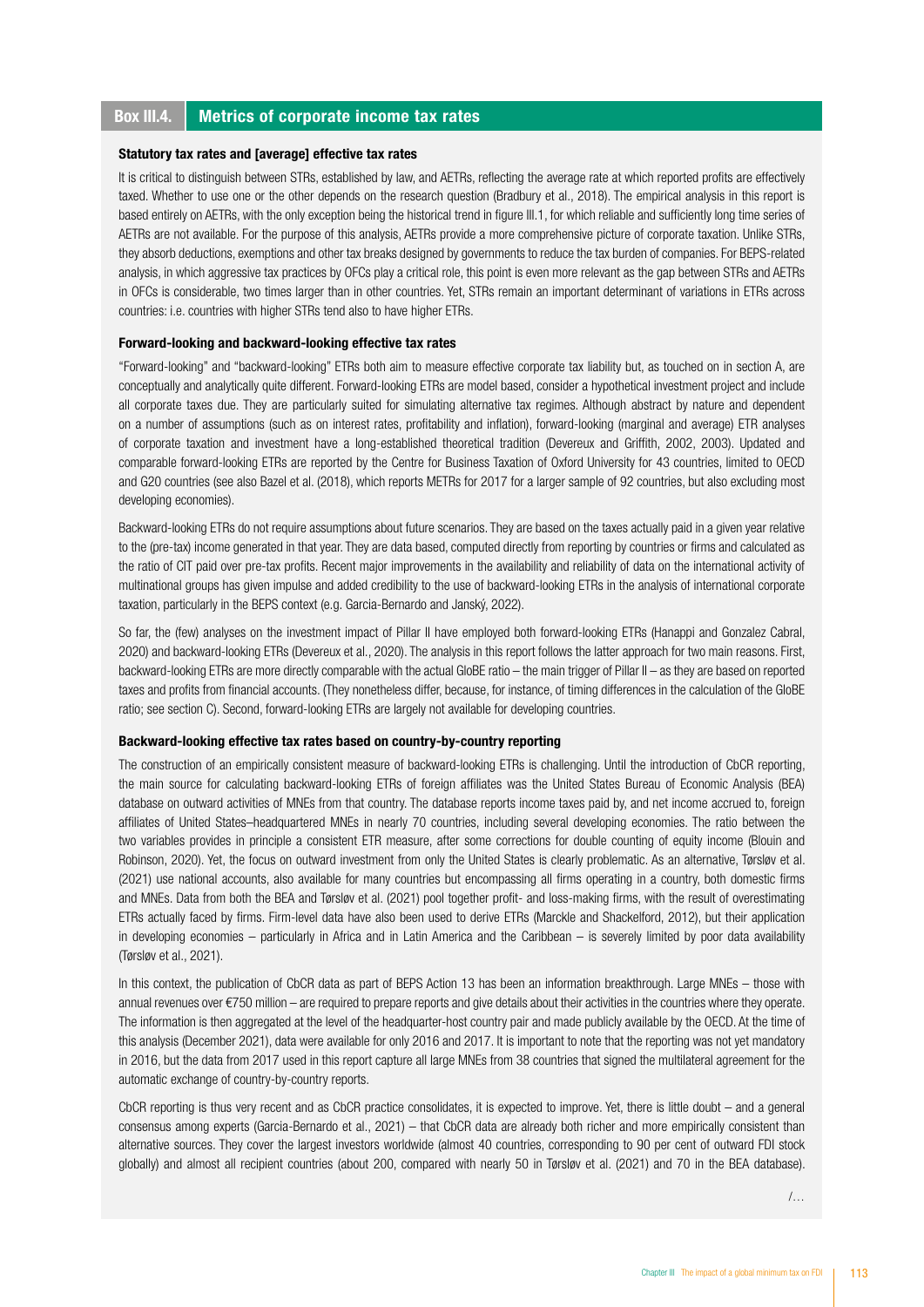## Box III.4. Metrics of corporate income tax rates

**Statutory tax rates and [average] effective tax rates**

It is critical to distinguish between STRs, established by law, and AETRs, reflecting the average rate at which reported profits are effectively taxed. Whether to use one or the other depends on the research question (Bradbury et al., 2018). The empirical analysis in this report is based entirely on AETRs, with the only exception being the historical trend in figure III.1, for which reliable and sufficiently long time series of AETRs are not available. For the purpose of this analysis, AETRs provide a more comprehensive picture of corporate taxation. Unlike STRs, they absorb deductions, exemptions and other tax breaks designed by governments to reduce the tax burden of companies. For BEPS-related analysis, in which aggressive tax practices by OFCs play a critical role, this point is even more relevant as the gap between STRs and AETRs in OFCs is considerable, two times larger than in other countries. Yet, STRs remain an important determinant of variations in ETRs across countries: i.e. countries with higher STRs tend also to have higher ETRs.

**Forward-looking and backward-looking effective tax rates**

"Forward-looking" and "backward-looking" ETRs both aim to measure effective corporate tax liability but, as touched on in section A, are conceptually and analytically quite different. Forward-looking ETRs are model based, consider a hypothetical investment project and include all corporate taxes due. They are particularly suited for simulating alternative tax regimes. Although abstract by nature and dependent on a number of assumptions (such as on interest rates, profitability and inflation), forward-looking (marginal and average) ETR analyses of corporate taxation and investment have a long-established theoretical tradition (Devereux and Griffith, 2002, 2003). Updated and comparable forward-looking ETRs are reported by the Centre for Business Taxation of Oxford University for 43 countries, limited to OECD and G20 countries (see also Bazel et al. (2018), which reports METRs for 2017 for a larger sample of 92 countries, but also excluding most developing economies).

Backward-looking ETRs do not require assumptions about future scenarios. They are based on the taxes actually paid in a given year relative to the (pre-tax) income generated in that year. They are data based, computed directly from reporting by countries or firms and calculated as the ratio of CIT paid over pre-tax profits. Recent major improvements in the availability and reliability of data on the international activity of multinational groups has given impulse and added credibility to the use of backward-looking ETRs in the analysis of international corporate taxation, particularly in the BEPS context (e.g. Garcia-Bernardo and Janský, 2022).

So far, the (few) analyses on the investment impact of Pillar II have employed both forward-looking ETRs (Hanappi and Gonzalez Cabral, 2020) and backward-looking ETRs (Devereux et al., 2020). The analysis in this report follows the latter approach for two main reasons. First, backward-looking ETRs are more directly comparable with the actual GloBE ratio – the main trigger of Pillar II – as they are based on reported taxes and profits from financial accounts. (They nonetheless differ, because, for instance, of timing differences in the calculation of the GloBE ratio; see section C). Second, forward-looking ETRs are largely not available for developing countries.

**Backward-looking effective tax rates based on country-by-country reporting**

The construction of an empirically consistent measure of backward-looking ETRs is challenging. Until the introduction of CbCR reporting, the main source for calculating backward-looking ETRs of foreign affiliates was the United States Bureau of Economic Analysis (BEA) database on outward activities of MNEs from that country. The database reports income taxes paid by, and net income accrued to, foreign affiliates of United States–headquartered MNEs in nearly 70 countries, including several developing economies. The ratio between the two variables provides in principle a consistent ETR measure, after some corrections for double counting of equity income (Blouin and Robinson, 2020). Yet, the focus on outward investment from only the United States is clearly problematic. As an alternative, Tørsløv et al. (2021) use national accounts, also available for many countries but encompassing all firms operating in a country, both domestic firms and MNEs. Data from both the BEA and Tørsløv et al. (2021) pool together profit- and loss-making firms, with the result of overestimating ETRs actually faced by firms. Firm-level data have also been used to derive ETRs (Marckle and Shackelford, 2012), but their application in developing economies – particularly in Africa and in Latin America and the Caribbean – is severely limited by poor data availability (Tørsløv et al., 2021).

In this context, the publication of CbCR data as part of BEPS Action 13 has been an information breakthrough. Large MNEs – those with annual revenues over €750 million – are required to prepare reports and give details about their activities in the countries where they operate. The information is then aggregated at the level of the headquarter-host country pair and made publicly available by the OECD. At the time of this analysis (December 2021), data were available for only 2016 and 2017. It is important to note that the reporting was not yet mandatory in 2016, but the data from 2017 used in this report capture all large MNEs from 38 countries that signed the multilateral agreement for the automatic exchange of country-by-country reports.

CbCR reporting is thus very recent and as CbCR practice consolidates, it is expected to improve. Yet, there is little doubt – and a general consensus among experts (Garcia-Bernardo et al., 2021) – that CbCR data are already both richer and more empirically consistent than alternative sources. They cover the largest investors worldwide (almost 40 countries, corresponding to 90 per cent of outward FDI stock globally) and almost all recipient countries (about 200, compared with nearly 50 in Tørsløv et al. (2021) and 70 in the BEA database).

/…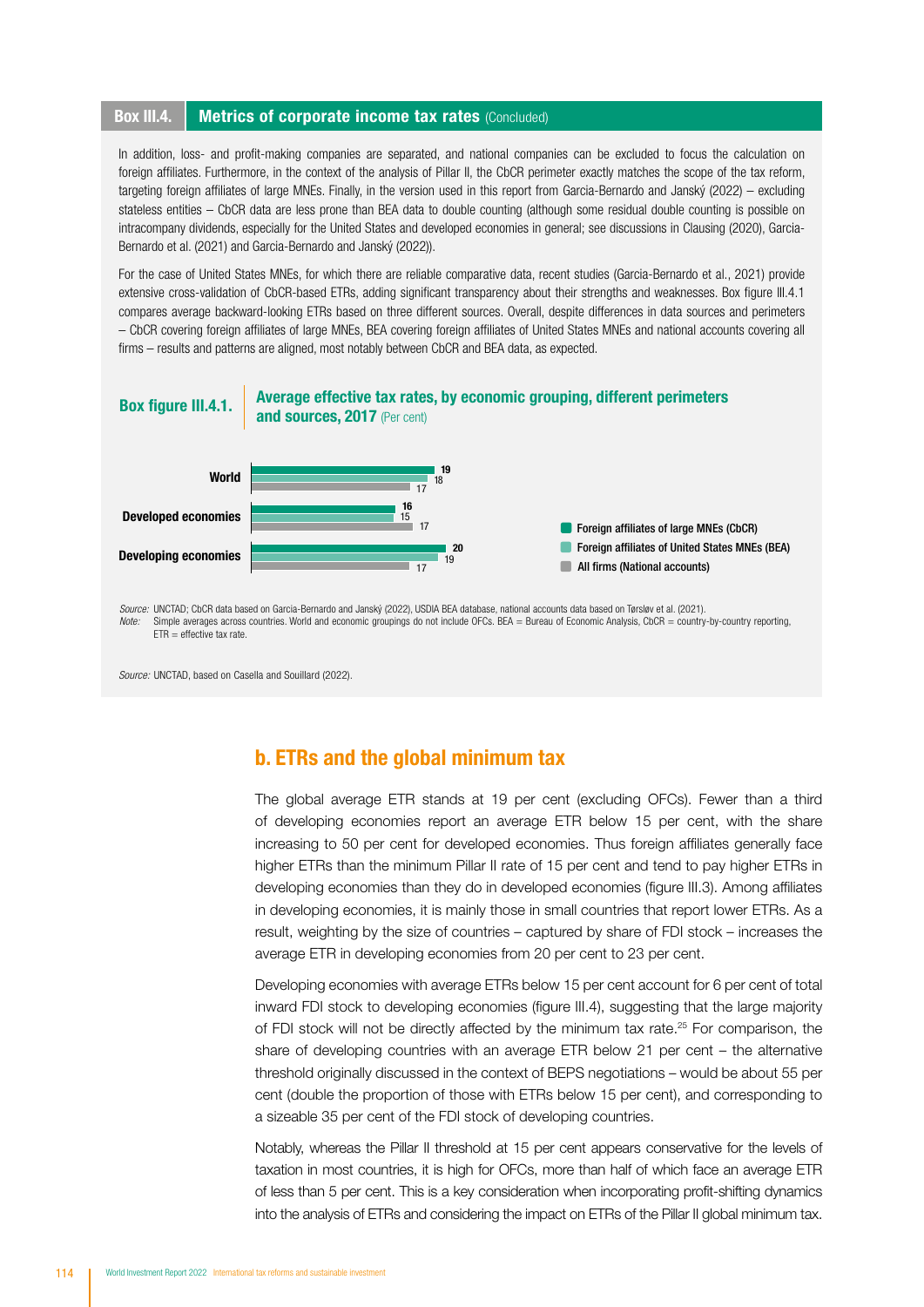## Box III.4. Metrics of corporate income tax rates (Concluded)

In addition, loss- and profit-making companies are separated, and national companies can be excluded to focus the calculation on foreign affiliates. Furthermore, in the context of the analysis of Pillar II, the CbCR perimeter exactly matches the scope of the tax reform, targeting foreign affiliates of large MNEs. Finally, in the version used in this report from Garcia-Bernardo and Janský (2022) – excluding stateless entities – CbCR data are less prone than BEA data to double counting (although some residual double counting is possible on intracompany dividends, especially for the United States and developed economies in general; see discussions in Clausing (2020), Garcia-Bernardo et al. (2021) and Garcia-Bernardo and Janský (2022)).

For the case of United States MNEs, for which there are reliable comparative data, recent studies (Garcia-Bernardo et al., 2021) provide extensive cross-validation of CbCR-based ETRs, adding significant transparency about their strengths and weaknesses. Box figure III.4.1 compares average backward-looking ETRs based on three different sources. Overall, despite differences in data sources and perimeters – CbCR covering foreign affiliates of large MNEs, BEA covering foreign affiliates of United States MNEs and national accounts covering all firms – results and patterns are aligned, most notably between CbCR and BEA data, as expected.

**Box figure III.4.1. Average effective tax rates, by economic grouping, different perimeters and sources, 2017** (Per cent)

| | Foreign affiliates of large MNEs (CbCR) | Foreign affiliates of United States MNEs (BEA) | All firms (National accounts) |
|---|---|---|---|
| World | 19 | 18 | 17 |
| Developed economies | 16 | 15 | 17 |
| Developing economies | 20 | 19 | 17 |

*Source:* UNCTAD; CbCR data based on Garcia-Bernardo and Janský (2022), USDIA BEA database, national accounts data based on Tørsløv et al. (2021).
*Note:* Simple averages across countries. World and economic groupings do not include OFCs. BEA = Bureau of Economic Analysis, CbCR = country-by-country reporting, ETR = effective tax rate.

*Source:* UNCTAD, based on Casella and Souillard (2022).

## b. ETRs and the global minimum tax

The global average ETR stands at 19 per cent (excluding OFCs). Fewer than a third of developing economies report an average ETR below 15 per cent, with the share increasing to 50 per cent for developed economies. Thus foreign affiliates generally face higher ETRs than the minimum Pillar II rate of 15 per cent and tend to pay higher ETRs in developing economies than they do in developed economies (figure III.3). Among affiliates in developing economies, it is mainly those in small countries that report lower ETRs. As a result, weighting by the size of countries – captured by share of FDI stock – increases the average ETR in developing economies from 20 per cent to 23 per cent.

Developing economies with average ETRs below 15 per cent account for 6 per cent of total inward FDI stock to developing economies (figure III.4), suggesting that the large majority of FDI stock will not be directly affected by the minimum tax rate.[25] For comparison, the share of developing countries with an average ETR below 21 per cent – the alternative threshold originally discussed in the context of BEPS negotiations – would be about 55 per cent (double the proportion of those with ETRs below 15 per cent), and corresponding to a sizeable 35 per cent of the FDI stock of developing countries.

Notably, whereas the Pillar II threshold at 15 per cent appears conservative for the levels of taxation in most countries, it is high for OFCs, more than half of which face an average ETR of less than 5 per cent. This is a key consideration when incorporating profit-shifting dynamics into the analysis of ETRs and considering the impact on ETRs of the Pillar II global minimum tax.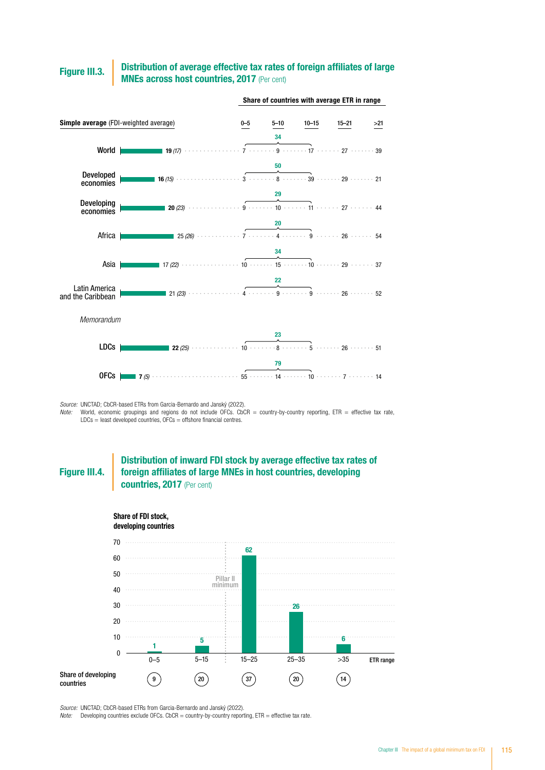**Figure III.3.** **Distribution of average effective tax rates of foreign affiliates of large MNEs across host countries, 2017** (Per cent)

Share of countries with average ETR in range

| | Simple average (FDI-weighted average) | 0–5 | 5–10 | 10–15 | 15–21 | >21 | 0–15 |
|---|---|---|---|---|---|---|---|
| World | 19 (17) | 7 | 9 | 17 | 27 | 39 | 34 |
| Developed economies | 16 (15) | 3 | 8 | 39 | 29 | 21 | 50 |
| Developing economies | 20 (23) | 9 | 10 | 11 | 27 | 44 | 29 |
| Africa | 25 (26) | 7 | 4 | 9 | 26 | 54 | 20 |
| Asia | 17 (22) | 10 | 15 | 10 | 29 | 37 | 34 |
| Latin America and the Caribbean | 21 (23) | 4 | 9 | 9 | 26 | 52 | 22 |
| *Memorandum* | | | | | | | |
| LDCs | 22 (25) | 10 | 8 | 5 | 26 | 51 | 23 |
| OFCs | 7 (5) | 55 | 14 | 10 | 7 | 14 | 79 |

*Source:* UNCTAD; CbCR-based ETRs from Garcia-Bernardo and Janský (2022).
*Note:* World, economic groupings and regions do not include OFCs. CbCR = country-by-country reporting, ETR = effective tax rate, LDCs = least developed countries, OFCs = offshore financial centres.

**Figure III.4.** **Distribution of inward FDI stock by average effective tax rates of foreign affiliates of large MNEs in host countries, developing countries, 2017** (Per cent)

| ETR range | 0–5 | 5–15 | 15–25 | 25–35 | >35 |
|---|---|---|---|---|---|
| Share of FDI stock, developing countries | 1 | 5 | 62 | 26 | 6 |
| Share of developing countries | 9 | 20 | 37 | 20 | 14 |

Pillar II minimum

*Source:* UNCTAD; CbCR-based ETRs from Garcia-Bernardo and Janský (2022).
*Note:* Developing countries exclude OFCs. CbCR = country-by-country reporting, ETR = effective tax rate.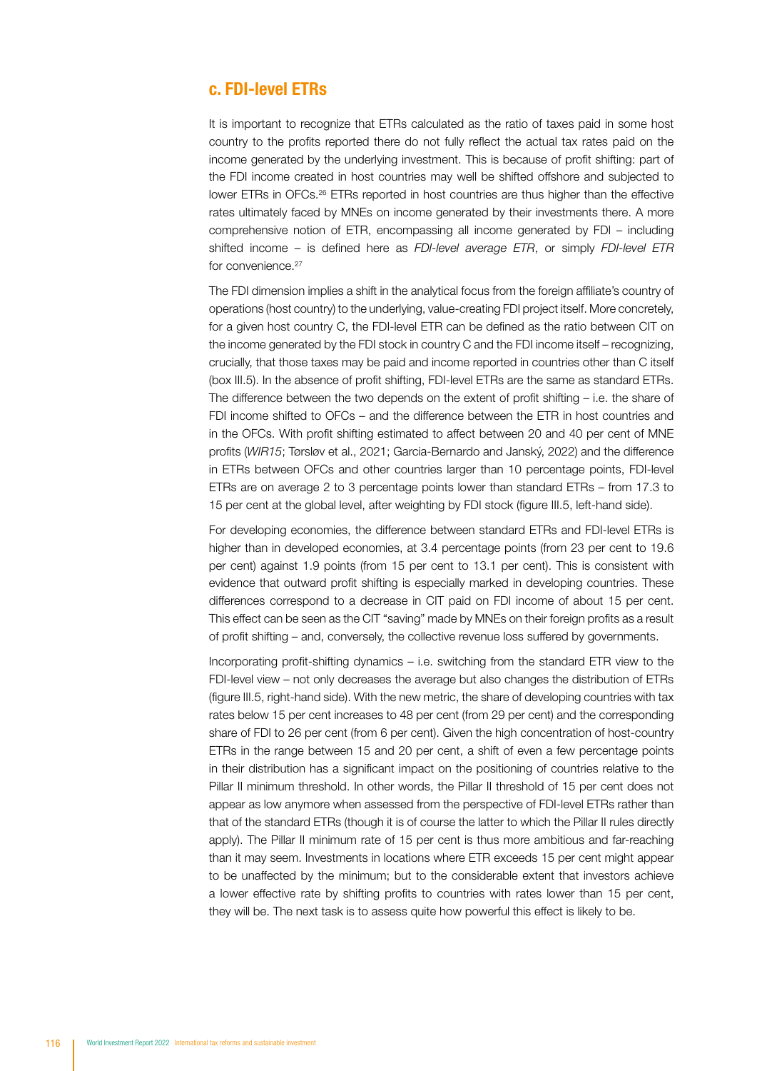### c. FDI-level ETRs

It is important to recognize that ETRs calculated as the ratio of taxes paid in some host country to the profits reported there do not fully reflect the actual tax rates paid on the income generated by the underlying investment. This is because of profit shifting: part of the FDI income created in host countries may well be shifted offshore and subjected to lower ETRs in OFCs.[26] ETRs reported in host countries are thus higher than the effective rates ultimately faced by MNEs on income generated by their investments there. A more comprehensive notion of ETR, encompassing all income generated by FDI – including shifted income – is defined here as *FDI-level average ETR*, or simply *FDI-level ETR* for convenience.[27]

The FDI dimension implies a shift in the analytical focus from the foreign affiliate's country of operations (host country) to the underlying, value-creating FDI project itself. More concretely, for a given host country C, the FDI-level ETR can be defined as the ratio between CIT on the income generated by the FDI stock in country C and the FDI income itself – recognizing, crucially, that those taxes may be paid and income reported in countries other than C itself (box III.5). In the absence of profit shifting, FDI-level ETRs are the same as standard ETRs. The difference between the two depends on the extent of profit shifting – i.e. the share of FDI income shifted to OFCs – and the difference between the ETR in host countries and in the OFCs. With profit shifting estimated to affect between 20 and 40 per cent of MNE profits (*WIR15*; Tørsløv et al., 2021; Garcia-Bernardo and Janský, 2022) and the difference in ETRs between OFCs and other countries larger than 10 percentage points, FDI-level ETRs are on average 2 to 3 percentage points lower than standard ETRs – from 17.3 to 15 per cent at the global level, after weighting by FDI stock (figure III.5, left-hand side).

For developing economies, the difference between standard ETRs and FDI-level ETRs is higher than in developed economies, at 3.4 percentage points (from 23 per cent to 19.6 per cent) against 1.9 points (from 15 per cent to 13.1 per cent). This is consistent with evidence that outward profit shifting is especially marked in developing countries. These differences correspond to a decrease in CIT paid on FDI income of about 15 per cent. This effect can be seen as the CIT "saving" made by MNEs on their foreign profits as a result of profit shifting – and, conversely, the collective revenue loss suffered by governments.

Incorporating profit-shifting dynamics – i.e. switching from the standard ETR view to the FDI-level view – not only decreases the average but also changes the distribution of ETRs (figure III.5, right-hand side). With the new metric, the share of developing countries with tax rates below 15 per cent increases to 48 per cent (from 29 per cent) and the corresponding share of FDI to 26 per cent (from 6 per cent). Given the high concentration of host-country ETRs in the range between 15 and 20 per cent, a shift of even a few percentage points in their distribution has a significant impact on the positioning of countries relative to the Pillar II minimum threshold. In other words, the Pillar II threshold of 15 per cent does not appear as low anymore when assessed from the perspective of FDI-level ETRs rather than that of the standard ETRs (though it is of course the latter to which the Pillar II rules directly apply). The Pillar II minimum rate of 15 per cent is thus more ambitious and far-reaching than it may seem. Investments in locations where ETR exceeds 15 per cent might appear to be unaffected by the minimum; but to the considerable extent that investors achieve a lower effective rate by shifting profits to countries with rates lower than 15 per cent, they will be. The next task is to assess quite how powerful this effect is likely to be.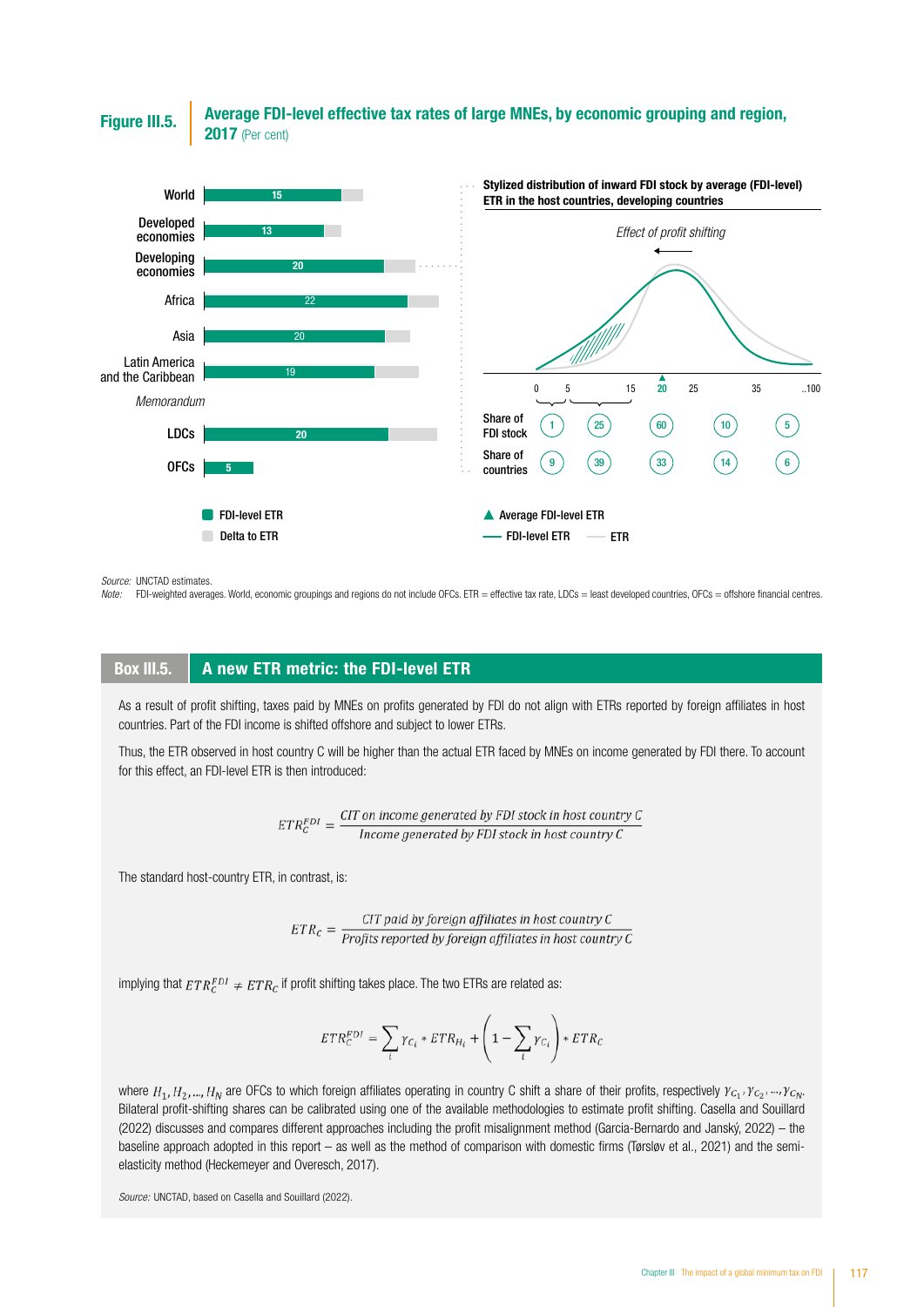**Figure III.5.** **Average FDI-level effective tax rates of large MNEs, by economic grouping and region, 2017** (Per cent)

| | FDI-level ETR |
|---|---|
| World | 15 |
| Developed economies | 13 |
| Developing economies | 20 |
| Africa | 22 |
| Asia | 20 |
| Latin America and the Caribbean | 19 |
| *Memorandum* | |
| LDCs | 20 |
| OFCs | 5 |

Legend: FDI-level ETR; Delta to ETR

**Stylized distribution of inward FDI stock by average (FDI-level) ETR in the host countries, developing countries**

*Effect of profit shifting*

| ETR range | 0–5 | 5–15 | 15–25 (average FDI-level ETR: 20) | 25–35 | 35–100 |
|---|---|---|---|---|---|
| Share of FDI stock | 1 | 25 | 60 | 10 | 5 |
| Share of countries | 9 | 39 | 33 | 14 | 6 |

Legend: ▲ Average FDI-level ETR; — FDI-level ETR; — ETR

*Source:* UNCTAD estimates.
*Note:* FDI-weighted averages. World, economic groupings and regions do not include OFCs. ETR = effective tax rate, LDCs = least developed countries, OFCs = offshore financial centres.

## Box III.5. A new ETR metric: the FDI-level ETR

As a result of profit shifting, taxes paid by MNEs on profits generated by FDI do not align with ETRs reported by foreign affiliates in host countries. Part of the FDI income is shifted offshore and subject to lower ETRs.

Thus, the ETR observed in host country C will be higher than the actual ETR faced by MNEs on income generated by FDI there. To account for this effect, an FDI-level ETR is then introduced:

$$ETR_C^{FDI} = \frac{\textit{CIT on income generated by FDI stock in host country C}}{\textit{Income generated by FDI stock in host country C}}$$

The standard host-country ETR, in contrast, is:

$$ETR_C = \frac{\textit{CIT paid by foreign affiliates in host country C}}{\textit{Profits reported by foreign affiliates in host country C}}$$

implying that $ETR_C^{FDI} \neq ETR_C$ if profit shifting takes place. The two ETRs are related as:

$$ETR_C^{FDI} = \sum_i \gamma_{C_i} * ETR_{H_i} + \left(1 - \sum_i \gamma_{C_i}\right) * ETR_C$$

where $H_1, H_2, ..., H_N$ are OFCs to which foreign affiliates operating in country C shift a share of their profits, respectively $\gamma_{C_1}, \gamma_{C_2}, ..., \gamma_{C_N}$. Bilateral profit-shifting shares can be calibrated using one of the available methodologies to estimate profit shifting. Casella and Souillard (2022) discusses and compares different approaches including the profit misalignment method (Garcia-Bernardo and Janský, 2022) – the baseline approach adopted in this report – as well as the method of comparison with domestic firms (Tørsløv et al., 2021) and the semi-elasticity method (Heckemeyer and Overesch, 2017).

*Source:* UNCTAD, based on Casella and Souillard (2022).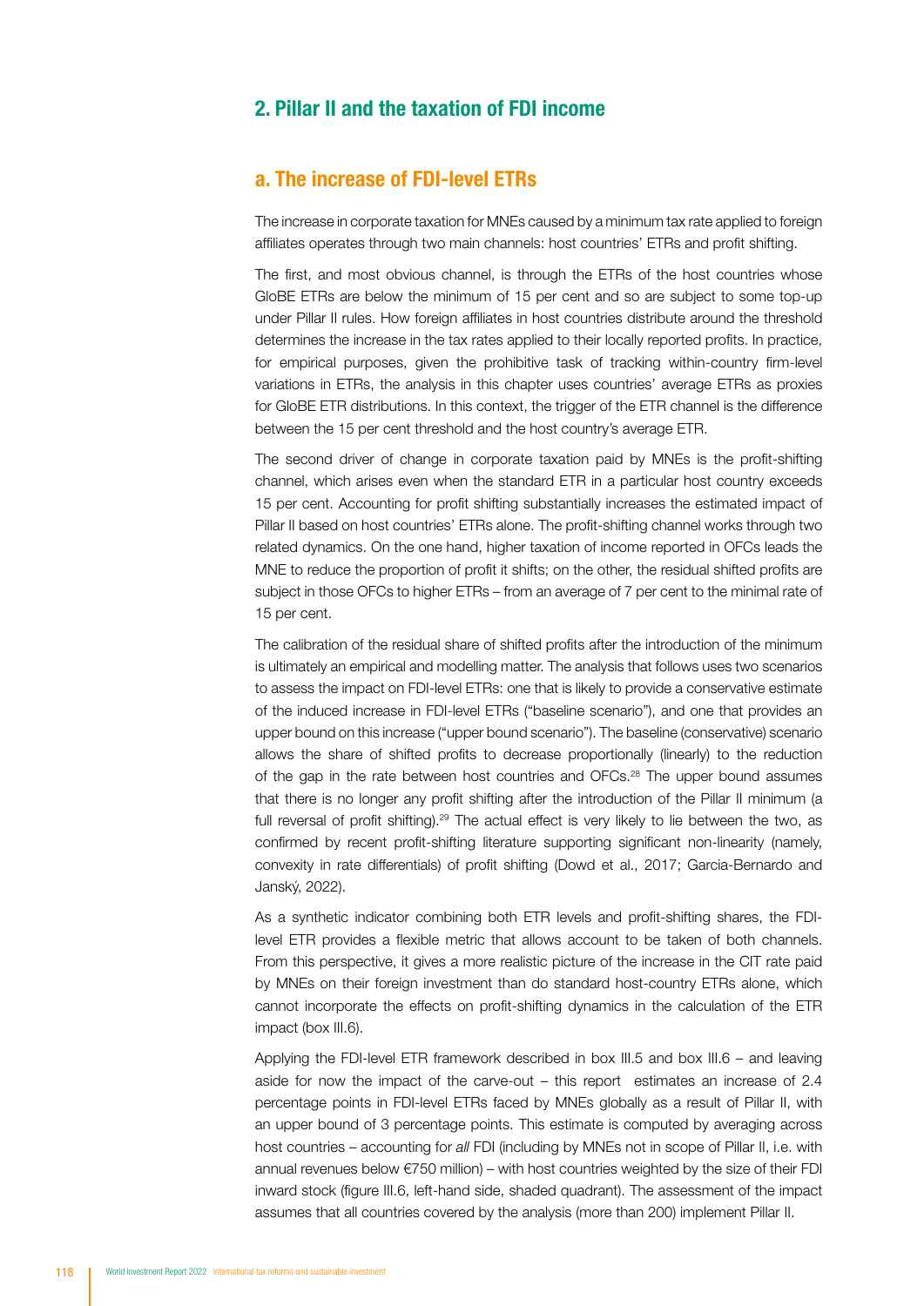## 2. Pillar II and the taxation of FDI income

### a. The increase of FDI-level ETRs

The increase in corporate taxation for MNEs caused by a minimum tax rate applied to foreign affiliates operates through two main channels: host countries' ETRs and profit shifting.

The first, and most obvious channel, is through the ETRs of the host countries whose GloBE ETRs are below the minimum of 15 per cent and so are subject to some top-up under Pillar II rules. How foreign affiliates in host countries distribute around the threshold determines the increase in the tax rates applied to their locally reported profits. In practice, for empirical purposes, given the prohibitive task of tracking within-country firm-level variations in ETRs, the analysis in this chapter uses countries' average ETRs as proxies for GloBE ETR distributions. In this context, the trigger of the ETR channel is the difference between the 15 per cent threshold and the host country's average ETR.

The second driver of change in corporate taxation paid by MNEs is the profit-shifting channel, which arises even when the standard ETR in a particular host country exceeds 15 per cent. Accounting for profit shifting substantially increases the estimated impact of Pillar II based on host countries' ETRs alone. The profit-shifting channel works through two related dynamics. On the one hand, higher taxation of income reported in OFCs leads the MNE to reduce the proportion of profit it shifts; on the other, the residual shifted profits are subject in those OFCs to higher ETRs – from an average of 7 per cent to the minimal rate of 15 per cent.

The calibration of the residual share of shifted profits after the introduction of the minimum is ultimately an empirical and modelling matter. The analysis that follows uses two scenarios to assess the impact on FDI-level ETRs: one that is likely to provide a conservative estimate of the induced increase in FDI-level ETRs ("baseline scenario"), and one that provides an upper bound on this increase ("upper bound scenario"). The baseline (conservative) scenario allows the share of shifted profits to decrease proportionally (linearly) to the reduction of the gap in the rate between host countries and OFCs.[28] The upper bound assumes that there is no longer any profit shifting after the introduction of the Pillar II minimum (a full reversal of profit shifting).[29] The actual effect is very likely to lie between the two, as confirmed by recent profit-shifting literature supporting significant non-linearity (namely, convexity in rate differentials) of profit shifting (Dowd et al., 2017; Garcia-Bernardo and Janský, 2022).

As a synthetic indicator combining both ETR levels and profit-shifting shares, the FDI-level ETR provides a flexible metric that allows account to be taken of both channels. From this perspective, it gives a more realistic picture of the increase in the CIT rate paid by MNEs on their foreign investment than do standard host-country ETRs alone, which cannot incorporate the effects on profit-shifting dynamics in the calculation of the ETR impact (box III.6).

Applying the FDI-level ETR framework described in box III.5 and box III.6 – and leaving aside for now the impact of the carve-out – this report estimates an increase of 2.4 percentage points in FDI-level ETRs faced by MNEs globally as a result of Pillar II, with an upper bound of 3 percentage points. This estimate is computed by averaging across host countries – accounting for *all* FDI (including by MNEs not in scope of Pillar II, i.e. with annual revenues below €750 million) – with host countries weighted by the size of their FDI inward stock (figure III.6, left-hand side, shaded quadrant). The assessment of the impact assumes that all countries covered by the analysis (more than 200) implement Pillar II.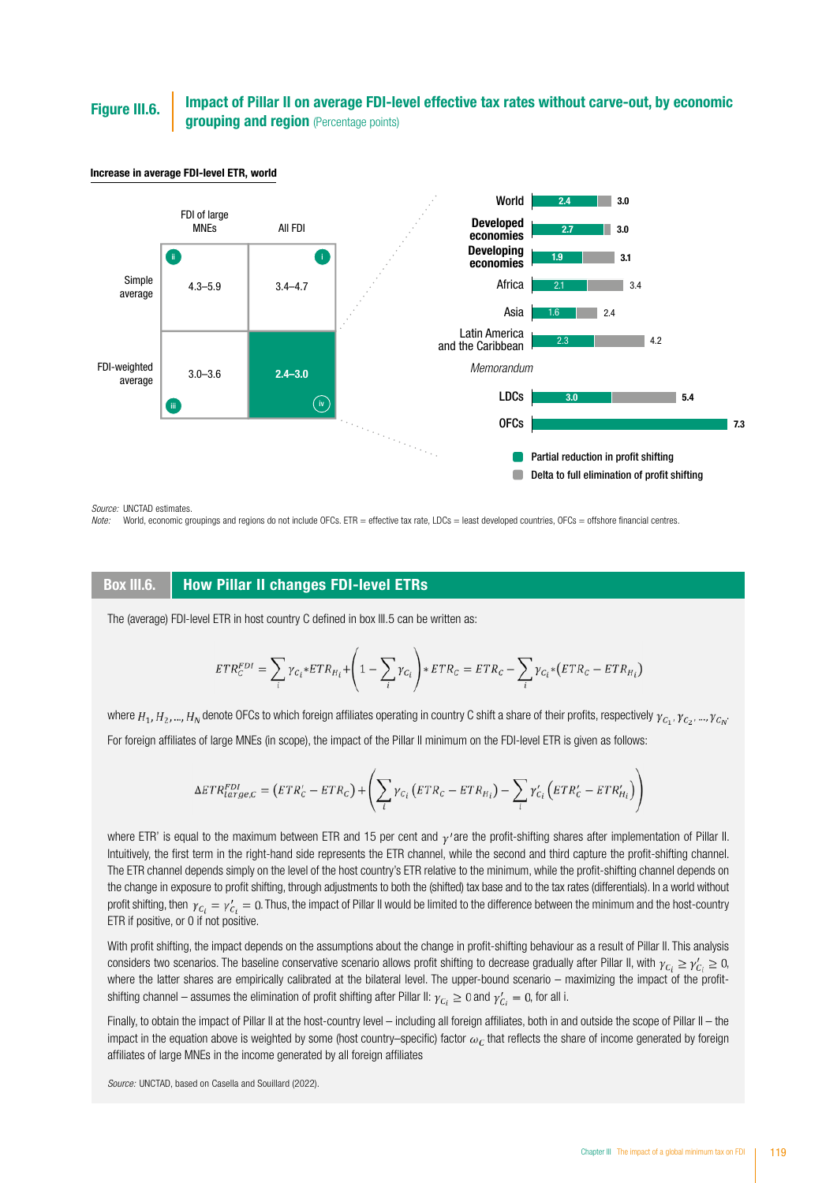**Figure III.6.** **Impact of Pillar II on average FDI-level effective tax rates without carve-out, by economic grouping and region** (Percentage points)

**Increase in average FDI-level ETR, world**

| | FDI of large MNEs | All FDI |
|---|---|---|
| Simple average | ii 4.3–5.9 | i 3.4–4.7 |
| FDI-weighted average | iii 3.0–3.6 | iv **2.4–3.0** |

| | Partial reduction in profit shifting | Delta to full elimination of profit shifting (total) |
|---|---|---|
| World | 2.4 | 3.0 |
| Developed economies | 2.7 | 3.0 |
| Developing economies | 1.9 | 3.1 |
| Africa | 2.1 | 3.4 |
| Asia | 1.6 | 2.4 |
| Latin America and the Caribbean | 2.3 | 4.2 |
| *Memorandum* | | |
| LDCs | 3.0 | 5.4 |
| OFCs | | 7.3 |

*Source:* UNCTAD estimates.
*Note:* World, economic groupings and regions do not include OFCs. ETR = effective tax rate, LDCs = least developed countries, OFCs = offshore financial centres.

## Box III.6. How Pillar II changes FDI-level ETRs

The (average) FDI-level ETR in host country C defined in box III.5 can be written as:

$$ETR_C^{FDI} = \sum_i \gamma_{C_i} * ETR_{H_i} + \left(1 - \sum_i \gamma_{C_i}\right) * ETR_C = ETR_C - \sum_i \gamma_{C_i} * \left(ETR_C - ETR_{H_i}\right)$$

where $H_1, H_2, ..., H_N$ denote OFCs to which foreign affiliates operating in country C shift a share of their profits, respectively $\gamma_{C_1}, \gamma_{C_2}, ..., \gamma_{C_N}$.

For foreign affiliates of large MNEs (in scope), the impact of the Pillar II minimum on the FDI-level ETR is given as follows:

$$\Delta ETR_{large,C}^{FDI} = \left(ETR_C' - ETR_C\right) + \left(\sum_i \gamma_{C_i}\left(ETR_C - ETR_{H_i}\right) - \sum_i \gamma_{C_i}'\left(ETR_C' - ETR_{H_i}'\right)\right)$$

where ETR' is equal to the maximum between ETR and 15 per cent and $\gamma'$ are the profit-shifting shares after implementation of Pillar II. Intuitively, the first term in the right-hand side represents the ETR channel, while the second and third capture the profit-shifting channel. The ETR channel depends simply on the level of the host country's ETR relative to the minimum, while the profit-shifting channel depends on the change in exposure to profit shifting, through adjustments to both the (shifted) tax base and to the tax rates (differentials). In a world without profit shifting, then $\gamma_{C_i} = \gamma_{C_i}' = 0$. Thus, the impact of Pillar II would be limited to the difference between the minimum and the host-country ETR if positive, or 0 if not positive.

With profit shifting, the impact depends on the assumptions about the change in profit-shifting behaviour as a result of Pillar II. This analysis considers two scenarios. The baseline conservative scenario allows profit shifting to decrease gradually after Pillar II, with $\gamma_{C_i} \geq \gamma_{C_i}' \geq 0$, where the latter shares are empirically calibrated at the bilateral level. The upper-bound scenario – maximizing the impact of the profit-shifting channel – assumes the elimination of profit shifting after Pillar II: $\gamma_{C_i} \geq 0$ and $\gamma_{C_i}' = 0$, for all i.

Finally, to obtain the impact of Pillar II at the host-country level – including all foreign affiliates, both in and outside the scope of Pillar II – the impact in the equation above is weighted by some (host country–specific) factor $\omega_C$ that reflects the share of income generated by foreign affiliates of large MNEs in the income generated by all foreign affiliates

*Source:* UNCTAD, based on Casella and Souillard (2022).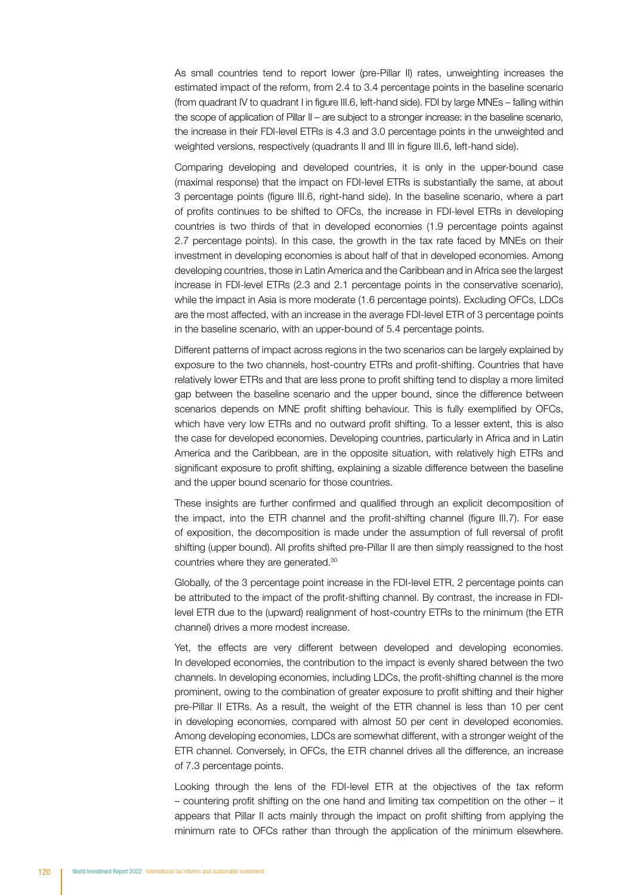As small countries tend to report lower (pre-Pillar II) rates, unweighting increases the estimated impact of the reform, from 2.4 to 3.4 percentage points in the baseline scenario (from quadrant IV to quadrant I in figure III.6, left-hand side). FDI by large MNEs – falling within the scope of application of Pillar II – are subject to a stronger increase: in the baseline scenario, the increase in their FDI-level ETRs is 4.3 and 3.0 percentage points in the unweighted and weighted versions, respectively (quadrants II and III in figure III.6, left-hand side).

Comparing developing and developed countries, it is only in the upper-bound case (maximal response) that the impact on FDI-level ETRs is substantially the same, at about 3 percentage points (figure III.6, right-hand side). In the baseline scenario, where a part of profits continues to be shifted to OFCs, the increase in FDI-level ETRs in developing countries is two thirds of that in developed economies (1.9 percentage points against 2.7 percentage points). In this case, the growth in the tax rate faced by MNEs on their investment in developing economies is about half of that in developed economies. Among developing countries, those in Latin America and the Caribbean and in Africa see the largest increase in FDI-level ETRs (2.3 and 2.1 percentage points in the conservative scenario), while the impact in Asia is more moderate (1.6 percentage points). Excluding OFCs, LDCs are the most affected, with an increase in the average FDI-level ETR of 3 percentage points in the baseline scenario, with an upper-bound of 5.4 percentage points.

Different patterns of impact across regions in the two scenarios can be largely explained by exposure to the two channels, host-country ETRs and profit-shifting. Countries that have relatively lower ETRs and that are less prone to profit shifting tend to display a more limited gap between the baseline scenario and the upper bound, since the difference between scenarios depends on MNE profit shifting behaviour. This is fully exemplified by OFCs, which have very low ETRs and no outward profit shifting. To a lesser extent, this is also the case for developed economies. Developing countries, particularly in Africa and in Latin America and the Caribbean, are in the opposite situation, with relatively high ETRs and significant exposure to profit shifting, explaining a sizable difference between the baseline and the upper bound scenario for those countries.

These insights are further confirmed and qualified through an explicit decomposition of the impact, into the ETR channel and the profit-shifting channel (figure III.7). For ease of exposition, the decomposition is made under the assumption of full reversal of profit shifting (upper bound). All profits shifted pre-Pillar II are then simply reassigned to the host countries where they are generated.[30]

Globally, of the 3 percentage point increase in the FDI-level ETR, 2 percentage points can be attributed to the impact of the profit-shifting channel. By contrast, the increase in FDI-level ETR due to the (upward) realignment of host-country ETRs to the minimum (the ETR channel) drives a more modest increase.

Yet, the effects are very different between developed and developing economies. In developed economies, the contribution to the impact is evenly shared between the two channels. In developing economies, including LDCs, the profit-shifting channel is the more prominent, owing to the combination of greater exposure to profit shifting and their higher pre-Pillar II ETRs. As a result, the weight of the ETR channel is less than 10 per cent in developing economies, compared with almost 50 per cent in developed economies. Among developing economies, LDCs are somewhat different, with a stronger weight of the ETR channel. Conversely, in OFCs, the ETR channel drives all the difference, an increase of 7.3 percentage points.

Looking through the lens of the FDI-level ETR at the objectives of the tax reform – countering profit shifting on the one hand and limiting tax competition on the other – it appears that Pillar II acts mainly through the impact on profit shifting from applying the minimum rate to OFCs rather than through the application of the minimum elsewhere.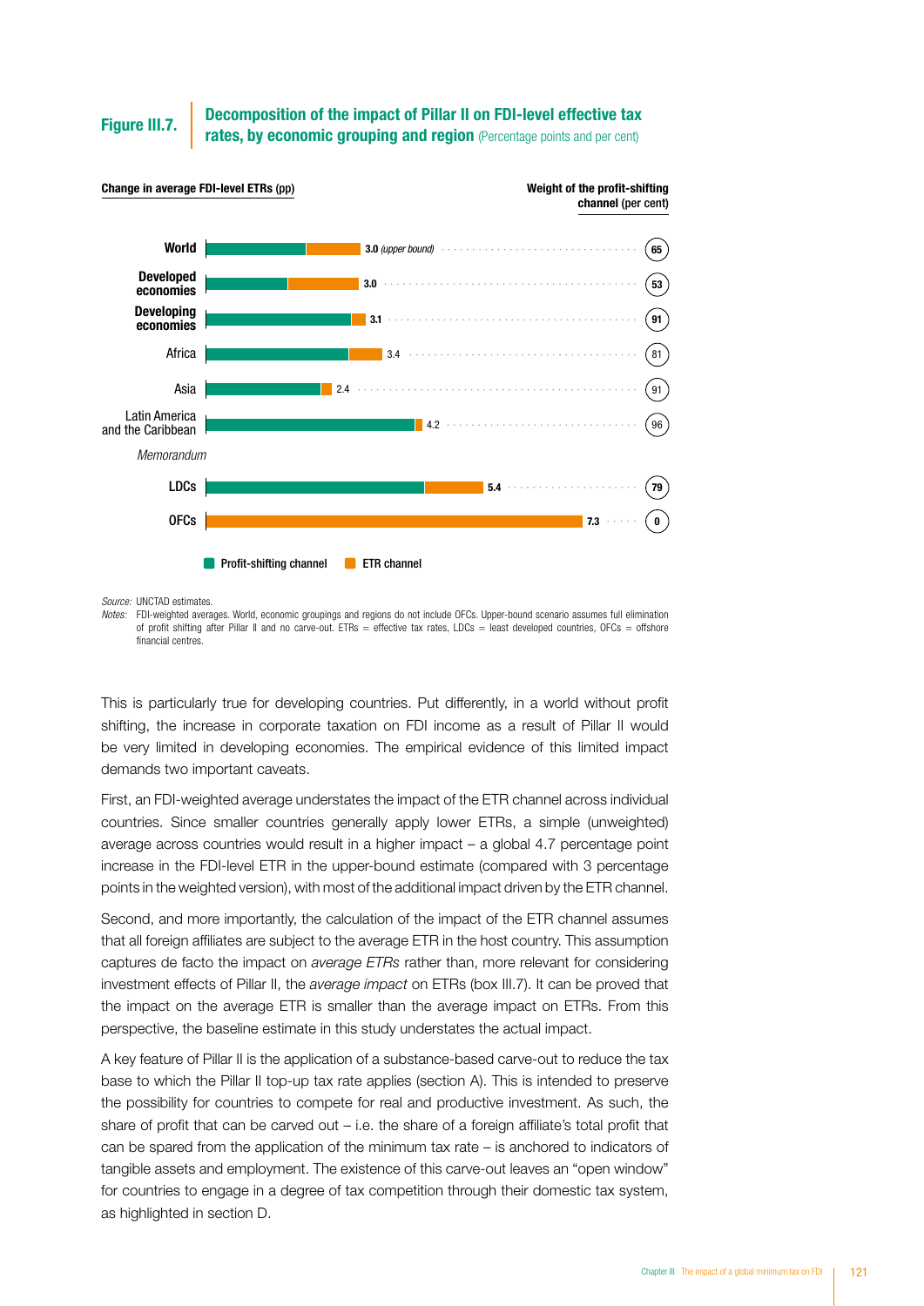**Figure III.7.** **Decomposition of the impact of Pillar II on FDI-level effective tax rates, by economic grouping and region** (Percentage points and per cent)

| | Change in average FDI-level ETRs (pp) | Weight of the profit-shifting channel (per cent) |
|---|---|---|
| World | 3.0 *(upper bound)* | 65 |
| Developed economies | 3.0 | 53 |
| Developing economies | 3.1 | 91 |
| Africa | 3.4 | 81 |
| Asia | 2.4 | 91 |
| Latin America and the Caribbean | 4.2 | 96 |
| *Memorandum* | | |
| LDCs | 5.4 | 79 |
| OFCs | 7.3 | 0 |

Profit-shifting channel / ETR channel

*Source:* UNCTAD estimates.
*Notes:* FDI-weighted averages. World, economic groupings and regions do not include OFCs. Upper-bound scenario assumes full elimination of profit shifting after Pillar II and no carve-out. ETRs = effective tax rates, LDCs = least developed countries, OFCs = offshore financial centres.

This is particularly true for developing countries. Put differently, in a world without profit shifting, the increase in corporate taxation on FDI income as a result of Pillar II would be very limited in developing economies. The empirical evidence of this limited impact demands two important caveats.

First, an FDI-weighted average understates the impact of the ETR channel across individual countries. Since smaller countries generally apply lower ETRs, a simple (unweighted) average across countries would result in a higher impact – a global 4.7 percentage point increase in the FDI-level ETR in the upper-bound estimate (compared with 3 percentage points in the weighted version), with most of the additional impact driven by the ETR channel.

Second, and more importantly, the calculation of the impact of the ETR channel assumes that all foreign affiliates are subject to the average ETR in the host country. This assumption captures de facto the impact on *average ETRs* rather than, more relevant for considering investment effects of Pillar II, the *average impact* on ETRs (box III.7). It can be proved that the impact on the average ETR is smaller than the average impact on ETRs. From this perspective, the baseline estimate in this study understates the actual impact.

A key feature of Pillar II is the application of a substance-based carve-out to reduce the tax base to which the Pillar II top-up tax rate applies (section A). This is intended to preserve the possibility for countries to compete for real and productive investment. As such, the share of profit that can be carved out – i.e. the share of a foreign affiliate's total profit that can be spared from the application of the minimum tax rate – is anchored to indicators of tangible assets and employment. The existence of this carve-out leaves an "open window" for countries to engage in a degree of tax competition through their domestic tax system, as highlighted in section D.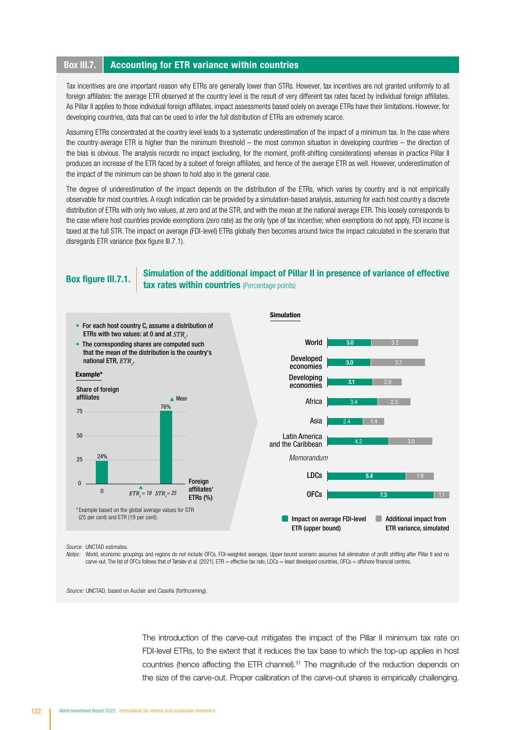## Box III.7. Accounting for ETR variance within countries

Tax incentives are one important reason why ETRs are generally lower than STRs. However, tax incentives are not granted uniformly to all foreign affiliates: the average ETR observed at the country level is the result of very different tax rates faced by individual foreign affiliates. As Pillar II applies to those individual foreign affiliates, impact assessments based solely on average ETRs have their limitations. However, for developing countries, data that can be used to infer the full distribution of ETRs are extremely scarce.

Assuming ETRs concentrated at the country level leads to a systematic underestimation of the impact of a minimum tax. In the case where the country-average ETR is higher than the minimum threshold – the most common situation in developing countries – the direction of the bias is obvious. The analysis records no impact (excluding, for the moment, profit-shifting considerations) whereas in practice Pillar II produces an increase of the ETR faced by a subset of foreign affiliates, and hence of the average ETR as well. However, underestimation of the impact of the minimum can be shown to hold also in the general case.

The degree of underestimation of the impact depends on the distribution of the ETRs, which varies by country and is not empirically observable for most countries. A rough indication can be provided by a simulation-based analysis, assuming for each host country a discrete distribution of ETRs with only two values, at zero and at the STR, and with the mean at the national average ETR. This loosely corresponds to the case where host countries provide exemptions (zero rate) as the only type of tax incentive; when exemptions do not apply, FDI income is taxed at the full STR. The impact on average (FDI-level) ETRs globally then becomes around twice the impact calculated in the scenario that disregards ETR variance (box figure III.7.1).

**Box figure III.7.1. Simulation of the additional impact of Pillar II in presence of variance of effective tax rates within countries** (Percentage points)

- For each host country C, assume a distribution of ETRs with two values: at 0 and at $STR_c$.
- The corresponding shares are computed such that the mean of the distribution is the country's national ETR, $ETR_c$.

**Example***

Share of foreign affiliates: 24% at 0; 76% at $STR_c = 25$; Mean at $ETR_c = 19$ (Foreign affiliates' ETRs (%))

\* Example based on the global average values for STR (25 per cent) and ETR (19 per cent).

**Simulation**

| | Impact on average FDI-level ETR (upper bound) | Additional impact from ETR variance, simulated |
|---|---|---|
| World | 3.0 | 3.2 |
| Developed economies | 3.0 | 3.7 |
| Developing economies | 3.1 | 2.0 |
| Africa | 3.4 | 2.3 |
| Asia | 2.4 | 1.4 |
| Latin America and the Caribbean | 4.2 | 3.0 |
| *Memorandum* | | |
| LDCs | 5.4 | 1.9 |
| OFCs | 7.3 | 1.1 |

*Source:* UNCTAD estimates.
*Notes:* World, economic groupings and regions do not include OFCs. FDI-weighted averages. Upper-bound scenario assumes full elimination of profit shifting after Pillar II and no carve-out. The list of OFCs follows that of Tørsløv et al. (2021). ETR = effective tax rate, LDCs = least developed countries, OFCs = offshore financial centres.

*Source:* UNCTAD, based on Auclair and Casella (forthcoming).

The introduction of the carve-out mitigates the impact of the Pillar II minimum tax rate on FDI-level ETRs, to the extent that it reduces the tax base to which the top-up applies in host countries (hence affecting the ETR channel).[31] The magnitude of the reduction depends on the size of the carve-out. Proper calibration of the carve-out shares is empirically challenging.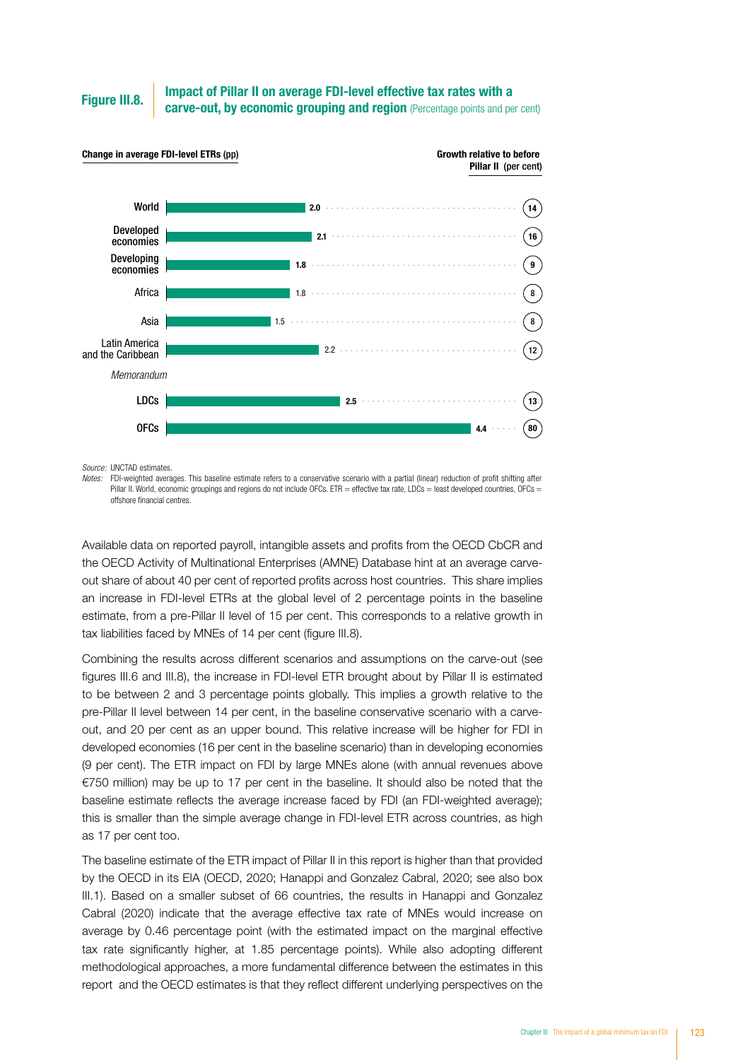**Figure III.8.** **Impact of Pillar II on average FDI-level effective tax rates with a carve-out, by economic grouping and region** (Percentage points and per cent)

| | Change in average FDI-level ETRs (pp) | Growth relative to before Pillar II (per cent) |
|---|---|---|
| World | 2.0 | 14 |
| Developed economies | 2.1 | 16 |
| Developing economies | 1.8 | 9 |
| Africa | 1.8 | 8 |
| Asia | 1.5 | 8 |
| Latin America and the Caribbean | 2.2 | 12 |
| *Memorandum* | | |
| LDCs | 2.5 | 13 |
| OFCs | 4.4 | 80 |

*Source:* UNCTAD estimates.

*Notes:* FDI-weighted averages. This baseline estimate refers to a conservative scenario with a partial (linear) reduction of profit shifting after Pillar II. World, economic groupings and regions do not include OFCs. ETR = effective tax rate, LDCs = least developed countries, OFCs = offshore financial centres.

Available data on reported payroll, intangible assets and profits from the OECD CbCR and the OECD Activity of Multinational Enterprises (AMNE) Database hint at an average carve-out share of about 40 per cent of reported profits across host countries. This share implies an increase in FDI-level ETRs at the global level of 2 percentage points in the baseline estimate, from a pre-Pillar II level of 15 per cent. This corresponds to a relative growth in tax liabilities faced by MNEs of 14 per cent (figure III.8).

Combining the results across different scenarios and assumptions on the carve-out (see figures III.6 and III.8), the increase in FDI-level ETR brought about by Pillar II is estimated to be between 2 and 3 percentage points globally. This implies a growth relative to the pre-Pillar II level between 14 per cent, in the baseline conservative scenario with a carve-out, and 20 per cent as an upper bound. This relative increase will be higher for FDI in developed economies (16 per cent in the baseline scenario) than in developing economies (9 per cent). The ETR impact on FDI by large MNEs alone (with annual revenues above €750 million) may be up to 17 per cent in the baseline. It should also be noted that the baseline estimate reflects the average increase faced by FDI (an FDI-weighted average); this is smaller than the simple average change in FDI-level ETR across countries, as high as 17 per cent too.

The baseline estimate of the ETR impact of Pillar II in this report is higher than that provided by the OECD in its EIA (OECD, 2020; Hanappi and Gonzalez Cabral, 2020; see also box III.1). Based on a smaller subset of 66 countries, the results in Hanappi and Gonzalez Cabral (2020) indicate that the average effective tax rate of MNEs would increase on average by 0.46 percentage point (with the estimated impact on the marginal effective tax rate significantly higher, at 1.85 percentage points). While also adopting different methodological approaches, a more fundamental difference between the estimates in this report and the OECD estimates is that they reflect different underlying perspectives on the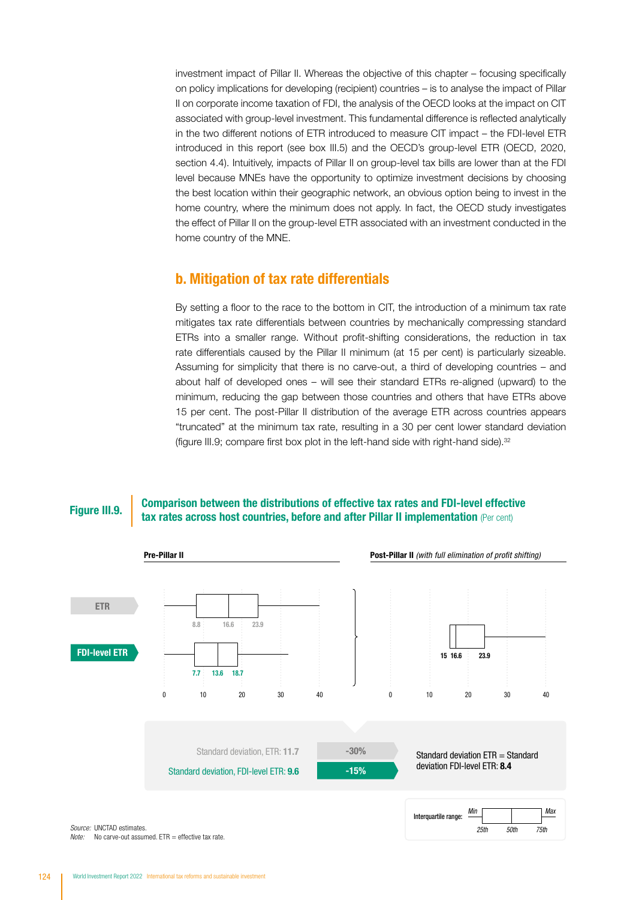investment impact of Pillar II. Whereas the objective of this chapter – focusing specifically on policy implications for developing (recipient) countries – is to analyse the impact of Pillar II on corporate income taxation of FDI, the analysis of the OECD looks at the impact on CIT associated with group-level investment. This fundamental difference is reflected analytically in the two different notions of ETR introduced to measure CIT impact – the FDI-level ETR introduced in this report (see box III.5) and the OECD's group-level ETR (OECD, 2020, section 4.4). Intuitively, impacts of Pillar II on group-level tax bills are lower than at the FDI level because MNEs have the opportunity to optimize investment decisions by choosing the best location within their geographic network, an obvious option being to invest in the home country, where the minimum does not apply. In fact, the OECD study investigates the effect of Pillar II on the group-level ETR associated with an investment conducted in the home country of the MNE.

## b. Mitigation of tax rate differentials

By setting a floor to the bottom in CIT, the introduction of a minimum tax rate mitigates tax rate differentials between countries by mechanically compressing standard ETRs into a smaller range. Without profit-shifting considerations, the reduction in tax rate differentials caused by the Pillar II minimum (at 15 per cent) is particularly sizeable. Assuming for simplicity that there is no carve-out, a third of developing countries – and about half of developed ones – will see their standard ETRs re-aligned (upward) to the minimum, reducing the gap between those countries and others that have ETRs above 15 per cent. The post-Pillar II distribution of the average ETR across countries appears "truncated" at the minimum tax rate, resulting in a 30 per cent lower standard deviation (figure III.9; compare first box plot in the left-hand side with right-hand side).[32]

**Figure III.9. Comparison between the distributions of effective tax rates and FDI-level effective tax rates across host countries, before and after Pillar II implementation** (Per cent)

**Pre-Pillar II**

| | 25th | 50th | 75th |
|---|---|---|---|
| ETR | 8.8 | 16.6 | 23.9 |
| FDI-level ETR | 7.7 | 13.6 | 18.7 |

**Post-Pillar II** *(with full elimination of profit shifting)*

| | 25th | 50th | 75th |
|---|---|---|---|
| ETR = FDI-level ETR | 15 | 16.6 | 23.9 |

Standard deviation, ETR: **11.7** → **-30%**

Standard deviation, FDI-level ETR: **9.6** → **-15%**

Standard deviation ETR = Standard deviation FDI-level ETR: **8.4**

Interquartile range: Min – 25th – 50th – 75th – Max

*Source:* UNCTAD estimates.
*Note:* No carve-out assumed. ETR = effective tax rate.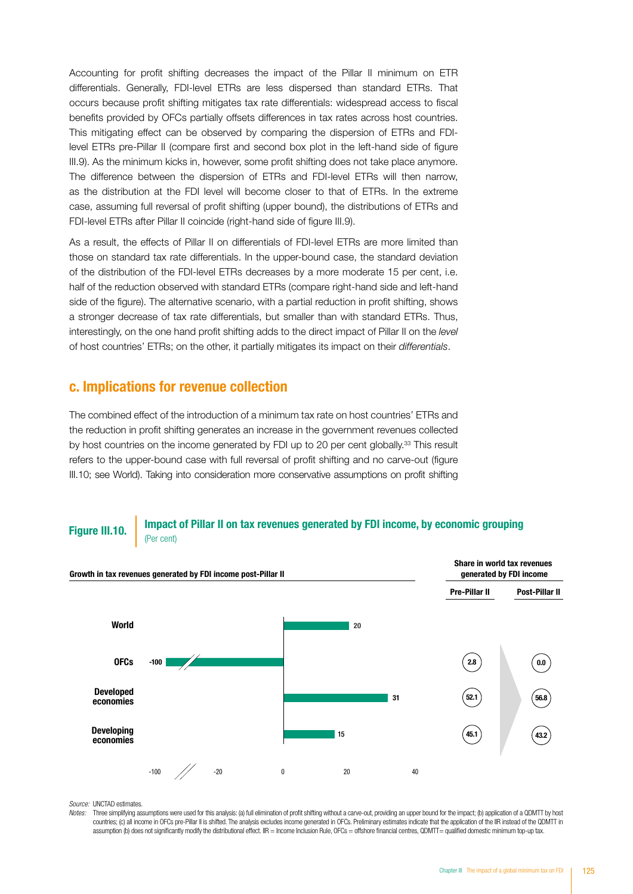Accounting for profit shifting decreases the impact of the Pillar II minimum on ETR differentials. Generally, FDI-level ETRs are less dispersed than standard ETRs. That occurs because profit shifting mitigates tax rate differentials: widespread access to fiscal benefits provided by OFCs partially offsets differences in tax rates across host countries. This mitigating effect can be observed by comparing the dispersion of ETRs and FDI-level ETRs pre-Pillar II (compare first and second box plot in the left-hand side of figure III.9). As the minimum kicks in, however, some profit shifting does not take place anymore. The difference between the dispersion of ETRs and FDI-level ETRs will then narrow, as the distribution at the FDI level will become closer to that of ETRs. In the extreme case, assuming full reversal of profit shifting (upper bound), the distributions of ETRs and FDI-level ETRs after Pillar II coincide (right-hand side of figure III.9).

As a result, the effects of Pillar II on differentials of FDI-level ETRs are more limited than those on standard tax rate differentials. In the upper-bound case, the standard deviation of the distribution of the FDI-level ETRs decreases by a more moderate 15 per cent, i.e. half of the reduction observed with standard ETRs (compare right-hand side and left-hand side of the figure). The alternative scenario, with a partial reduction in profit shifting, shows a stronger decrease of tax rate differentials, but smaller than with standard ETRs. Thus, interestingly, on the one hand profit shifting adds to the direct impact of Pillar II on the *level* of host countries' ETRs; on the other, it partially mitigates its impact on their *differentials*.

## c. Implications for revenue collection

The combined effect of the introduction of a minimum tax rate on host countries' ETRs and the reduction in profit shifting generates an increase in the government revenues collected by host countries on the income generated by FDI up to 20 per cent globally.[33] This result refers to the upper-bound case with full reversal of profit shifting and no carve-out (figure III.10; see World). Taking into consideration more conservative assumptions on profit shifting

**Figure III.10.** **Impact of Pillar II on tax revenues generated by FDI income, by economic grouping**
(Per cent)

| | Growth in tax revenues generated by FDI income post-Pillar II | Share in world tax revenues generated by FDI income: Pre-Pillar II | Share in world tax revenues generated by FDI income: Post-Pillar II |
|---|---|---|---|
| World | 20 | | |
| OFCs | -100 | 2.8 | 0.0 |
| Developed economies | 31 | 52.1 | 56.8 |
| Developing economies | 15 | 45.1 | 43.2 |

*Source:* UNCTAD estimates.

*Notes:* Three simplifying assumptions were used for this analysis: (a) full elimination of profit shifting without a carve-out, providing an upper bound for the impact; (b) application of a QDMTT by host countries; (c) all income in OFCs pre-Pillar II is shifted. The analysis excludes income generated in OFCs. Preliminary estimates indicate that the application of the IIR instead of the QDMTT in assumption (b) does not significantly modify the distributional effect. IIR = Income Inclusion Rule, OFCs = offshore financial centres, QDMTT= qualified domestic minimum top-up tax.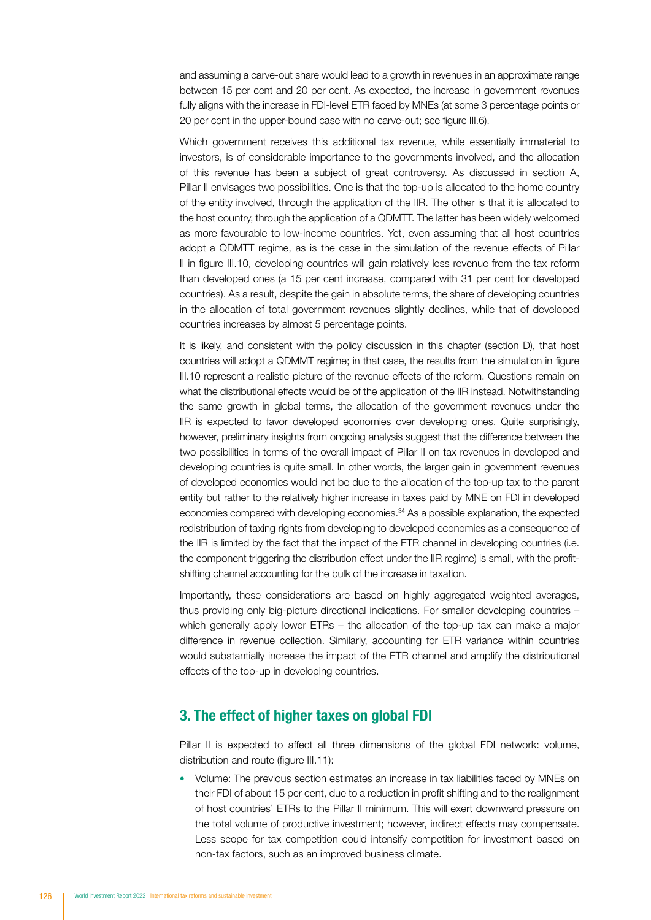and assuming a carve-out share would lead to a growth in revenues in an approximate range between 15 per cent and 20 per cent. As expected, the increase in government revenues fully aligns with the increase in FDI-level ETR faced by MNEs (at some 3 percentage points or 20 per cent in the upper-bound case with no carve-out; see figure III.6).

Which government receives this additional tax revenue, while essentially immaterial to investors, is of considerable importance to the governments involved, and the allocation of this revenue has been a subject of great controversy. As discussed in section A, Pillar II envisages two possibilities. One is that the top-up is allocated to the home country of the entity involved, through the application of the IIR. The other is that it is allocated to the host country, through the application of a QDMTT. The latter has been widely welcomed as more favourable to low-income countries. Yet, even assuming that all host countries adopt a QDMTT regime, as is the case in the simulation of the revenue effects of Pillar II in figure III.10, developing countries will gain relatively less revenue from the tax reform than developed ones (a 15 per cent increase, compared with 31 per cent for developed countries). As a result, despite the gain in absolute terms, the share of developing countries in the allocation of total government revenues slightly declines, while that of developed countries increases by almost 5 percentage points.

It is likely, and consistent with the policy discussion in this chapter (section D), that host countries will adopt a QDMMT regime; in that case, the results from the simulation in figure III.10 represent a realistic picture of the revenue effects of the reform. Questions remain on what the distributional effects would be of the application of the IIR instead. Notwithstanding the same growth in global terms, the allocation of the government revenues under the IIR is expected to favor developed economies over developing ones. Quite surprisingly, however, preliminary insights from ongoing analysis suggest that the difference between the two possibilities in terms of the overall impact of Pillar II on tax revenues in developed and developing countries is quite small. In other words, the larger gain in government revenues of developed economies would not be due to the allocation of the top-up tax to the parent entity but rather to the relatively higher increase in taxes paid by MNE on FDI in developed economies compared with developing economies.[34] As a possible explanation, the expected redistribution of taxing rights from developing to developed economies as a consequence of the IIR is limited by the fact that the impact of the ETR channel in developing countries (i.e. the component triggering the distribution effect under the IIR regime) is small, with the profit-shifting channel accounting for the bulk of the increase in taxation.

Importantly, these considerations are based on highly aggregated weighted averages, thus providing only big-picture directional indications. For smaller developing countries – which generally apply lower ETRs – the allocation of the top-up tax can make a major difference in revenue collection. Similarly, accounting for ETR variance within countries would substantially increase the impact of the ETR channel and amplify the distributional effects of the top-up in developing countries.

## 3. The effect of higher taxes on global FDI

Pillar II is expected to affect all three dimensions of the global FDI network: volume, distribution and route (figure III.11):

- Volume: The previous section estimates an increase in tax liabilities faced by MNEs on their FDI of about 15 per cent, due to a reduction in profit shifting and to the realignment of host countries' ETRs to the Pillar II minimum. This will exert downward pressure on the total volume of productive investment; however, indirect effects may compensate. Less scope for tax competition could intensify competition for investment based on non-tax factors, such as an improved business climate.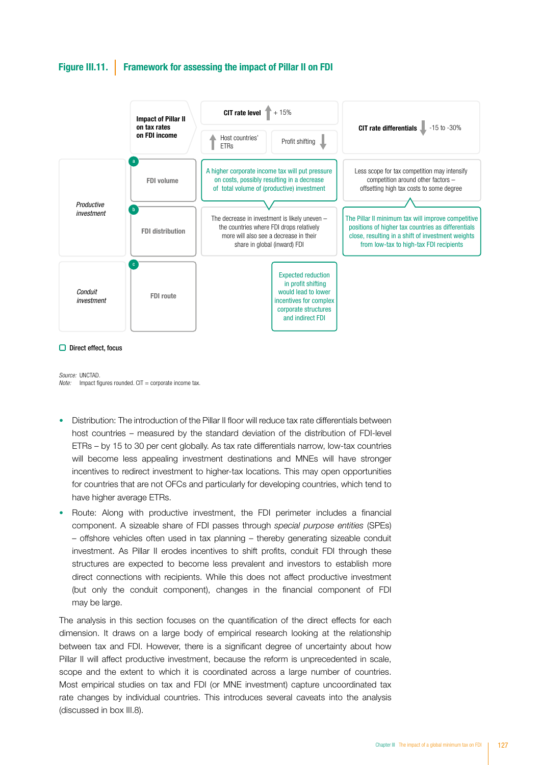**Figure III.11. Framework for assessing the impact of Pillar II on FDI**

| | Impact of Pillar II on tax rates on FDI income | CIT rate level ↑ + 15% (Host countries' ETRs ↑; Profit shifting ↓) | | CIT rate differentials ↓ -15 to -30% |
|---|---|---|---|---|
| *Productive investment* | a FDI volume | A higher corporate income tax will put pressure on costs, possibly resulting in a decrease of total volume of (productive) investment | | Less scope for tax competition may intensify competition around other factors – offsetting high tax costs to some degree |
| | b FDI distribution | The decrease in investment is likely uneven – the countries where FDI drops relatively more will also see a decrease in their share in global (inward) FDI | | The Pillar II minimum tax will improve competitive positions of higher tax countries as differentials close, resulting in a shift of investment weights from low-tax to high-tax FDI recipients |
| *Conduit investment* | c FDI route | | Expected reduction in profit shifting would lead to lower incentives for complex corporate structures and indirect FDI | |

Direct effect, focus

*Source:* UNCTAD.
*Note:* Impact figures rounded. CIT = corporate income tax.

- Distribution: The introduction of the Pillar II floor will reduce tax rate differentials between host countries – measured by the standard deviation of the distribution of FDI-level ETRs – by 15 to 30 per cent globally. As tax rate differentials narrow, low-tax countries will become less appealing investment destinations and MNEs will have stronger incentives to redirect investment to higher-tax locations. This may open opportunities for countries that are not OFCs and particularly for developing countries, which tend to have higher average ETRs.
- Route: Along with productive investment, the FDI perimeter includes a financial component. A sizeable share of FDI passes through *special purpose entities* (SPEs) – offshore vehicles often used in tax planning – thereby generating sizeable conduit investment. As Pillar II erodes incentives to shift profits, conduit FDI through these structures are expected to become less prevalent and investors to establish more direct connections with recipients. While this does not affect productive investment (but only the conduit component), changes in the financial component of FDI may be large.

The analysis in this section focuses on the quantification of the direct effects for each dimension. It draws on a large body of empirical research looking at the relationship between tax and FDI. However, there is a significant degree of uncertainty about how Pillar II will affect productive investment, because the reform is unprecedented in scale, scope and the extent to which it is coordinated across a large number of countries. Most empirical studies on tax and FDI (or MNE investment) capture uncoordinated tax rate changes by individual countries. This introduces several caveats into the analysis (discussed in box III.8).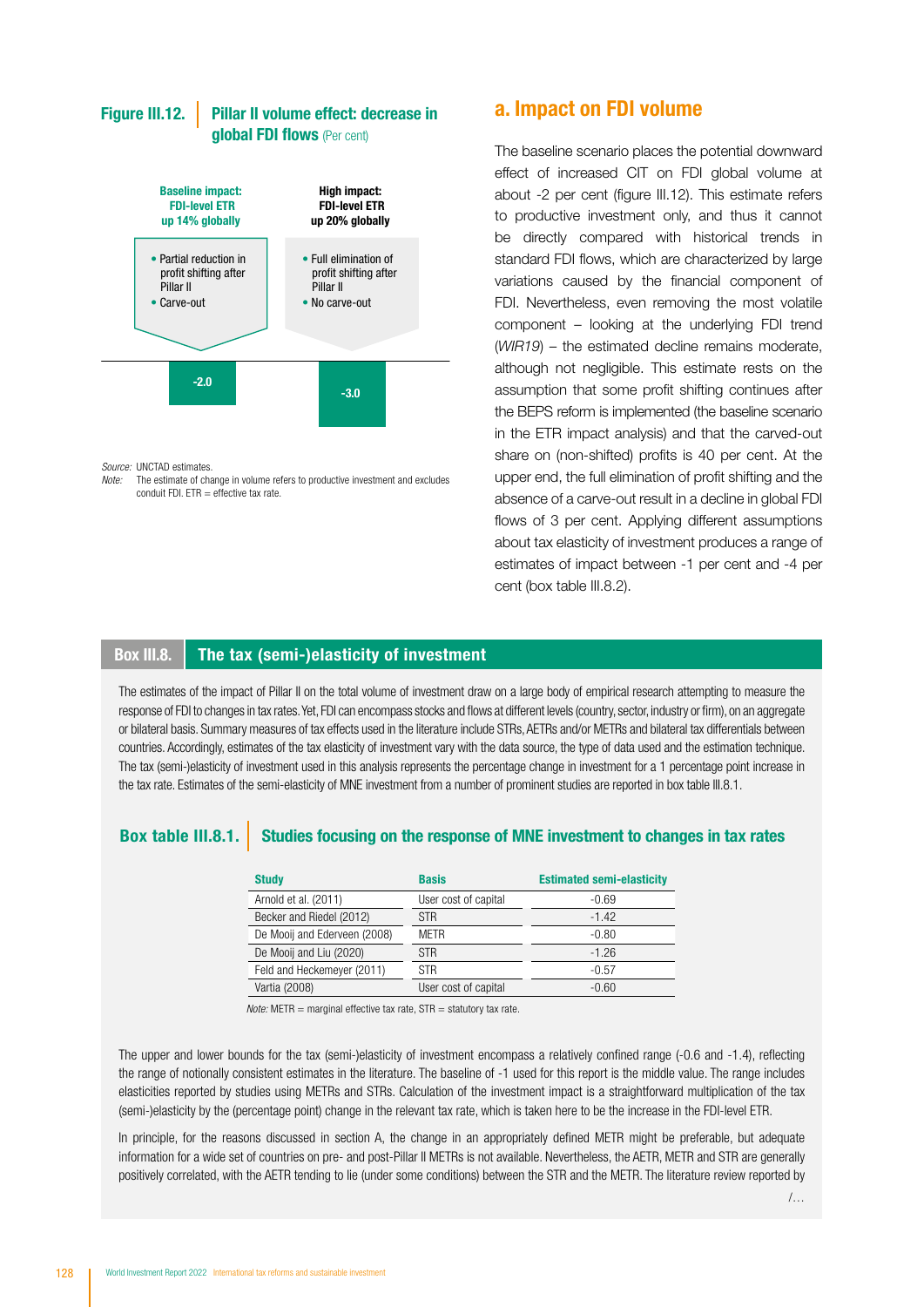**Figure III.12. Pillar II volume effect: decrease in global FDI flows** (Per cent)

**Baseline impact: FDI-level ETR up 14% globally**

- Partial reduction in profit shifting after Pillar II
- Carve-out

-2.0

**High impact: FDI-level ETR up 20% globally**

- Full elimination of profit shifting after Pillar II
- No carve-out

-3.0

*Source:* UNCTAD estimates.
*Note:* The estimate of change in volume refers to productive investment and excludes conduit FDI. ETR = effective tax rate.

## a. Impact on FDI volume

The baseline scenario places the potential downward effect of increased CIT on FDI global volume at about -2 per cent (figure III.12). This estimate refers to productive investment only, and thus it cannot be directly compared with historical trends in standard FDI flows, which are characterized by large variations caused by the financial component of FDI. Nevertheless, even removing the most volatile component – looking at the underlying FDI trend (*WIR19*) – the estimated decline remains moderate, although not negligible. This estimate rests on the assumption that some profit shifting continues after the BEPS reform is implemented (the baseline scenario in the ETR impact analysis) and that the carved-out share on (non-shifted) profits is 40 per cent. At the upper end, the full elimination of profit shifting and the absence of a carve-out result in a decline in global FDI flows of 3 per cent. Applying different assumptions about tax elasticity of investment produces a range of estimates of impact between -1 per cent and -4 per cent (box table III.8.2).

### Box III.8. The tax (semi-)elasticity of investment

The estimates of the impact of Pillar II on the total volume of investment draw on a large body of empirical research attempting to measure the response of FDI to changes in tax rates. Yet, FDI can encompass stocks and flows at different levels (country, sector, industry or firm), on an aggregate or bilateral basis. Summary measures of tax effects used in the literature include STRs, AETRs and/or METRs and bilateral tax differentials between countries. Accordingly, estimates of the tax elasticity of investment vary with the data source, the type of data used and the estimation technique. The tax (semi-)elasticity of investment used in this analysis represents the percentage change in investment for a 1 percentage point increase in the tax rate. Estimates of the semi-elasticity of MNE investment from a number of prominent studies are reported in box table III.8.1.

**Box table III.8.1. Studies focusing on the response of MNE investment to changes in tax rates**

| Study | Basis | Estimated semi-elasticity |
|---|---|---|
| Arnold et al. (2011) | User cost of capital | -0.69 |
| Becker and Riedel (2012) | STR | -1.42 |
| De Mooij and Ederveen (2008) | METR | -0.80 |
| De Mooij and Liu (2020) | STR | -1.26 |
| Feld and Heckemeyer (2011) | STR | -0.57 |
| Vartia (2008) | User cost of capital | -0.60 |

*Note:* METR = marginal effective tax rate, STR = statutory tax rate.

The upper and lower bounds for the tax (semi-)elasticity of investment encompass a relatively confined range (-0.6 and -1.4), reflecting the range of notionally consistent estimates in the literature. The baseline of -1 used for this report is the middle value. The range includes elasticities reported by studies using METRs and STRs. Calculation of the investment impact is a straightforward multiplication of the tax (semi-)elasticity by the (percentage point) change in the relevant tax rate, which is taken here to be the increase in the FDI-level ETR.

In principle, for the reasons discussed in section A, the change in an appropriately defined METR might be preferable, but adequate information for a wide set of countries on pre- and post-Pillar II METRs is not available. Nevertheless, the AETR, METR and STR are generally positively correlated, with the AETR tending to lie (under some conditions) between the STR and the METR. The literature review reported by

/...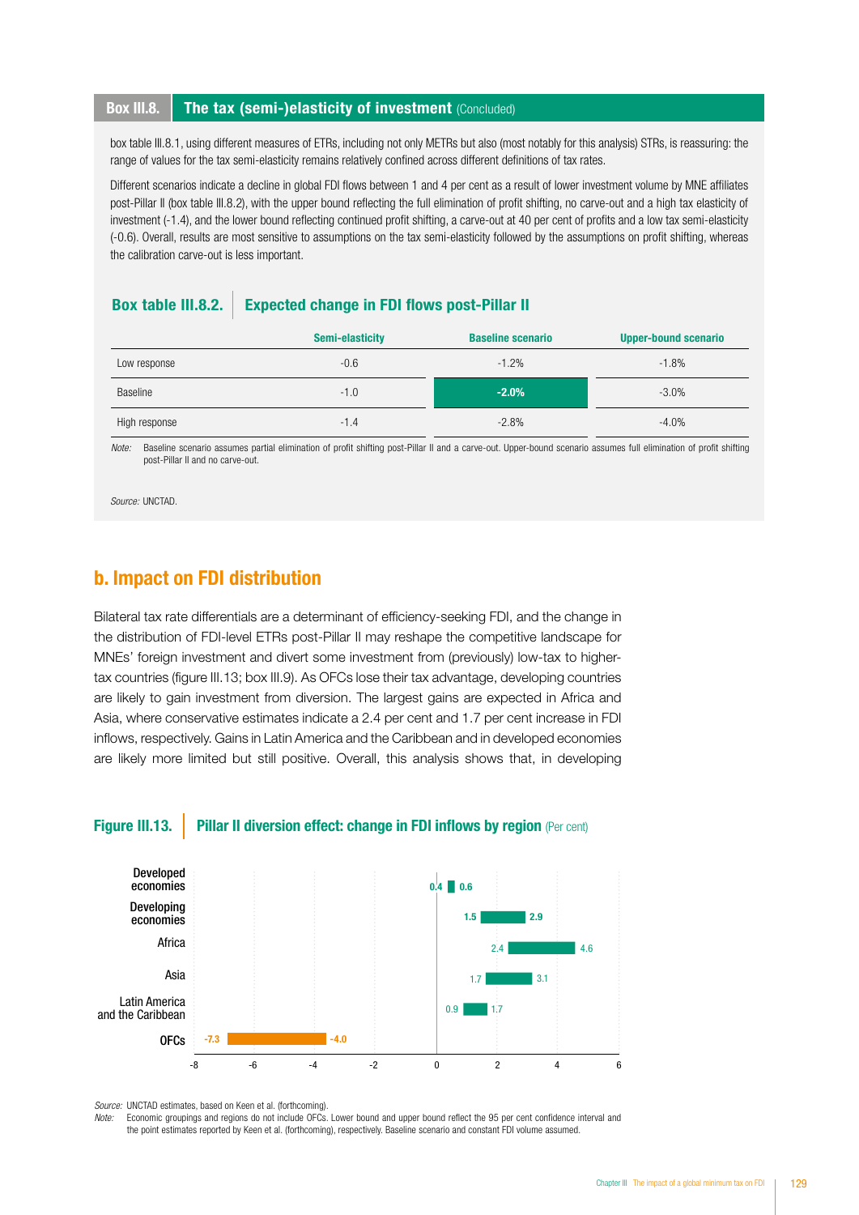## Box III.8. The tax (semi-)elasticity of investment (Concluded)

box table III.8.1, using different measures of ETRs, including not only METRs but also (most notably for this analysis) STRs, is reassuring: the range of values for the tax semi-elasticity remains relatively confined across different definitions of tax rates.

Different scenarios indicate a decline in global FDI flows between 1 and 4 per cent as a result of lower investment volume by MNE affiliates post-Pillar II (box table III.8.2), with the upper bound reflecting the full elimination of profit shifting, no carve-out and a high tax elasticity of investment (-1.4), and the lower bound reflecting continued profit shifting, a carve-out at 40 per cent of profits and a low tax semi-elasticity (-0.6). Overall, results are most sensitive to assumptions on the tax semi-elasticity followed by the assumptions on profit shifting, whereas the calibration carve-out is less important.

**Box table III.8.2. Expected change in FDI flows post-Pillar II**

| | Semi-elasticity | Baseline scenario | Upper-bound scenario |
|---|---|---|---|
| Low response | -0.6 | -1.2% | -1.8% |
| Baseline | -1.0 | **-2.0%** | -3.0% |
| High response | -1.4 | -2.8% | -4.0% |

*Note:* Baseline scenario assumes partial elimination of profit shifting post-Pillar II and a carve-out. Upper-bound scenario assumes full elimination of profit shifting post-Pillar II and no carve-out.

*Source:* UNCTAD.

## b. Impact on FDI distribution

Bilateral tax rate differentials are a determinant of efficiency-seeking FDI, and the change in the distribution of FDI-level ETRs post-Pillar II may reshape the competitive landscape for MNEs' foreign investment and divert some investment from (previously) low-tax to higher-tax countries (figure III.13; box III.9). As OFCs lose their tax advantage, developing countries are likely to gain investment from diversion. The largest gains are expected in Africa and Asia, where conservative estimates indicate a 2.4 per cent and 1.7 per cent increase in FDI inflows, respectively. Gains in Latin America and the Caribbean and in developed economies are likely more limited but still positive. Overall, this analysis shows that, in developing

**Figure III.13. Pillar II diversion effect: change in FDI inflows by region** (Per cent)

| Region | Lower bound | Upper bound |
|---|---|---|
| Developed economies | 0.4 | 0.6 |
| Developing economies | 1.5 | 2.9 |
| Africa | 2.4 | 4.6 |
| Asia | 1.7 | 3.1 |
| Latin America and the Caribbean | 0.9 | 1.7 |
| OFCs | -7.3 | -4.0 |

*Source:* UNCTAD estimates, based on Keen et al. (forthcoming).

*Note:* Economic groupings and regions do not include OFCs. Lower bound and upper bound reflect the 95 per cent confidence interval and the point estimates reported by Keen et al. (forthcoming), respectively. Baseline scenario and constant FDI volume assumed.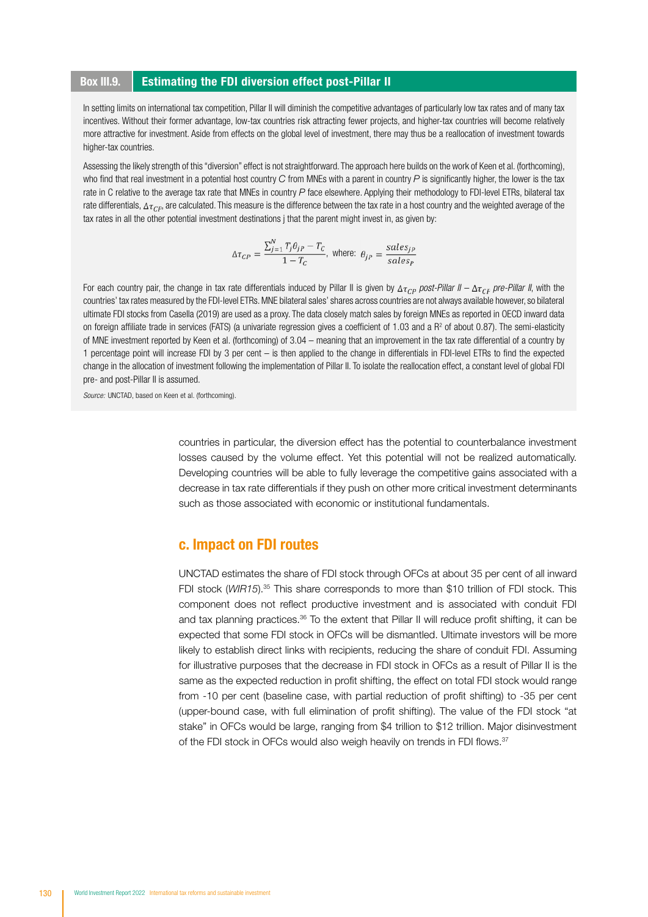### Box III.9. Estimating the FDI diversion effect post-Pillar II

In setting limits on international tax competition, Pillar II will diminish the competitive advantages of particularly low tax rates and of many tax incentives. Without their former advantage, low-tax countries risk attracting fewer projects, and higher-tax countries will become relatively more attractive for investment. Aside from effects on the global level of investment, there may thus be a reallocation of investment towards higher-tax countries.

Assessing the likely strength of this "diversion" effect is not straightforward. The approach here builds on the work of Keen et al. (forthcoming), who find that real investment in a potential host country *C* from MNEs with a parent in country *P* is significantly higher, the lower is the tax rate in C relative to the average tax rate that MNEs in country *P* face elsewhere. Applying their methodology to FDI-level ETRs, bilateral tax rate differentials, $\Delta\tau_{CP}$, are calculated. This measure is the difference between the tax rate in a host country and the weighted average of the tax rates in all the other potential investment destinations j that the parent might invest in, as given by:

$$\Delta\tau_{CP} = \frac{\sum_{j=1}^{N} T_j \theta_{jP} - T_C}{1 - T_C}, \text{ where: } \theta_{jP} = \frac{sales_{jP}}{sales_P}$$

For each country pair, the change in tax rate differentials induced by Pillar II is given by $\Delta\tau_{CP}$ *post-Pillar II* – $\Delta\tau_{CF}$ *pre-Pillar II*, with the countries' tax rates measured by the FDI-level ETRs. MNE bilateral sales' shares across countries are not always available however, so bilateral ultimate FDI stocks from Casella (2019) are used as a proxy. The data closely match sales by foreign MNEs as reported in OECD inward data on foreign affiliate trade in services (FATS) (a univariate regression gives a coefficient of 1.03 and a $R^2$ of about 0.87). The semi-elasticity of MNE investment reported by Keen et al. (forthcoming) of 3.04 – meaning that an improvement in the tax rate differential of a country by 1 percentage point will increase FDI by 3 per cent – is then applied to the change in differentials in FDI-level ETRs to find the expected change in the allocation of investment following the implementation of Pillar II. To isolate the reallocation effect, a constant level of global FDI pre- and post-Pillar II is assumed.

*Source:* UNCTAD, based on Keen et al. (forthcoming).

countries in particular, the diversion effect has the potential to counterbalance investment losses caused by the volume effect. Yet this potential will not be realized automatically. Developing countries will be able to fully leverage the competitive gains associated with a decrease in tax rate differentials if they push on other more critical investment determinants such as those associated with economic or institutional fundamentals.

## c. Impact on FDI routes

UNCTAD estimates the share of FDI stock through OFCs at about 35 per cent of all inward FDI stock (*WIR15*).[35] This share corresponds to more than $10 trillion of FDI stock. This component does not reflect productive investment and is associated with conduit FDI and tax planning practices.[36] To the extent that Pillar II will reduce profit shifting, it can be expected that some FDI stock in OFCs will be dismantled. Ultimate investors will be more likely to establish direct links with recipients, reducing the share of conduit FDI. Assuming for illustrative purposes that the decrease in FDI stock in OFCs as a result of Pillar II is the same as the expected reduction in profit shifting, the effect on total FDI stock would range from -10 per cent (baseline case, with partial reduction of profit shifting) to -35 per cent (upper-bound case, with full elimination of profit shifting). The value of the FDI stock "at stake" in OFCs would be large, ranging from $4 trillion to $12 trillion. Major disinvestment of the FDI stock in OFCs would also weigh heavily on trends in FDI flows.[37]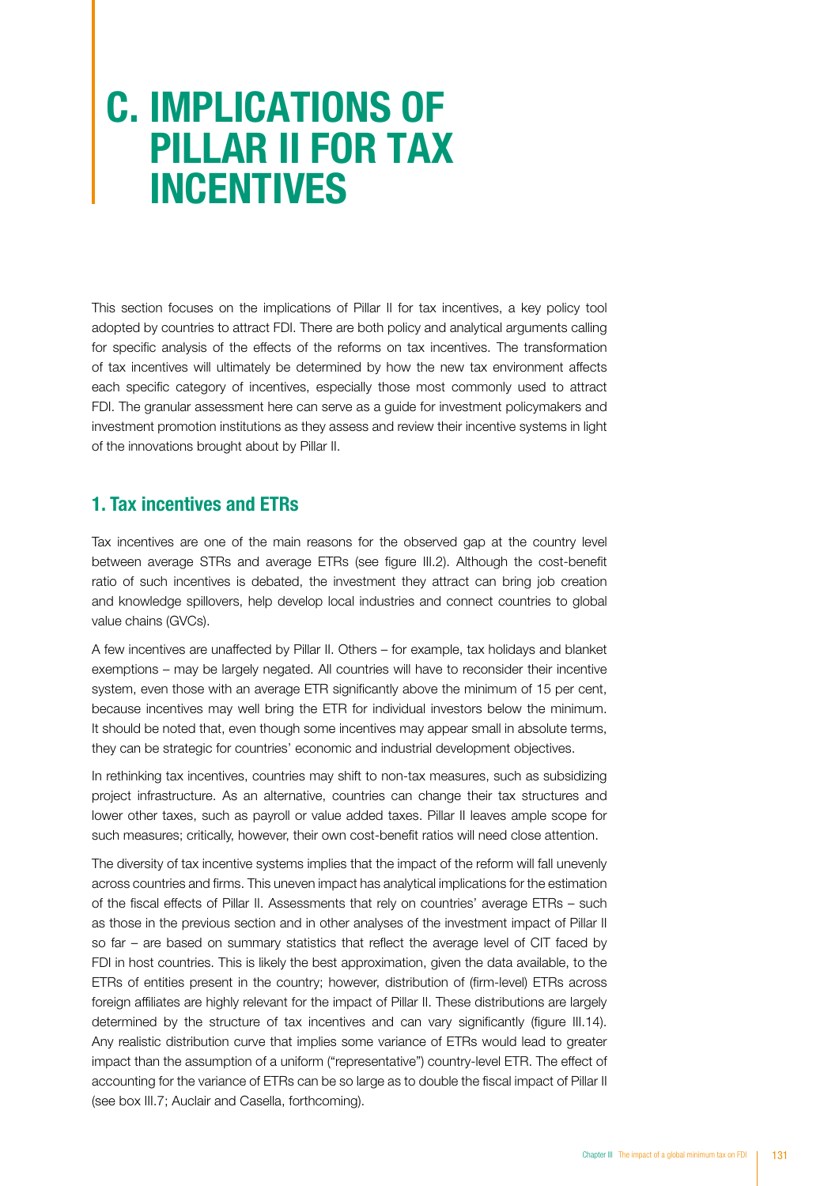# C. IMPLICATIONS OF PILLAR II FOR TAX INCENTIVES

This section focuses on the implications of Pillar II for tax incentives, a key policy tool adopted by countries to attract FDI. There are both policy and analytical arguments calling for specific analysis of the effects of the reforms on tax incentives. The transformation of tax incentives will ultimately be determined by how the new tax environment affects each specific category of incentives, especially those most commonly used to attract FDI. The granular assessment here can serve as a guide for investment policymakers and investment promotion institutions as they assess and review their incentive systems in light of the innovations brought about by Pillar II.

## 1. Tax incentives and ETRs

Tax incentives are one of the main reasons for the observed gap at the country level between average STRs and average ETRs (see figure III.2). Although the cost-benefit ratio of such incentives is debated, the investment they attract can bring job creation and knowledge spillovers, help develop local industries and connect countries to global value chains (GVCs).

A few incentives are unaffected by Pillar II. Others – for example, tax holidays and blanket exemptions – may be largely negated. All countries will have to reconsider their incentive system, even those with an average ETR significantly above the minimum of 15 per cent, because incentives may well bring the ETR for individual investors below the minimum. It should be noted that, even though some incentives may appear small in absolute terms, they can be strategic for countries' economic and industrial development objectives.

In rethinking tax incentives, countries may shift to non-tax measures, such as subsidizing project infrastructure. As an alternative, countries can change their tax structures and lower other taxes, such as payroll or value added taxes. Pillar II leaves ample scope for such measures; critically, however, their own cost-benefit ratios will need close attention.

The diversity of tax incentive systems implies that the impact of the reform will fall unevenly across countries and firms. This uneven impact has analytical implications for the estimation of the fiscal effects of Pillar II. Assessments that rely on countries' average ETRs – such as those in the previous section and in other analyses of the investment impact of Pillar II so far – are based on summary statistics that reflect the average level of CIT faced by FDI in host countries. This is likely the best approximation, given the data available, to the ETRs of entities present in the country; however, distribution of (firm-level) ETRs across foreign affiliates are highly relevant for the impact of Pillar II. These distributions are largely determined by the structure of tax incentives and can vary significantly (figure III.14). Any realistic distribution curve that implies some variance of ETRs would lead to greater impact than the assumption of a uniform ("representative") country-level ETR. The effect of accounting for the variance of ETRs can be so large as to double the fiscal impact of Pillar II (see box III.7; Auclair and Casella, forthcoming).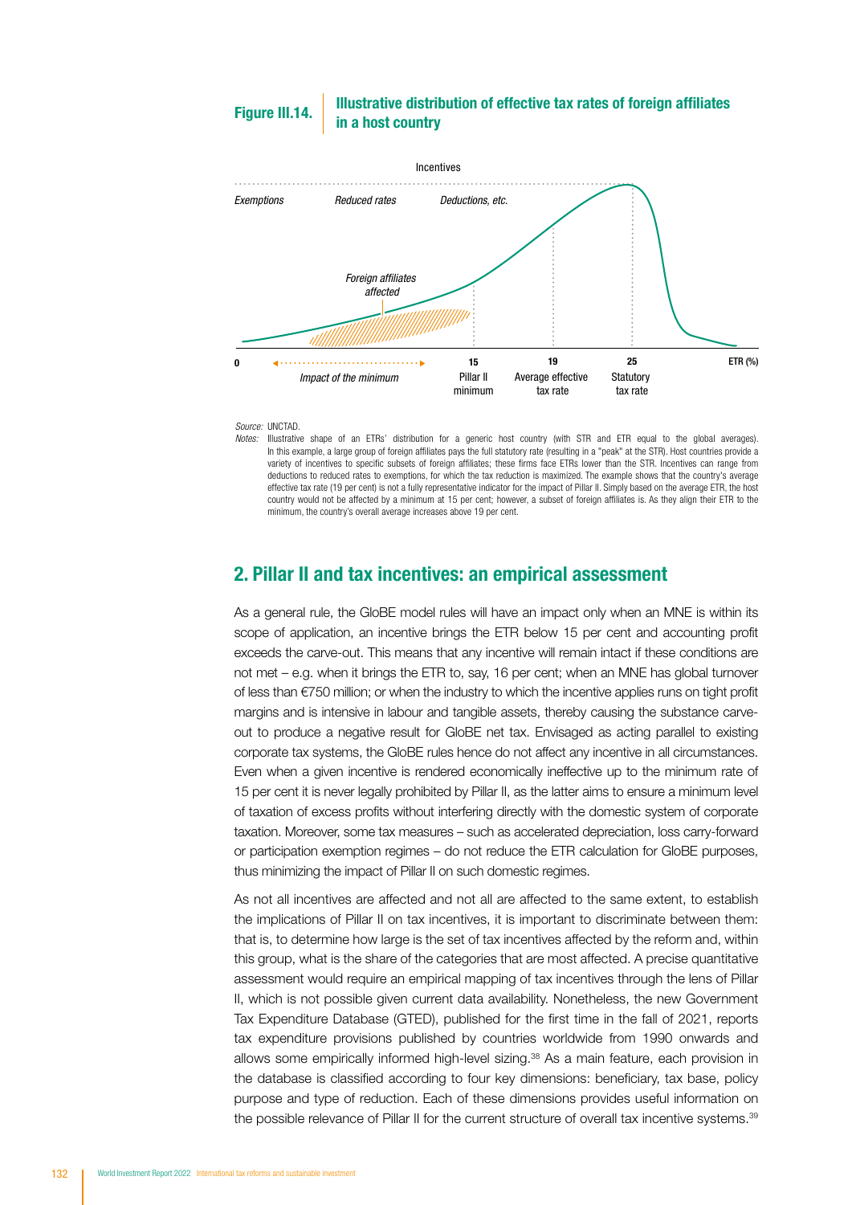**Figure III.14. Illustrative distribution of effective tax rates of foreign affiliates in a host country**

Incentives

*Exemptions* *Reduced rates* *Deductions, etc.*

*Foreign affiliates affected*

0 — *Impact of the minimum* — 15 Pillar II minimum — 19 Average effective tax rate — 25 Statutory tax rate — ETR (%)

*Source:* UNCTAD.

*Notes:* Illustrative shape of an ETRs' distribution for a generic host country (with STR and ETR equal to the global averages). In this example, a large group of foreign affiliates pays the full statutory rate (resulting in a "peak" at the STR). Host countries provide a variety of incentives to specific subsets of foreign affiliates; these firms face ETRs lower than the STR. Incentives can range from deductions to reduced rates to exemptions, for which the tax reduction is maximized. The example shows that the country's average effective tax rate (19 per cent) is not a fully representative indicator for the impact of Pillar II. Simply based on the average ETR, the host country would not be affected by a minimum at 15 per cent; however, a subset of foreign affiliates is. As they align their ETR to the minimum, the country's overall average increases above 19 per cent.

## 2. Pillar II and tax incentives: an empirical assessment

As a general rule, the GloBE model rules will have an impact only when an MNE is within its scope of application, an incentive brings the ETR below 15 per cent and accounting profit exceeds the carve-out. This means that any incentive will remain intact if these conditions are not met – e.g. when it brings the ETR to, say, 16 per cent; when an MNE has global turnover of less than €750 million; or when the industry to which the incentive applies runs on tight profit margins and is intensive in labour and tangible assets, thereby causing the substance carve-out to produce a negative result for GloBE net tax. Envisaged as acting parallel to existing corporate tax systems, the GloBE rules hence do not affect any incentive in all circumstances. Even when a given incentive is rendered economically ineffective up to the minimum rate of 15 per cent it is never legally prohibited by Pillar II, as the latter aims to ensure a minimum level of taxation of excess profits without interfering directly with the domestic system of corporate taxation. Moreover, some tax measures – such as accelerated depreciation, loss carry-forward or participation exemption regimes – do not reduce the ETR calculation for GloBE purposes, thus minimizing the impact of Pillar II on such domestic regimes.

As not all incentives are affected and not all are affected to the same extent, to establish the implications of Pillar II on tax incentives, it is important to discriminate between them: that is, to determine how large is the set of tax incentives affected by the reform and, within this group, what is the share of the categories that are most affected. A precise quantitative assessment would require an empirical mapping of tax incentives through the lens of Pillar II, which is not possible given current data availability. Nonetheless, the new Government Tax Expenditure Database (GTED), published for the first time in the fall of 2021, reports tax expenditure provisions published by countries worldwide from 1990 onwards and allows some empirically informed high-level sizing.[38] As a main feature, each provision in the database is classified according to four key dimensions: beneficiary, tax base, policy purpose and type of reduction. Each of these dimensions provides useful information on the possible relevance of Pillar II for the current structure of overall tax incentive systems.[39]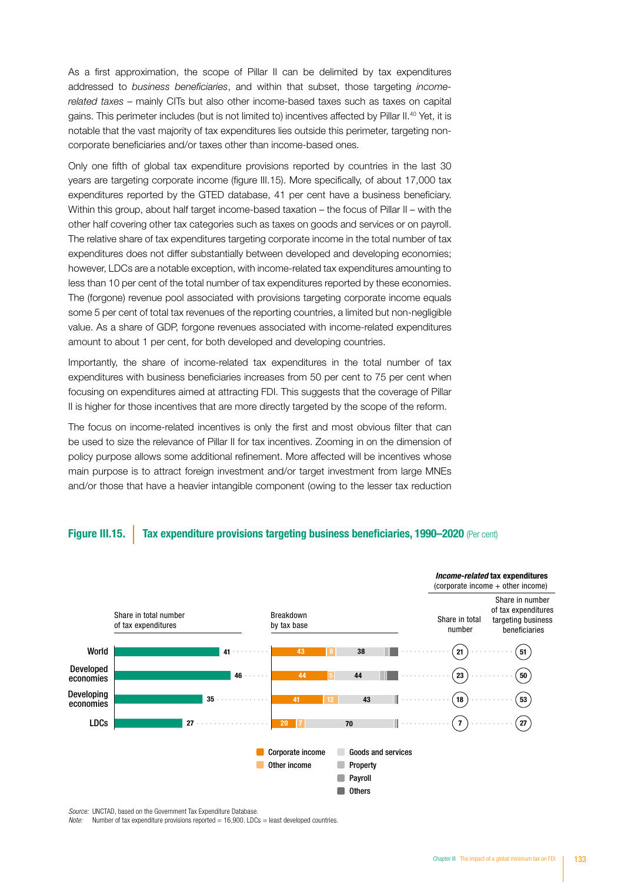As a first approximation, the scope of Pillar II can be delimited by tax expenditures addressed to *business beneficiaries*, and within that subset, those targeting *income-related taxes* – mainly CITs but also other income-based taxes such as taxes on capital gains. This perimeter includes (but is not limited to) incentives affected by Pillar II.[40] Yet, it is notable that the vast majority of tax expenditures lies outside this perimeter, targeting non-corporate beneficiaries and/or taxes other than income-based ones.

Only one fifth of global tax expenditure provisions reported by countries in the last 30 years are targeting corporate income (figure III.15). More specifically, of about 17,000 tax expenditures reported by the GTED database, 41 per cent have a business beneficiary. Within this group, about half target income-based taxation – the focus of Pillar II – with the other half covering other tax categories such as taxes on goods and services or on payroll. The relative share of tax expenditures targeting corporate income in the total number of tax expenditures does not differ substantially between developed and developing economies; however, LDCs are a notable exception, with income-related tax expenditures amounting to less than 10 per cent of the total number of tax expenditures reported by these economies. The (forgone) revenue pool associated with provisions targeting corporate income equals some 5 per cent of total tax revenues of the reporting countries, a limited but non-negligible value. As a share of GDP, forgone revenues associated with income-related expenditures amount to about 1 per cent, for both developed and developing countries.

Importantly, the share of income-related tax expenditures in the total number of tax expenditures with business beneficiaries increases from 50 per cent to 75 per cent when focusing on expenditures aimed at attracting FDI. This suggests that the coverage of Pillar II is higher for those incentives that are more directly targeted by the scope of the reform.

The focus on income-related incentives is only the first and most obvious filter that can be used to size the relevance of Pillar II for tax incentives. Zooming in on the dimension of policy purpose allows some additional refinement. More affected will be incentives whose main purpose is to attract foreign investment and/or target investment from large MNEs and/or those that have a heavier intangible component (owing to the lesser tax reduction

**Figure III.15. Tax expenditure provisions targeting business beneficiaries, 1990–2020** (Per cent)

| | Share in total number of tax expenditures | Breakdown by tax base: Corporate income | Other income | Goods and services | *Income-related* tax expenditures (corporate income + other income): Share in total number | Share in number of tax expenditures targeting business beneficiaries |
|---|---|---|---|---|---|---|
| World | 41 | 43 | 8 | 38 | 21 | 51 |
| Developed economies | 46 | 44 | 5 | 44 | 23 | 50 |
| Developing economies | 35 | 41 | 12 | 43 | 18 | 53 |
| LDCs | 27 | 20 | 7 | 70 | 7 | 27 |

Corporate income · Other income · Goods and services · Property · Payroll · Others

*Source:* UNCTAD, based on the Government Tax Expenditure Database.
*Note:* Number of tax expenditure provisions reported = 16,900. LDCs = least developed countries.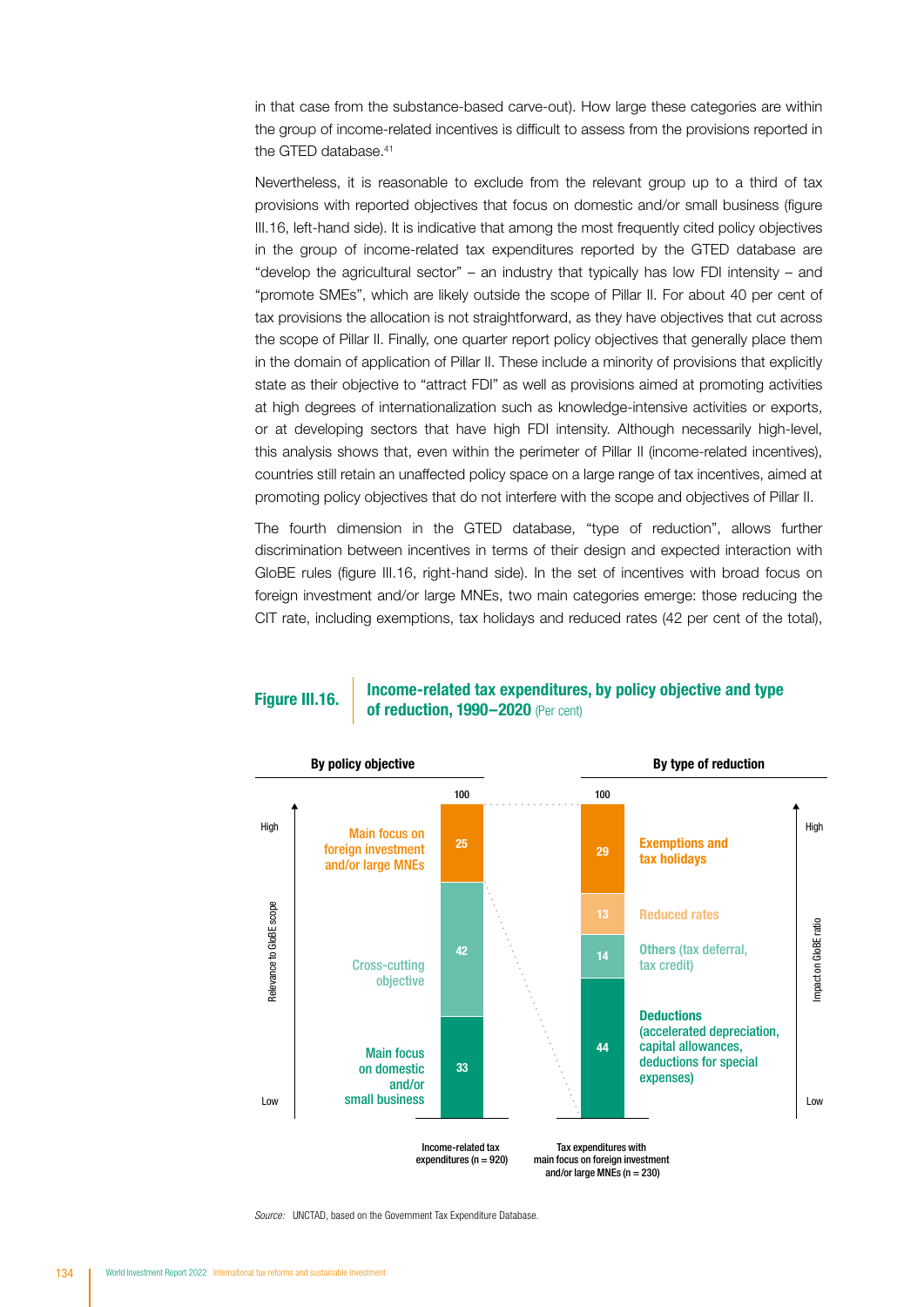in that case from the substance-based carve-out). How large these categories are within the group of income-related incentives is difficult to assess from the provisions reported in the GTED database.[41]

Nevertheless, it is reasonable to exclude from the relevant group up to a third of tax provisions with reported objectives that focus on domestic and/or small business (figure III.16, left-hand side). It is indicative that among the most frequently cited policy objectives in the group of income-related tax expenditures reported by the GTED database are "develop the agricultural sector" – an industry that typically has low FDI intensity – and "promote SMEs", which are likely outside the scope of Pillar II. For about 40 per cent of tax provisions the allocation is not straightforward, as they have objectives that cut across the scope of Pillar II. Finally, one quarter report policy objectives that generally place them in the domain of application of Pillar II. These include a minority of provisions that explicitly state as their objective to "attract FDI" as well as provisions aimed at promoting activities at high degrees of internationalization such as knowledge-intensive activities or exports, or at developing sectors that have high FDI intensity. Although necessarily high-level, this analysis shows that, even within the perimeter of Pillar II (income-related incentives), countries still retain an unaffected policy space on a large range of tax incentives, aimed at promoting policy objectives that do not interfere with the scope and objectives of Pillar II.

The fourth dimension in the GTED database, "type of reduction", allows further discrimination between incentives in terms of their design and expected interaction with GloBE rules (figure III.16, right-hand side). In the set of incentives with broad focus on foreign investment and/or large MNEs, two main categories emerge: those reducing the CIT rate, including exemptions, tax holidays and reduced rates (42 per cent of the total),

**Figure III.16. Income-related tax expenditures, by policy objective and type of reduction, 1990–2020** (Per cent)

**By policy objective** (Relevance to GloBE scope: High to Low) — Income-related tax expenditures (n = 920)

| Policy objective | Per cent |
|---|---|
| Main focus on foreign investment and/or large MNEs | 25 |
| Cross-cutting objective | 42 |
| Main focus on domestic and/or small business | 33 |
| Total | 100 |

**By type of reduction** (Impact on GloBE ratio: High to Low) — Tax expenditures with main focus on foreign investment and/or large MNEs (n = 230)

| Type of reduction | Per cent |
|---|---|
| Exemptions and tax holidays | 29 |
| Reduced rates | 13 |
| Others (tax deferral, tax credit) | 14 |
| Deductions (accelerated depreciation, capital allowances, deductions for special expenses) | 44 |
| Total | 100 |

*Source:* UNCTAD, based on the Government Tax Expenditure Database.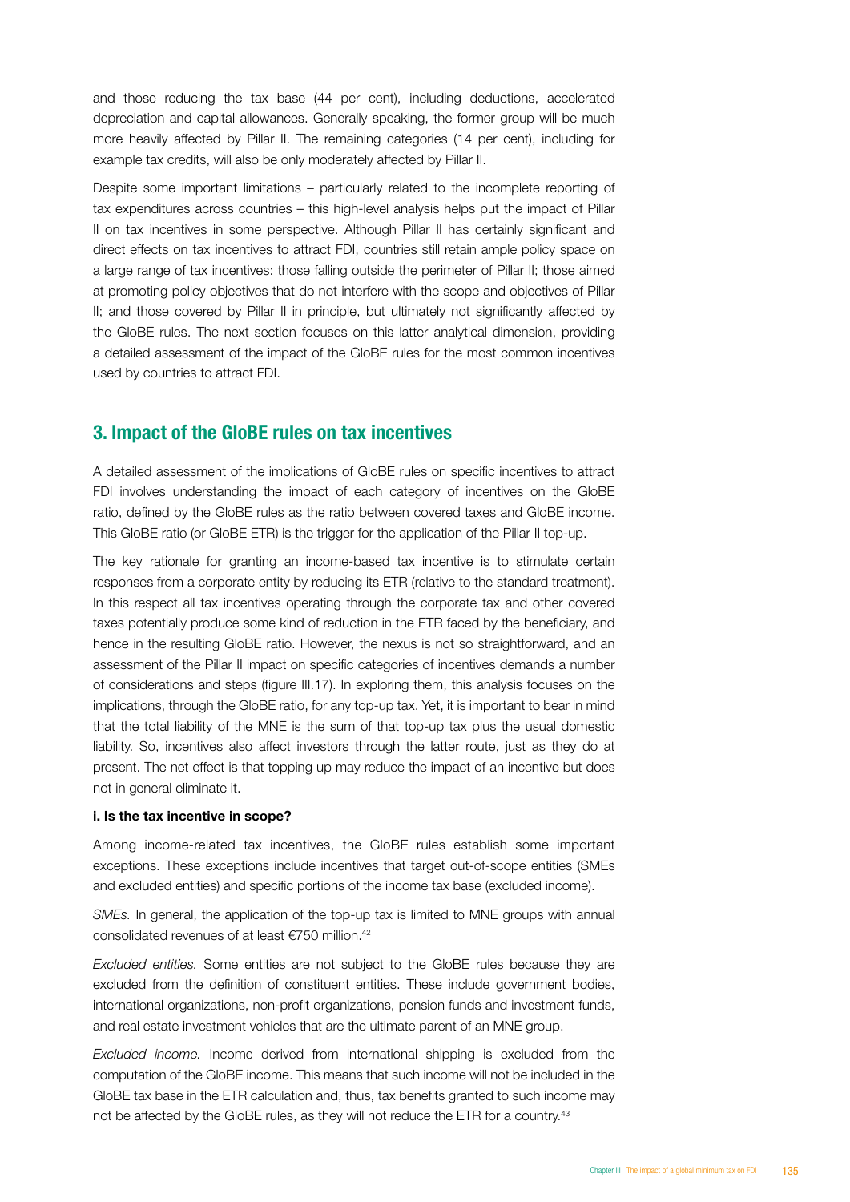and those reducing the tax base (44 per cent), including deductions, accelerated depreciation and capital allowances. Generally speaking, the former group will be much more heavily affected by Pillar II. The remaining categories (14 per cent), including for example tax credits, will also be only moderately affected by Pillar II.

Despite some important limitations – particularly related to the incomplete reporting of tax expenditures across countries – this high-level analysis helps put the impact of Pillar II on tax incentives in some perspective. Although Pillar II has certainly significant and direct effects on tax incentives to attract FDI, countries still retain ample policy space on a large range of tax incentives: those falling outside the perimeter of Pillar II; those aimed at promoting policy objectives that do not interfere with the scope and objectives of Pillar II; and those covered by Pillar II in principle, but ultimately not significantly affected by the GloBE rules. The next section focuses on this latter analytical dimension, providing a detailed assessment of the impact of the GloBE rules for the most common incentives used by countries to attract FDI.

## 3. Impact of the GloBE rules on tax incentives

A detailed assessment of the implications of GloBE rules on specific incentives to attract FDI involves understanding the impact of each category of incentives on the GloBE ratio, defined by the GloBE rules as the ratio between covered taxes and GloBE income. This GloBE ratio (or GloBE ETR) is the trigger for the application of the Pillar II top-up.

The key rationale for granting an income-based tax incentive is to stimulate certain responses from a corporate entity by reducing its ETR (relative to the standard treatment). In this respect all tax incentives operating through the corporate tax and other covered taxes potentially produce some kind of reduction in the ETR faced by the beneficiary, and hence in the resulting GloBE ratio. However, the nexus is not so straightforward, and an assessment of the Pillar II impact on specific categories of incentives demands a number of considerations and steps (figure III.17). In exploring them, this analysis focuses on the implications, through the GloBE ratio, for any top-up tax. Yet, it is important to bear in mind that the total liability of the MNE is the sum of that top-up tax plus the usual domestic liability. So, incentives also affect investors through the latter route, just as they do at present. The net effect is that topping up may reduce the impact of an incentive but does not in general eliminate it.

**i. Is the tax incentive in scope?**

Among income-related tax incentives, the GloBE rules establish some important exceptions. These exceptions include incentives that target out-of-scope entities (SMEs and excluded entities) and specific portions of the income tax base (excluded income).

*SMEs.* In general, the application of the top-up tax is limited to MNE groups with annual consolidated revenues of at least €750 million.[42]

*Excluded entities.* Some entities are not subject to the GloBE rules because they are excluded from the definition of constituent entities. These include government bodies, international organizations, non-profit organizations, pension funds and investment funds, and real estate investment vehicles that are the ultimate parent of an MNE group.

*Excluded income.* Income derived from international shipping is excluded from the computation of the GloBE income. This means that such income will not be included in the GloBE tax base in the ETR calculation and, thus, tax benefits granted to such income may not be affected by the GloBE rules, as they will not reduce the ETR for a country.[43]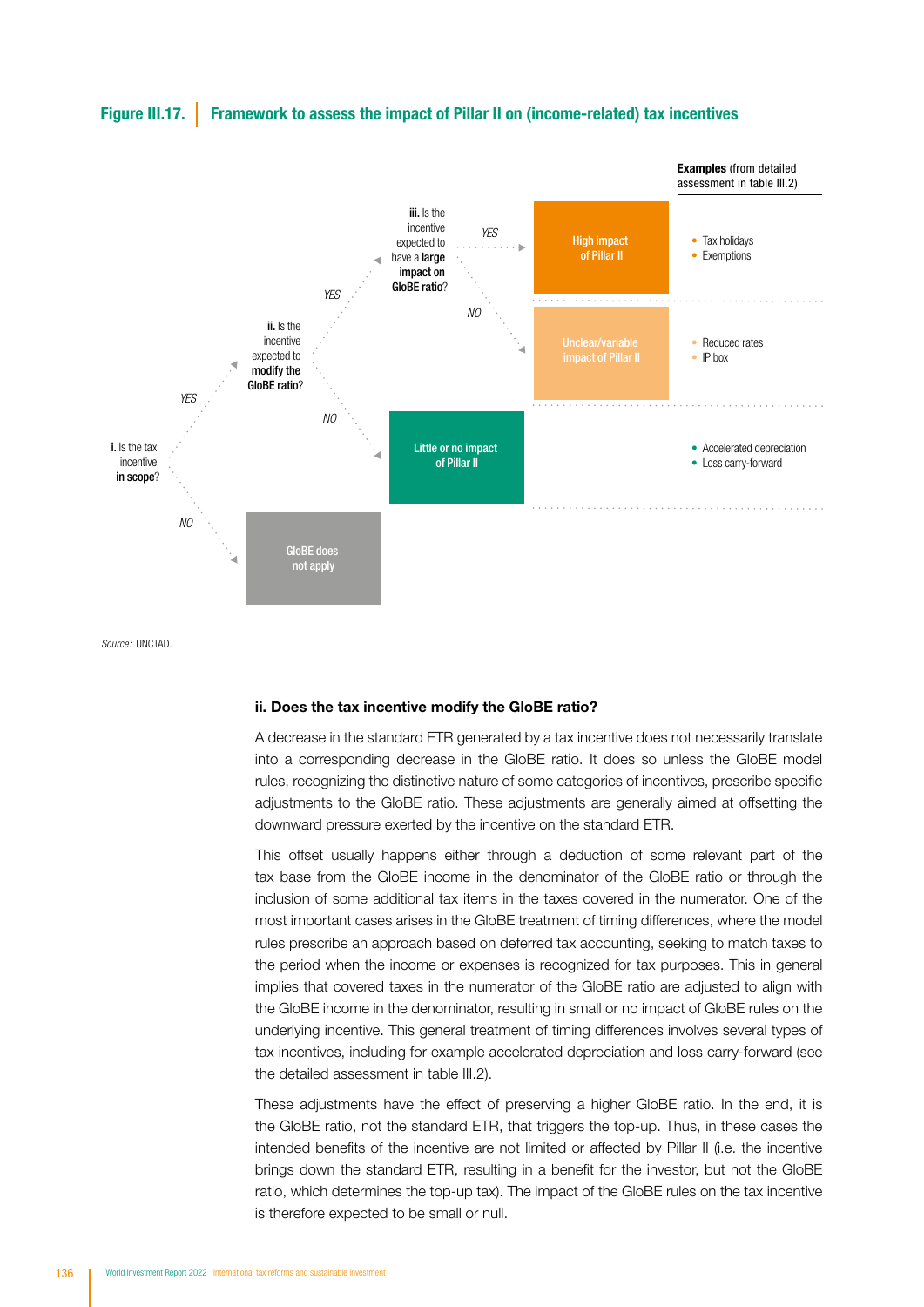**Figure III.17.** **Framework to assess the impact of Pillar II on (income-related) tax incentives**

**i.** Is the tax incentive **in scope**?
- NO → GloBE does not apply
- YES → **ii.** Is the incentive expected to **modify the GloBE ratio**?
  - NO → Little or no impact of Pillar II
  - YES → **iii.** Is the incentive expected to have a **large impact on GloBE ratio**?
    - YES → High impact of Pillar II
    - NO → Unclear/variable impact of Pillar II

**Examples** (from detailed assessment in table III.2)

| Outcome | Examples |
| --- | --- |
| High impact of Pillar II | • Tax holidays<br>• Exemptions |
| Unclear/variable impact of Pillar II | • Reduced rates<br>• IP box |
| Little or no impact of Pillar II | • Accelerated depreciation<br>• Loss carry-forward |

*Source:* UNCTAD.

### ii. Does the tax incentive modify the GloBE ratio?

A decrease in the standard ETR generated by a tax incentive does not necessarily translate into a corresponding decrease in the GloBE ratio. It does so unless the GloBE model rules, recognizing the distinctive nature of some categories of incentives, prescribe specific adjustments to the GloBE ratio. These adjustments are generally aimed at offsetting the downward pressure exerted by the incentive on the standard ETR.

This offset usually happens either through a deduction of some relevant part of the tax base from the GloBE income in the denominator of the GloBE ratio or through the inclusion of some additional tax items in the taxes covered in the numerator. One of the most important cases arises in the GloBE treatment of timing differences, where the model rules prescribe an approach based on deferred tax accounting, seeking to match taxes to the period when the income or expenses is recognized for tax purposes. This in general implies that covered taxes in the numerator of the GloBE ratio are adjusted to align with the GloBE income in the denominator, resulting in small or no impact of GloBE rules on the underlying incentive. This general treatment of timing differences involves several types of tax incentives, including for example accelerated depreciation and loss carry-forward (see the detailed assessment in table III.2).

These adjustments have the effect of preserving a higher GloBE ratio. In the end, it is the GloBE ratio, not the standard ETR, that triggers the top-up. Thus, in these cases the intended benefits of the incentive are not limited or affected by Pillar II (i.e. the incentive brings down the standard ETR, resulting in a benefit for the investor, but not the GloBE ratio, which determines the top-up tax). The impact of the GloBE rules on the tax incentive is therefore expected to be small or null.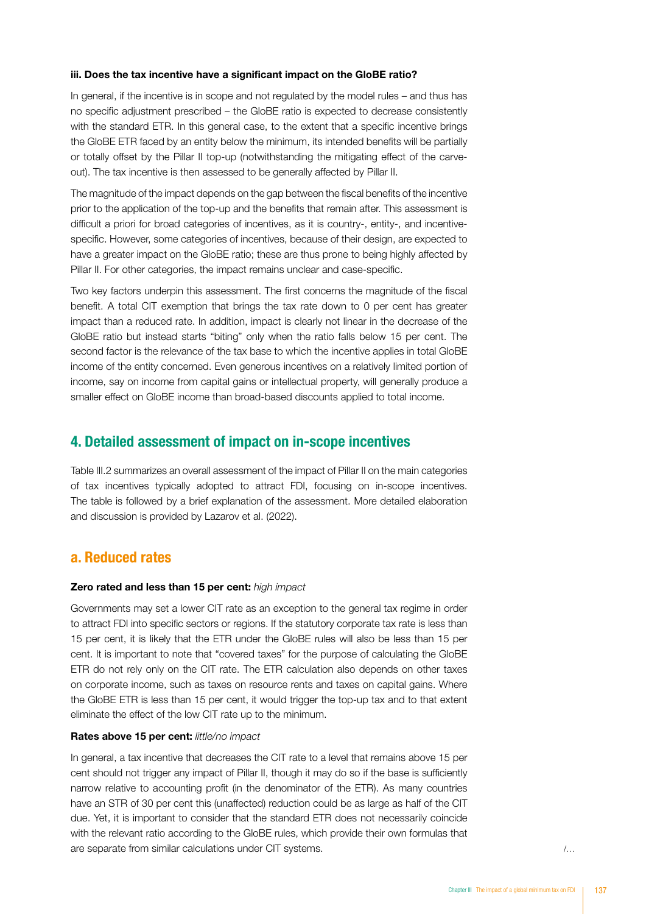**iii. Does the tax incentive have a significant impact on the GloBE ratio?**

In general, if the incentive is in scope and not regulated by the model rules – and thus has no specific adjustment prescribed – the GloBE ratio is expected to decrease consistently with the standard ETR. In this general case, to the extent that a specific incentive brings the GloBE ETR faced by an entity below the minimum, its intended benefits will be partially or totally offset by the Pillar II top-up (notwithstanding the mitigating effect of the carve-out). The tax incentive is then assessed to be generally affected by Pillar II.

The magnitude of the impact depends on the gap between the fiscal benefits of the incentive prior to the application of the top-up and the benefits that remain after. This assessment is difficult a priori for broad categories of incentives, as it is country-, entity-, and incentive-specific. However, some categories of incentives, because of their design, are expected to have a greater impact on the GloBE ratio; these are thus prone to being highly affected by Pillar II. For other categories, the impact remains unclear and case-specific.

Two key factors underpin this assessment. The first concerns the magnitude of the fiscal benefit. A total CIT exemption that brings the tax rate down to 0 per cent has greater impact than a reduced rate. In addition, impact is clearly not linear in the decrease of the GloBE ratio but instead starts "biting" only when the ratio falls below 15 per cent. The second factor is the relevance of the tax base to which the incentive applies in total GloBE income of the entity concerned. Even generous incentives on a relatively limited portion of income, say on income from capital gains or intellectual property, will generally produce a smaller effect on GloBE income than broad-based discounts applied to total income.

## 4. Detailed assessment of impact on in-scope incentives

Table III.2 summarizes an overall assessment of the impact of Pillar II on the main categories of tax incentives typically adopted to attract FDI, focusing on in-scope incentives. The table is followed by a brief explanation of the assessment. More detailed elaboration and discussion is provided by Lazarov et al. (2022).

### a. Reduced rates

**Zero rated and less than 15 per cent:** *high impact*

Governments may set a lower CIT rate as an exception to the general tax regime in order to attract FDI into specific sectors or regions. If the statutory corporate tax rate is less than 15 per cent, it is likely that the ETR under the GloBE rules will also be less than 15 per cent. It is important to note that "covered taxes" for the purpose of calculating the GloBE ETR do not rely only on the CIT rate. The ETR calculation also depends on other taxes on corporate income, such as taxes on resource rents and taxes on capital gains. Where the GloBE ETR is less than 15 per cent, it would trigger the top-up tax and to that extent eliminate the effect of the low CIT rate up to the minimum.

**Rates above 15 per cent:** *little/no impact*

In general, a tax incentive that decreases the CIT rate to a level that remains above 15 per cent should not trigger any impact of Pillar II, though it may do so if the base is sufficiently narrow relative to accounting profit (in the denominator of the ETR). As many countries have an STR of 30 per cent this (unaffected) reduction could be as large as half of the CIT due. Yet, it is important to consider that the standard ETR does not necessarily coincide with the relevant ratio according to the GloBE rules, which provide their own formulas that are separate from similar calculations under CIT systems.

/...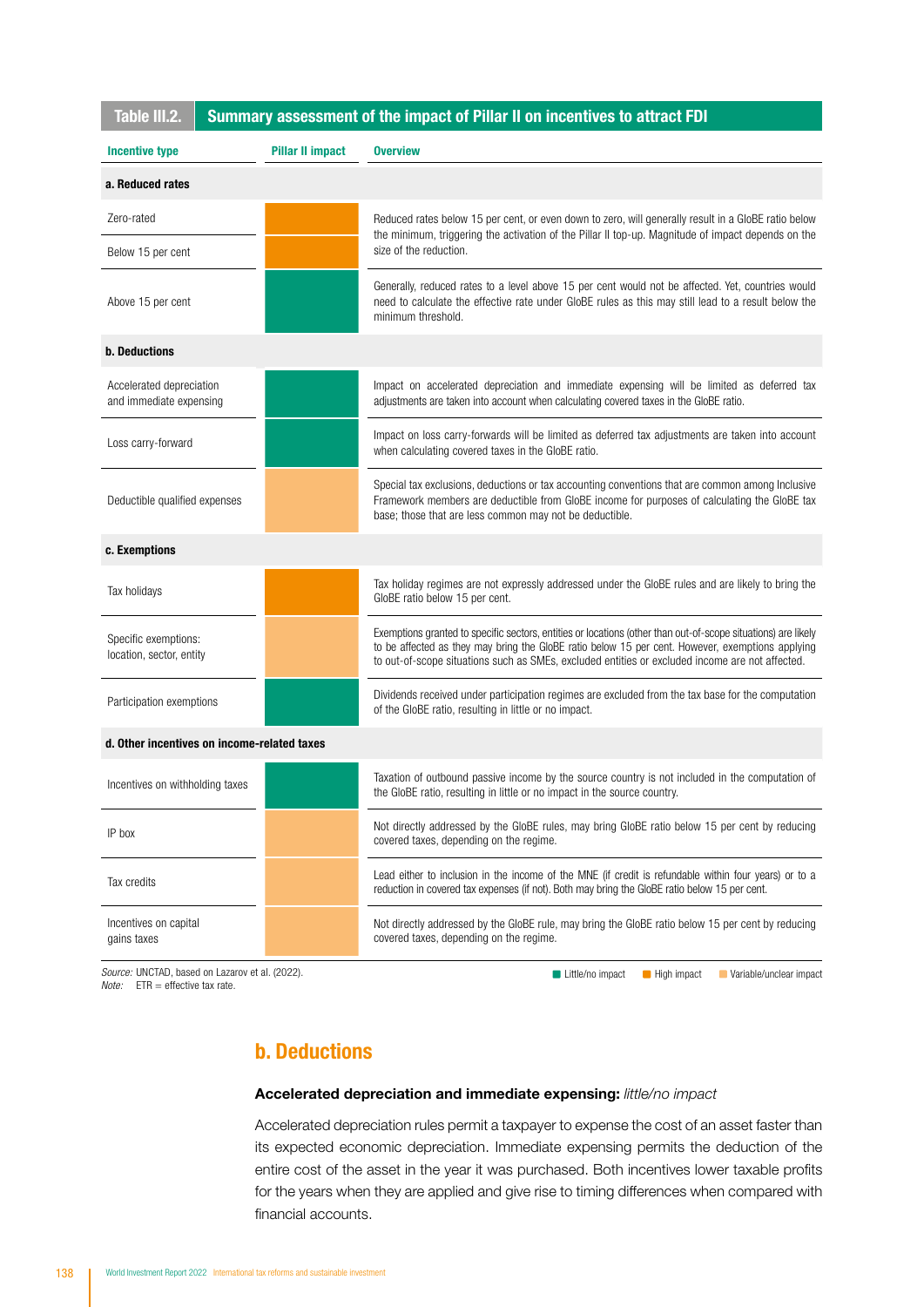**Table III.2. Summary assessment of the impact of Pillar II on incentives to attract FDI**

| Incentive type | Pillar II impact | Overview |
|---|---|---|
| **a. Reduced rates** | | |
| Zero-rated | High impact | Reduced rates below 15 per cent, or even down to zero, will generally result in a GloBE ratio below the minimum, triggering the activation of the Pillar II top-up. Magnitude of impact depends on the size of the reduction. |
| Below 15 per cent | High impact | |
| Above 15 per cent | Little/no impact | Generally, reduced rates to a level above 15 per cent would not be affected. Yet, countries would need to calculate the effective rate under GloBE rules as this may still lead to a result below the minimum threshold. |
| **b. Deductions** | | |
| Accelerated depreciation and immediate expensing | Little/no impact | Impact on accelerated depreciation and immediate expensing will be limited as deferred tax adjustments are taken into account when calculating covered taxes in the GloBE ratio. |
| Loss carry-forward | Little/no impact | Impact on loss carry-forwards will be limited as deferred tax adjustments are taken into account when calculating covered taxes in the GloBE ratio. |
| Deductible qualified expenses | Variable/unclear impact | Special tax exclusions, deductions or tax accounting conventions that are common among Inclusive Framework members are deductible from GloBE income for purposes of calculating the GloBE tax base; those that are less common may not be deductible. |
| **c. Exemptions** | | |
| Tax holidays | High impact | Tax holiday regimes are not expressly addressed under the GloBE rules and are likely to bring the GloBE ratio below 15 per cent. |
| Specific exemptions: location, sector, entity | Variable/unclear impact | Exemptions granted to specific sectors, entities or locations (other than out-of-scope situations) are likely to be affected as they may bring the GloBE ratio below 15 per cent. However, exemptions applying to out-of-scope situations such as SMEs, excluded entities or excluded income are not affected. |
| Participation exemptions | Little/no impact | Dividends received under participation regimes are excluded from the tax base for the computation of the GloBE ratio, resulting in little or no impact. |
| **d. Other incentives on income-related taxes** | | |
| Incentives on withholding taxes | Little/no impact | Taxation of outbound passive income by the source country is not included in the computation of the GloBE ratio, resulting in little or no impact in the source country. |
| IP box | Variable/unclear impact | Not directly addressed by the GloBE rules, may bring GloBE ratio below 15 per cent by reducing covered taxes, depending on the regime. |
| Tax credits | Variable/unclear impact | Lead either to inclusion in the income of the MNE (if credit is refundable within four years) or to a reduction in covered tax expenses (if not). Both may bring the GloBE ratio below 15 per cent. |
| Incentives on capital gains taxes | Variable/unclear impact | Not directly addressed by the GloBE rule, may bring the GloBE ratio below 15 per cent by reducing covered taxes, depending on the regime. |

*Source:* UNCTAD, based on Lazarov et al. (2022).
*Note:* ETR = effective tax rate.

Legend: Little/no impact; High impact; Variable/unclear impact

## b. Deductions

**Accelerated depreciation and immediate expensing:** *little/no impact*

Accelerated depreciation rules permit a taxpayer to expense the cost of an asset faster than its expected economic depreciation. Immediate expensing permits the deduction of the entire cost of the asset in the year it was purchased. Both incentives lower taxable profits for the years when they are applied and give rise to timing differences when compared with financial accounts.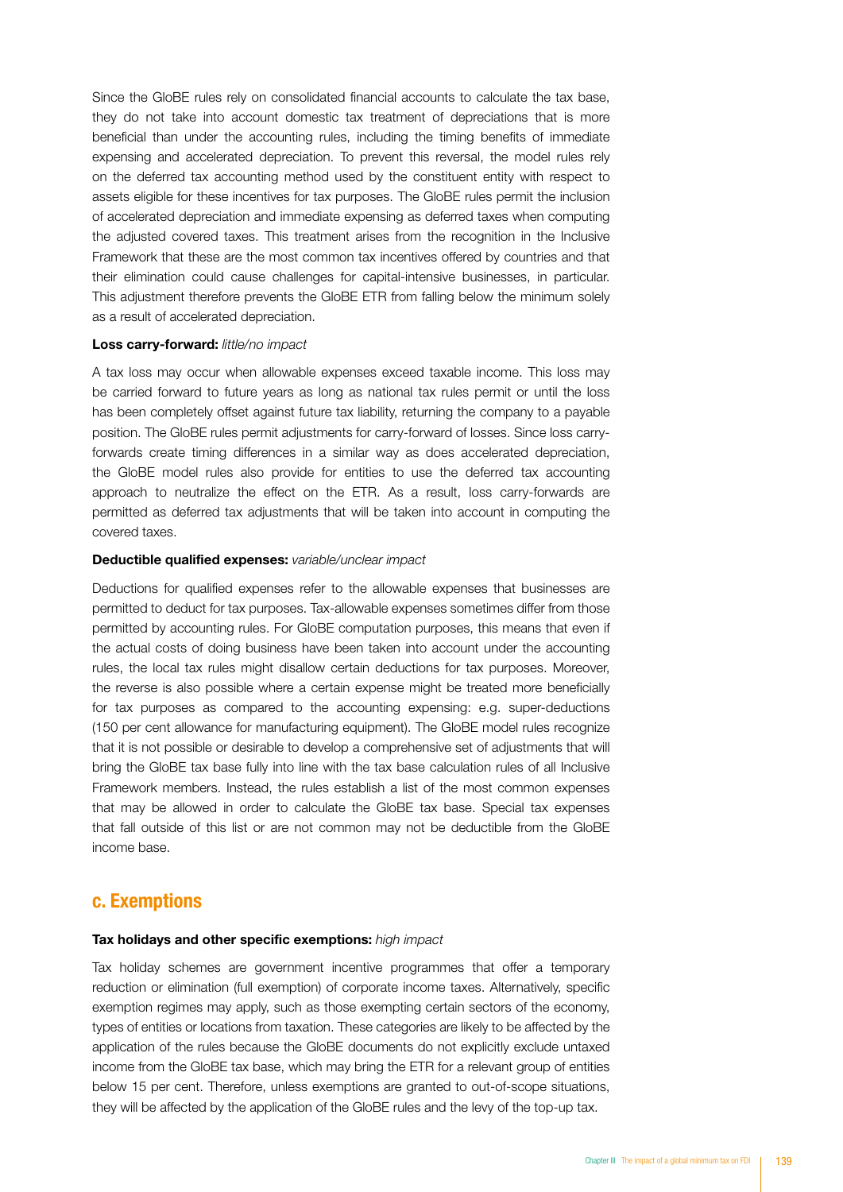Since the GloBE rules rely on consolidated financial accounts to calculate the tax base, they do not take into account domestic tax treatment of depreciations that is more beneficial than under the accounting rules, including the timing benefits of immediate expensing and accelerated depreciation. To prevent this reversal, the model rules rely on the deferred tax accounting method used by the constituent entity with respect to assets eligible for these incentives for tax purposes. The GloBE rules permit the inclusion of accelerated depreciation and immediate expensing as deferred taxes when computing the adjusted covered taxes. This treatment arises from the recognition in the Inclusive Framework that these are the most common tax incentives offered by countries and that their elimination could cause challenges for capital-intensive businesses, in particular. This adjustment therefore prevents the GloBE ETR from falling below the minimum solely as a result of accelerated depreciation.

**Loss carry-forward:** *little/no impact*

A tax loss may occur when allowable expenses exceed taxable income. This loss may be carried forward to future years as long as national tax rules permit or until the loss has been completely offset against future tax liability, returning the company to a payable position. The GloBE rules permit adjustments for carry-forward of losses. Since loss carry-forwards create timing differences in a similar way as does accelerated depreciation, the GloBE model rules also provide for entities to use the deferred tax accounting approach to neutralize the effect on the ETR. As a result, loss carry-forwards are permitted as deferred tax adjustments that will be taken into account in computing the covered taxes.

**Deductible qualified expenses:** *variable/unclear impact*

Deductions for qualified expenses refer to the allowable expenses that businesses are permitted to deduct for tax purposes. Tax-allowable expenses sometimes differ from those permitted by accounting rules. For GloBE computation purposes, this means that even if the actual costs of doing business have been taken into account under the accounting rules, the local tax rules might disallow certain deductions for tax purposes. Moreover, the reverse is also possible where a certain expense might be treated more beneficially for tax purposes as compared to the accounting expensing: e.g. super-deductions (150 per cent allowance for manufacturing equipment). The GloBE model rules recognize that it is not possible or desirable to develop a comprehensive set of adjustments that will bring the GloBE tax base fully into line with the tax base calculation rules of all Inclusive Framework members. Instead, the rules establish a list of the most common expenses that may be allowed in order to calculate the GloBE tax base. Special tax expenses that fall outside of this list or are not common may not be deductible from the GloBE income base.

## c. Exemptions

**Tax holidays and other specific exemptions:** *high impact*

Tax holiday schemes are government incentive programmes that offer a temporary reduction or elimination (full exemption) of corporate income taxes. Alternatively, specific exemption regimes may apply, such as those exempting certain sectors of the economy, types of entities or locations from taxation. These categories are likely to be affected by the application of the rules because the GloBE documents do not explicitly exclude untaxed income from the GloBE tax base, which may bring the ETR for a relevant group of entities below 15 per cent. Therefore, unless exemptions are granted to out-of-scope situations, they will be affected by the application of the GloBE rules and the levy of the top-up tax.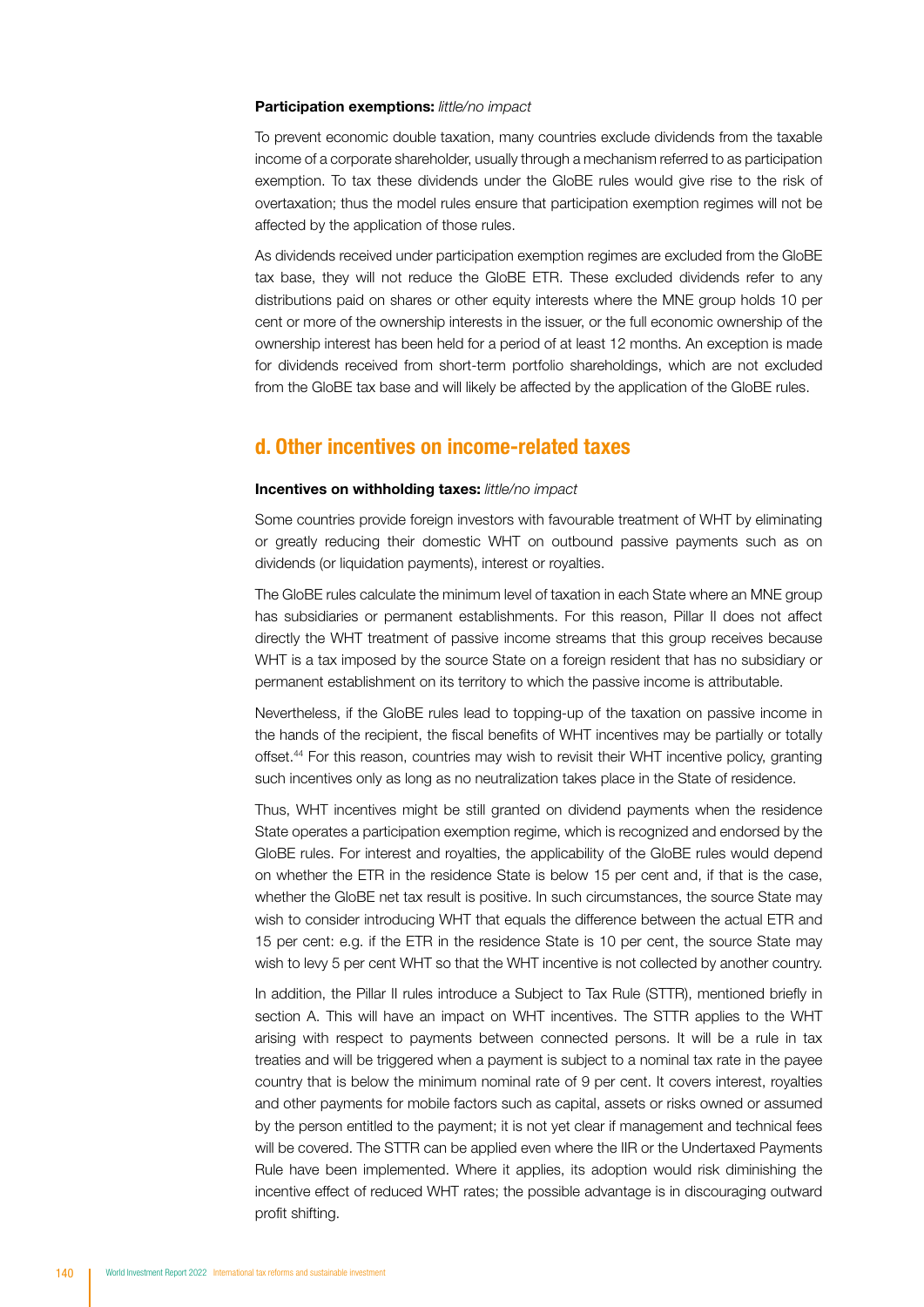**Participation exemptions:** *little/no impact*

To prevent economic double taxation, many countries exclude dividends from the taxable income of a corporate shareholder, usually through a mechanism referred to as participation exemption. To tax these dividends under the GloBE rules would give rise to the risk of overtaxation; thus the model rules ensure that participation exemption regimes will not be affected by the application of those rules.

As dividends received under participation exemption regimes are excluded from the GloBE tax base, they will not reduce the GloBE ETR. These excluded dividends refer to any distributions paid on shares or other equity interests where the MNE group holds 10 per cent or more of the ownership interests in the issuer, or the full economic ownership of the ownership interest has been held for a period of at least 12 months. An exception is made for dividends received from short-term portfolio shareholdings, which are not excluded from the GloBE tax base and will likely be affected by the application of the GloBE rules.

## d. Other incentives on income-related taxes

**Incentives on withholding taxes:** *little/no impact*

Some countries provide foreign investors with favourable treatment of WHT by eliminating or greatly reducing their domestic WHT on outbound passive payments such as on dividends (or liquidation payments), interest or royalties.

The GloBE rules calculate the minimum level of taxation in each State where an MNE group has subsidiaries or permanent establishments. For this reason, Pillar II does not affect directly the WHT treatment of passive income streams that this group receives because WHT is a tax imposed by the source State on a foreign resident that has no subsidiary or permanent establishment on its territory to which the passive income is attributable.

Nevertheless, if the GloBE rules lead to topping-up of the taxation on passive income in the hands of the recipient, the fiscal benefits of WHT incentives may be partially or totally offset.[44] For this reason, countries may wish to revisit their WHT incentive policy, granting such incentives only as long as no neutralization takes place in the State of residence.

Thus, WHT incentives might be still granted on dividend payments when the residence State operates a participation exemption regime, which is recognized and endorsed by the GloBE rules. For interest and royalties, the applicability of the GloBE rules would depend on whether the ETR in the residence State is below 15 per cent and, if that is the case, whether the GloBE net tax result is positive. In such circumstances, the source State may wish to consider introducing WHT that equals the difference between the actual ETR and 15 per cent: e.g. if the ETR in the residence State is 10 per cent, the source State may wish to levy 5 per cent WHT so that the WHT incentive is not collected by another country.

In addition, the Pillar II rules introduce a Subject to Tax Rule (STTR), mentioned briefly in section A. This will have an impact on WHT incentives. The STTR applies to the WHT arising with respect to payments between connected persons. It will be a rule in tax treaties and will be triggered when a payment is subject to a nominal tax rate in the payee country that is below the minimum nominal rate of 9 per cent. It covers interest, royalties and other payments for mobile factors such as capital, assets or risks owned or assumed by the person entitled to the payment; it is not yet clear if management and technical fees will be covered. The STTR can be applied even where the IIR or the Undertaxed Payments Rule have been implemented. Where it applies, its adoption would risk diminishing the incentive effect of reduced WHT rates; the possible advantage is in discouraging outward profit shifting.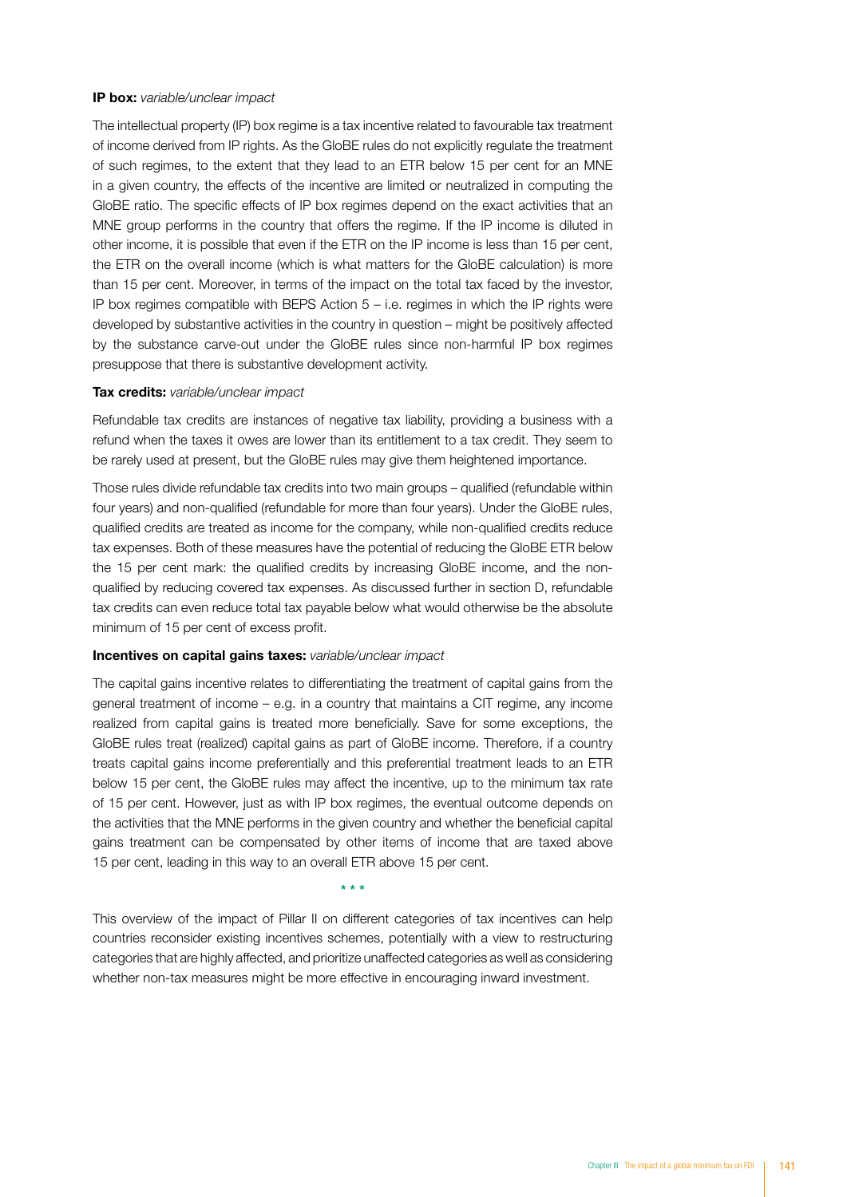**IP box:** *variable/unclear impact*

The intellectual property (IP) box regime is a tax incentive related to favourable tax treatment of income derived from IP rights. As the GloBE rules do not explicitly regulate the treatment of such regimes, to the extent that they lead to an ETR below 15 per cent for an MNE in a given country, the effects of the incentive are limited or neutralized in computing the GloBE ratio. The specific effects of IP box regimes depend on the exact activities that an MNE group performs in the country that offers the regime. If the IP income is diluted in other income, it is possible that even if the ETR on the IP income is less than 15 per cent, the ETR on the overall income (which is what matters for the GloBE calculation) is more than 15 per cent. Moreover, in terms of the impact on the total tax faced by the investor, IP box regimes compatible with BEPS Action 5 – i.e. regimes in which the IP rights were developed by substantive activities in the country in question – might be positively affected by the substance carve-out under the GloBE rules since non-harmful IP box regimes presuppose that there is substantive development activity.

**Tax credits:** *variable/unclear impact*

Refundable tax credits are instances of negative tax liability, providing a business with a refund when the taxes it owes are lower than its entitlement to a tax credit. They seem to be rarely used at present, but the GloBE rules may give them heightened importance.

Those rules divide refundable tax credits into two main groups – qualified (refundable within four years) and non-qualified (refundable for more than four years). Under the GloBE rules, qualified credits are treated as income for the company, while non-qualified credits reduce tax expenses. Both of these measures have the potential of reducing the GloBE ETR below the 15 per cent mark: the qualified credits by increasing GloBE income, and the non-qualified by reducing covered tax expenses. As discussed further in section D, refundable tax credits can even reduce total tax payable below what would otherwise be the absolute minimum of 15 per cent of excess profit.

**Incentives on capital gains taxes:** *variable/unclear impact*

The capital gains incentive relates to differentiating the treatment of capital gains from the general treatment of income – e.g. in a country that maintains a CIT regime, any income realized from capital gains is treated more beneficially. Save for some exceptions, the GloBE rules treat (realized) capital gains as part of GloBE income. Therefore, if a country treats capital gains income preferentially and this preferential treatment leads to an ETR below 15 per cent, the GloBE rules may affect the incentive, up to the minimum tax rate of 15 per cent. However, just as with IP box regimes, the eventual outcome depends on the activities that the MNE performs in the given country and whether the beneficial capital gains treatment can be compensated by other items of income that are taxed above 15 per cent, leading in this way to an overall ETR above 15 per cent.

\* \* \*

This overview of the impact of Pillar II on different categories of tax incentives can help countries reconsider existing incentives schemes, potentially with a view to restructuring categories that are highly affected, and prioritize unaffected categories as well as considering whether non-tax measures might be more effective in encouraging inward investment.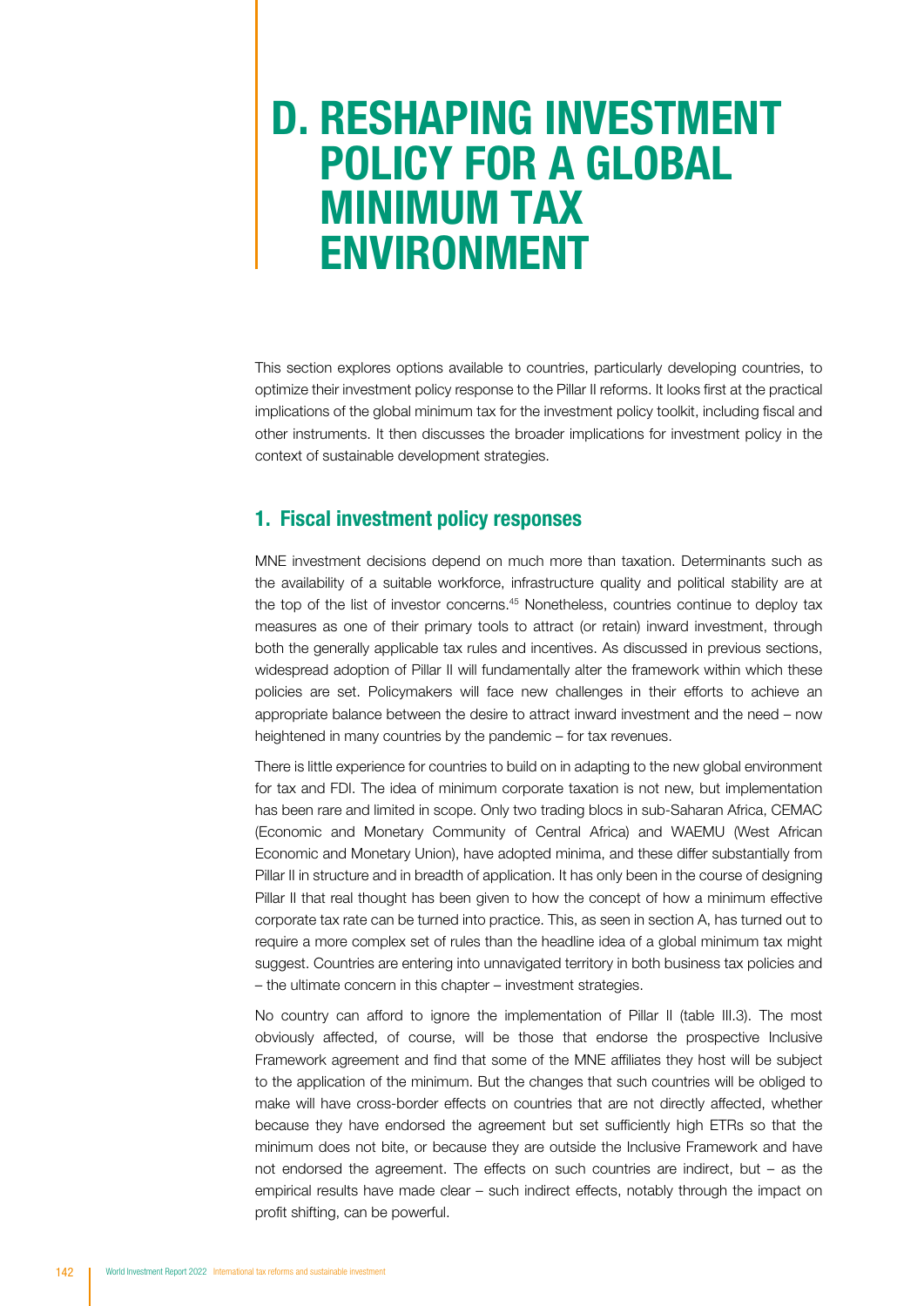# D. RESHAPING INVESTMENT POLICY FOR A GLOBAL MINIMUM TAX ENVIRONMENT

This section explores options available to countries, particularly developing countries, to optimize their investment policy response to the Pillar II reforms. It looks first at the practical implications of the global minimum tax for the investment policy toolkit, including fiscal and other instruments. It then discusses the broader implications for investment policy in the context of sustainable development strategies.

## 1. Fiscal investment policy responses

MNE investment decisions depend on much more than taxation. Determinants such as the availability of a suitable workforce, infrastructure quality and political stability are at the top of the list of investor concerns.[45] Nonetheless, countries continue to deploy tax measures as one of their primary tools to attract (or retain) inward investment, through both the generally applicable tax rules and incentives. As discussed in previous sections, widespread adoption of Pillar II will fundamentally alter the framework within which these policies are set. Policymakers will face new challenges in their efforts to achieve an appropriate balance between the desire to attract inward investment and the need – now heightened in many countries by the pandemic – for tax revenues.

There is little experience for countries to build on in adapting to the new global environment for tax and FDI. The idea of minimum corporate taxation is not new, but implementation has been rare and limited in scope. Only two trading blocs in sub-Saharan Africa, CEMAC (Economic and Monetary Community of Central Africa) and WAEMU (West African Economic and Monetary Union), have adopted minima, and these differ substantially from Pillar II in structure and in breadth of application. It has only been in the course of designing Pillar II that real thought has been given to how the concept of how a minimum effective corporate tax rate can be turned into practice. This, as seen in section A, has turned out to require a more complex set of rules than the headline idea of a global minimum tax might suggest. Countries are entering into unnavigated territory in both business tax policies and – the ultimate concern in this chapter – investment strategies.

No country can afford to ignore the implementation of Pillar II (table III.3). The most obviously affected, of course, will be those that endorse the prospective Inclusive Framework agreement and find that some of the MNE affiliates they host will be subject to the application of the minimum. But the changes that such countries will be obliged to make will have cross-border effects on countries that are not directly affected, whether because they have endorsed the agreement but set sufficiently high ETRs so that the minimum does not bite, or because they are outside the Inclusive Framework and have not endorsed the agreement. The effects on such countries are indirect, but – as the empirical results have made clear – such indirect effects, notably through the impact on profit shifting, can be powerful.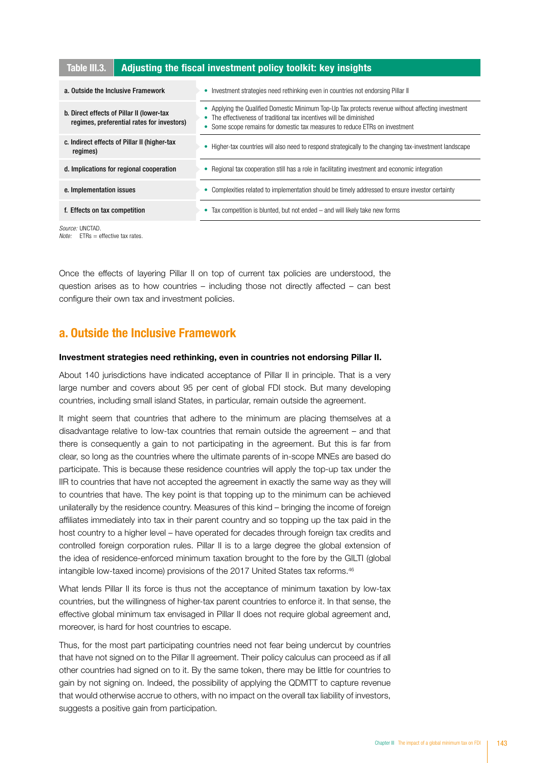**Table III.3. Adjusting the fiscal investment policy toolkit: key insights**

| | |
|---|---|
| a. Outside the Inclusive Framework | • Investment strategies need rethinking even in countries not endorsing Pillar II |
| b. Direct effects of Pillar II (lower-tax regimes, preferential rates for investors) | • Applying the Qualified Domestic Minimum Top-Up Tax protects revenue without affecting investment<br>• The effectiveness of traditional tax incentives will be diminished<br>• Some scope remains for domestic tax measures to reduce ETRs on investment |
| c. Indirect effects of Pillar II (higher-tax regimes) | • Higher-tax countries will also need to respond strategically to the changing tax-investment landscape |
| d. Implications for regional cooperation | • Regional tax cooperation still has a role in facilitating investment and economic integration |
| e. Implementation issues | • Complexities related to implementation should be timely addressed to ensure investor certainty |
| f. Effects on tax competition | • Tax competition is blunted, but not ended – and will likely take new forms |

*Source:* UNCTAD.
*Note:* ETRs = effective tax rates.

Once the effects of layering Pillar II on top of current tax policies are understood, the question arises as to how countries – including those not directly affected – can best configure their own tax and investment policies.

## a. Outside the Inclusive Framework

**Investment strategies need rethinking, even in countries not endorsing Pillar II.**

About 140 jurisdictions have indicated acceptance of Pillar II in principle. That is a very large number and covers about 95 per cent of global FDI stock. But many developing countries, including small island States, in particular, remain outside the agreement.

It might seem that countries that adhere to the minimum are placing themselves at a disadvantage relative to low-tax countries that remain outside the agreement – and that there is consequently a gain to not participating in the agreement. But this is far from clear, so long as the countries where the ultimate parents of in-scope MNEs are based do participate. This is because these residence countries will apply the top-up tax under the IIR to countries that have not accepted the agreement in exactly the same way as they will to countries that have. The key point is that topping up to the minimum can be achieved unilaterally by the residence country. Measures of this kind – bringing the income of foreign affiliates immediately into tax in their parent country and so topping up the tax paid in the host country to a higher level – have operated for decades through foreign tax credits and controlled foreign corporation rules. Pillar II is to a large degree the global extension of the idea of residence-enforced minimum taxation brought to the fore by the GILTI (global intangible low-taxed income) provisions of the 2017 United States tax reforms.[46]

What lends Pillar II its force is thus not the acceptance of minimum taxation by low-tax countries, but the willingness of higher-tax parent countries to enforce it. In that sense, the effective global minimum tax envisaged in Pillar II does not require global agreement and, moreover, is hard for host countries to escape.

Thus, for the most part participating countries need not fear being undercut by countries that have not signed on to the Pillar II agreement. Their policy calculus can proceed as if all other countries had signed on to it. By the same token, there may be little for countries to gain by not signing on. Indeed, the possibility of applying the QDMTT to capture revenue that would otherwise accrue to others, with no impact on the overall tax liability of investors, suggests a positive gain from participation.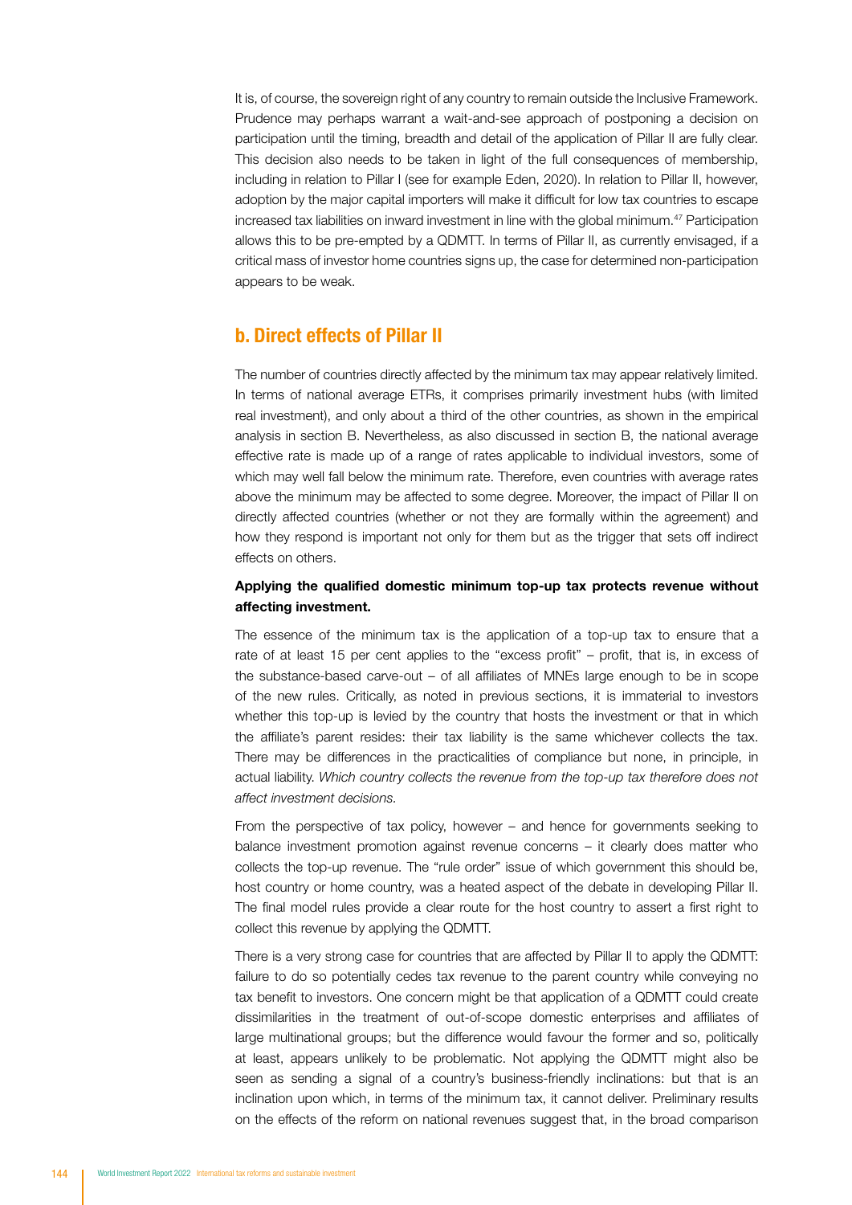It is, of course, the sovereign right of any country to remain outside the Inclusive Framework. Prudence may perhaps warrant a wait-and-see approach of postponing a decision on participation until the timing, breadth and detail of the application of Pillar II are fully clear. This decision also needs to be taken in light of the full consequences of membership, including in relation to Pillar I (see for example Eden, 2020). In relation to Pillar II, however, adoption by the major capital importers will make it difficult for low tax countries to escape increased tax liabilities on inward investment in line with the global minimum.[47] Participation allows this to be pre-empted by a QDMTT. In terms of Pillar II, as currently envisaged, if a critical mass of investor home countries signs up, the case for determined non-participation appears to be weak.

## b. Direct effects of Pillar II

The number of countries directly affected by the minimum tax may appear relatively limited. In terms of national average ETRs, it comprises primarily investment hubs (with limited real investment), and only about a third of the other countries, as shown in the empirical analysis in section B. Nevertheless, as also discussed in section B, the national average effective rate is made up of a range of rates applicable to individual investors, some of which may well fall below the minimum rate. Therefore, even countries with average rates above the minimum may be affected to some degree. Moreover, the impact of Pillar II on directly affected countries (whether or not they are formally within the agreement) and how they respond is important not only for them but as the trigger that sets off indirect effects on others.

**Applying the qualified domestic minimum top-up tax protects revenue without affecting investment.**

The essence of the minimum tax is the application of a top-up tax to ensure that a rate of at least 15 per cent applies to the "excess profit" – profit, that is, in excess of the substance-based carve-out – of all affiliates of MNEs large enough to be in scope of the new rules. Critically, as noted in previous sections, it is immaterial to investors whether this top-up is levied by the country that hosts the investment or that in which the affiliate's parent resides: their tax liability is the same whichever collects the tax. There may be differences in the practicalities of compliance but none, in principle, in actual liability. *Which country collects the revenue from the top-up tax therefore does not affect investment decisions.*

From the perspective of tax policy, however – and hence for governments seeking to balance investment promotion against revenue concerns – it clearly does matter who collects the top-up revenue. The "rule order" issue of which government this should be, host country or home country, was a heated aspect of the debate in developing Pillar II. The final model rules provide a clear route for the host country to assert a first right to collect this revenue by applying the QDMTT.

There is a very strong case for countries that are affected by Pillar II to apply the QDMTT: failure to do so potentially cedes tax revenue to the parent country while conveying no tax benefit to investors. One concern might be that application of a QDMTT could create dissimilarities in the treatment of out-of-scope domestic enterprises and affiliates of large multinational groups; but the difference would favour the former and so, politically at least, appears unlikely to be problematic. Not applying the QDMTT might also be seen as sending a signal of a country's business-friendly inclinations: but that is an inclination upon which, in terms of the minimum tax, it cannot deliver. Preliminary results on the effects of the reform on national revenues suggest that, in the broad comparison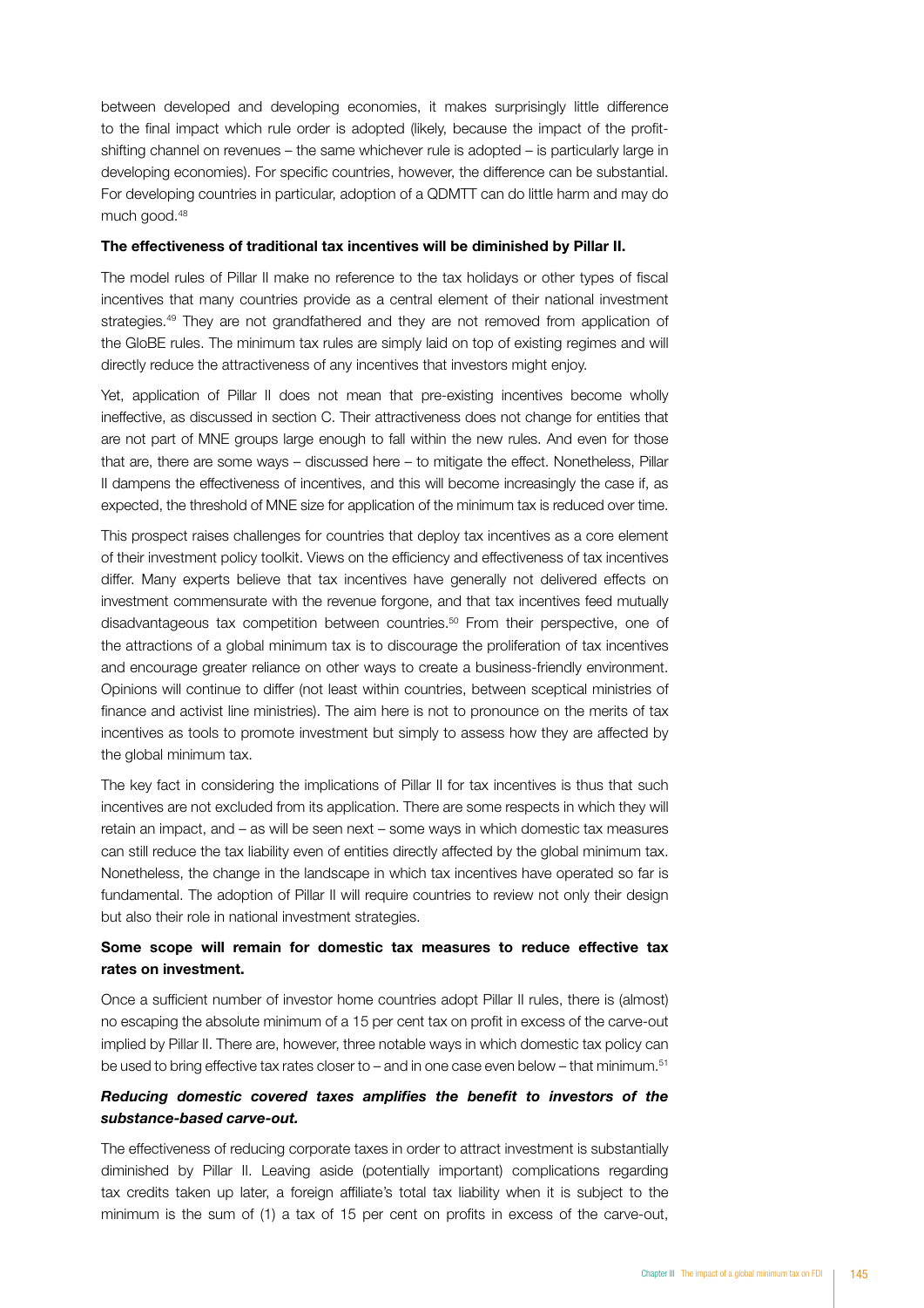between developed and developing economies, it makes surprisingly little difference to the final impact which rule order is adopted (likely, because the impact of the profit-shifting channel on revenues – the same whichever rule is adopted – is particularly large in developing economies). For specific countries, however, the difference can be substantial. For developing countries in particular, adoption of a QDMTT can do little harm and may do much good.[48]

**The effectiveness of traditional tax incentives will be diminished by Pillar II.**

The model rules of Pillar II make no reference to the tax holidays or other types of fiscal incentives that many countries provide as a central element of their national investment strategies.[49] They are not grandfathered and they are not removed from application of the GloBE rules. The minimum tax rules are simply laid on top of existing regimes and will directly reduce the attractiveness of any incentives that investors might enjoy.

Yet, application of Pillar II does not mean that pre-existing incentives become wholly ineffective, as discussed in section C. Their attractiveness does not change for entities that are not part of MNE groups large enough to fall within the new rules. And even for those that are, there are some ways – discussed here – to mitigate the effect. Nonetheless, Pillar II dampens the effectiveness of incentives, and this will become increasingly the case if, as expected, the threshold of MNE size for application of the minimum tax is reduced over time.

This prospect raises challenges for countries that deploy tax incentives as a core element of their investment policy toolkit. Views on the efficiency and effectiveness of tax incentives differ. Many experts believe that tax incentives have generally not delivered effects on investment commensurate with the revenue forgone, and that tax incentives feed mutually disadvantageous tax competition between countries.[50] From their perspective, one of the attractions of a global minimum tax is to discourage the proliferation of tax incentives and encourage greater reliance on other ways to create a business-friendly environment. Opinions will continue to differ (not least within countries, between sceptical ministries of finance and activist line ministries). The aim here is not to pronounce on the merits of tax incentives as tools to promote investment but simply to assess how they are affected by the global minimum tax.

The key fact in considering the implications of Pillar II for tax incentives is thus that such incentives are not excluded from its application. There are some respects in which they will retain an impact, and – as will be seen next – some ways in which domestic tax measures can still reduce the tax liability even of entities directly affected by the global minimum tax. Nonetheless, the change in the landscape in which tax incentives have operated so far is fundamental. The adoption of Pillar II will require countries to review not only their design but also their role in national investment strategies.

**Some scope will remain for domestic tax measures to reduce effective tax rates on investment.**

Once a sufficient number of investor home countries adopt Pillar II rules, there is (almost) no escaping the absolute minimum of a 15 per cent tax on profit in excess of the carve-out implied by Pillar II. There are, however, three notable ways in which domestic tax policy can be used to bring effective tax rates closer to – and in one case even below – that minimum.[51]

***Reducing domestic covered taxes amplifies the benefit to investors of the substance-based carve-out.***

The effectiveness of reducing corporate taxes in order to attract investment is substantially diminished by Pillar II. Leaving aside (potentially important) complications regarding tax credits taken up later, a foreign affiliate's total tax liability when it is subject to the minimum is the sum of (1) a tax of 15 per cent on profits in excess of the carve-out,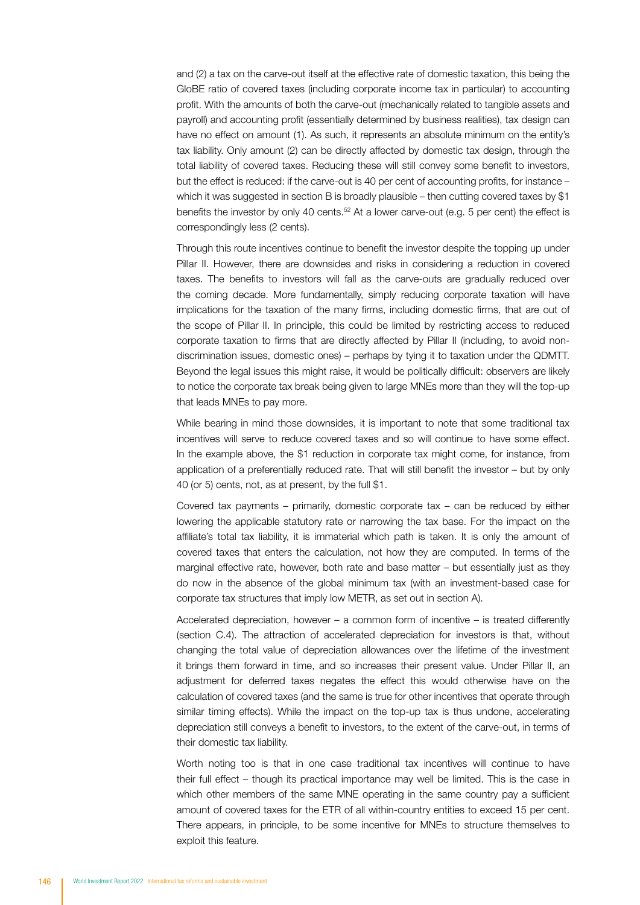and (2) a tax on the carve-out itself at the effective rate of domestic taxation, this being the GloBE ratio of covered taxes (including corporate income tax in particular) to accounting profit. With the amounts of both the carve-out (mechanically related to tangible assets and payroll) and accounting profit (essentially determined by business realities), tax design can have no effect on amount (1). As such, it represents an absolute minimum on the entity's tax liability. Only amount (2) can be directly affected by domestic tax design, through the total liability of covered taxes. Reducing these will still convey some benefit to investors, but the effect is reduced: if the carve-out is 40 per cent of accounting profits, for instance – which it was suggested in section B is broadly plausible – then cutting covered taxes by $1 benefits the investor by only 40 cents.[52] At a lower carve-out (e.g. 5 per cent) the effect is correspondingly less (2 cents).

Through this route incentives continue to benefit the investor despite the topping up under Pillar II. However, there are downsides and risks in considering a reduction in covered taxes. The benefits to investors will fall as the carve-outs are gradually reduced over the coming decade. More fundamentally, simply reducing corporate taxation will have implications for the taxation of the many firms, including domestic firms, that are out of the scope of Pillar II. In principle, this could be limited by restricting access to reduced corporate taxation to firms that are directly affected by Pillar II (including, to avoid non-discrimination issues, domestic ones) – perhaps by tying it to taxation under the QDMTT. Beyond the legal issues this might raise, it would be politically difficult: observers are likely to notice the corporate tax break being given to large MNEs more than they will the top-up that leads MNEs to pay more.

While bearing in mind those downsides, it is important to note that some traditional tax incentives will serve to reduce covered taxes and so will continue to have some effect. In the example above, the $1 reduction in corporate tax might come, for instance, from application of a preferentially reduced rate. That will still benefit the investor – but by only 40 (or 5) cents, not, as at present, by the full $1.

Covered tax payments – primarily, domestic corporate tax – can be reduced by either lowering the applicable statutory rate or narrowing the tax base. For the impact on the affiliate's total tax liability, it is immaterial which path is taken. It is only the amount of covered taxes that enters the calculation, not how they are computed. In terms of the marginal effective rate, however, both rate and base matter – but essentially just as they do now in the absence of the global minimum tax (with an investment-based case for corporate tax structures that imply low METR, as set out in section A).

Accelerated depreciation, however – a common form of incentive – is treated differently (section C.4). The attraction of accelerated depreciation for investors is that, without changing the total value of depreciation allowances over the lifetime of the investment it brings them forward in time, and so increases their present value. Under Pillar II, an adjustment for deferred taxes negates the effect this would otherwise have on the calculation of covered taxes (and the same is true for other incentives that operate through similar timing effects). While the impact on the top-up tax is thus undone, accelerating depreciation still conveys a benefit to investors, to the extent of the carve-out, in terms of their domestic tax liability.

Worth noting too is that in one case traditional tax incentives will continue to have their full effect – though its practical importance may well be limited. This is the case in which other members of the same MNE operating in the same country pay a sufficient amount of covered taxes for the ETR of all within-country entities to exceed 15 per cent. There appears, in principle, to be some incentive for MNEs to structure themselves to exploit this feature.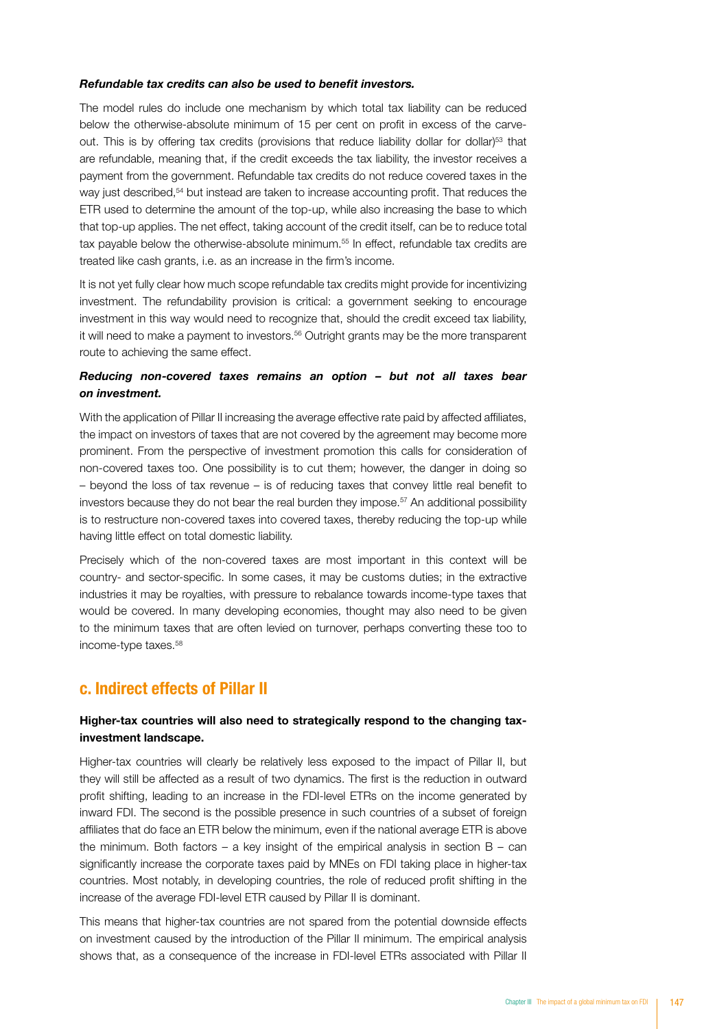***Refundable tax credits can also be used to benefit investors.***

The model rules do include one mechanism by which total tax liability can be reduced below the otherwise-absolute minimum of 15 per cent on profit in excess of the carve-out. This is by offering tax credits (provisions that reduce liability dollar for dollar)[53] that are refundable, meaning that, if the credit exceeds the tax liability, the investor receives a payment from the government. Refundable tax credits do not reduce covered taxes in the way just described,[54] but instead are taken to increase accounting profit. That reduces the ETR used to determine the amount of the top-up, while also increasing the base to which that top-up applies. The net effect, taking account of the credit itself, can be to reduce total tax payable below the otherwise-absolute minimum.[55] In effect, refundable tax credits are treated like cash grants, i.e. as an increase in the firm's income.

It is not yet fully clear how much scope refundable tax credits might provide for incentivizing investment. The refundability provision is critical: a government seeking to encourage investment in this way would need to recognize that, should the credit exceed tax liability, it will need to make a payment to investors.[56] Outright grants may be the more transparent route to achieving the same effect.

***Reducing non-covered taxes remains an option – but not all taxes bear on investment.***

With the application of Pillar II increasing the average effective rate paid by affected affiliates, the impact on investors of taxes that are not covered by the agreement may become more prominent. From the perspective of investment promotion this calls for consideration of non-covered taxes too. One possibility is to cut them; however, the danger in doing so – beyond the loss of tax revenue – is of reducing taxes that convey little real benefit to investors because they do not bear the real burden they impose.[57] An additional possibility is to restructure non-covered taxes into covered taxes, thereby reducing the top-up while having little effect on total domestic liability.

Precisely which of the non-covered taxes are most important in this context will be country- and sector-specific. In some cases, it may be customs duties; in the extractive industries it may be royalties, with pressure to rebalance towards income-type taxes that would be covered. In many developing economies, thought may also need to be given to the minimum taxes that are often levied on turnover, perhaps converting these too to income-type taxes.[58]

## c. Indirect effects of Pillar II

**Higher-tax countries will also need to strategically respond to the changing tax-investment landscape.**

Higher-tax countries will clearly be relatively less exposed to the impact of Pillar II, but they will still be affected as a result of two dynamics. The first is the reduction in outward profit shifting, leading to an increase in the FDI-level ETRs on the income generated by inward FDI. The second is the possible presence in such countries of a subset of foreign affiliates that do face an ETR below the minimum, even if the national average ETR is above the minimum. Both factors – a key insight of the empirical analysis in section B – can significantly increase the corporate taxes paid by MNEs on FDI taking place in higher-tax countries. Most notably, in developing countries, the role of reduced profit shifting in the increase of the average FDI-level ETR caused by Pillar II is dominant.

This means that higher-tax countries are not spared from the potential downside effects on investment caused by the introduction of the Pillar II minimum. The empirical analysis shows that, as a consequence of the increase in FDI-level ETRs associated with Pillar II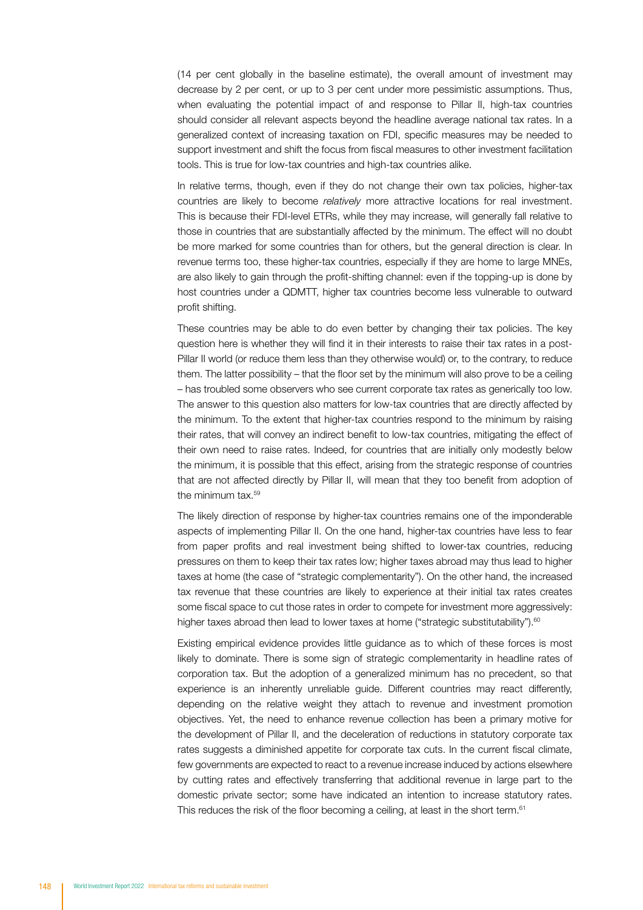(14 per cent globally in the baseline estimate), the overall amount of investment may decrease by 2 per cent, or up to 3 per cent under more pessimistic assumptions. Thus, when evaluating the potential impact of and response to Pillar II, high-tax countries should consider all relevant aspects beyond the headline average national tax rates. In a generalized context of increasing taxation on FDI, specific measures may be needed to support investment and shift the focus from fiscal measures to other investment facilitation tools. This is true for low-tax countries and high-tax countries alike.

In relative terms, though, even if they do not change their own tax policies, higher-tax countries are likely to become *relatively* more attractive locations for real investment. This is because their FDI-level ETRs, while they may increase, will generally fall relative to those in countries that are substantially affected by the minimum. The effect will no doubt be more marked for some countries than for others, but the general direction is clear. In revenue terms too, these higher-tax countries, especially if they are home to large MNEs, are also likely to gain through the profit-shifting channel: even if the topping-up is done by host countries under a QDMTT, higher tax countries become less vulnerable to outward profit shifting.

These countries may be able to do even better by changing their tax policies. The key question here is whether they will find it in their interests to raise their tax rates in a post-Pillar II world (or reduce them less than they otherwise would) or, to the contrary, to reduce them. The latter possibility – that the floor set by the minimum will also prove to be a ceiling – has troubled some observers who see current corporate tax rates as generically too low. The answer to this question also matters for low-tax countries that are directly affected by the minimum. To the extent that higher-tax countries respond to the minimum by raising their rates, that will convey an indirect benefit to low-tax countries, mitigating the effect of their own need to raise rates. Indeed, for countries that are initially only modestly below the minimum, it is possible that this effect, arising from the strategic response of countries that are not affected directly by Pillar II, will mean that they too benefit from adoption of the minimum tax.[59]

The likely direction of response by higher-tax countries remains one of the imponderable aspects of implementing Pillar II. On the one hand, higher-tax countries have less to fear from paper profits and real investment being shifted to lower-tax countries, reducing pressures on them to keep their tax rates low; higher taxes abroad may thus lead to higher taxes at home (the case of "strategic complementarity"). On the other hand, the increased tax revenue that these countries are likely to experience at their initial tax rates creates some fiscal space to cut those rates in order to compete for investment more aggressively: higher taxes abroad then lead to lower taxes at home ("strategic substitutability").[60]

Existing empirical evidence provides little guidance as to which of these forces is most likely to dominate. There is some sign of strategic complementarity in headline rates of corporation tax. But the adoption of a generalized minimum has no precedent, so that experience is an inherently unreliable guide. Different countries may react differently, depending on the relative weight they attach to revenue and investment promotion objectives. Yet, the need to enhance revenue collection has been a primary motive for the development of Pillar II, and the deceleration of reductions in statutory corporate tax rates suggests a diminished appetite for corporate tax cuts. In the current fiscal climate, few governments are expected to react to a revenue increase induced by actions elsewhere by cutting rates and effectively transferring that additional revenue in large part to the domestic private sector; some have indicated an intention to increase statutory rates. This reduces the risk of the floor becoming a ceiling, at least in the short term.[61]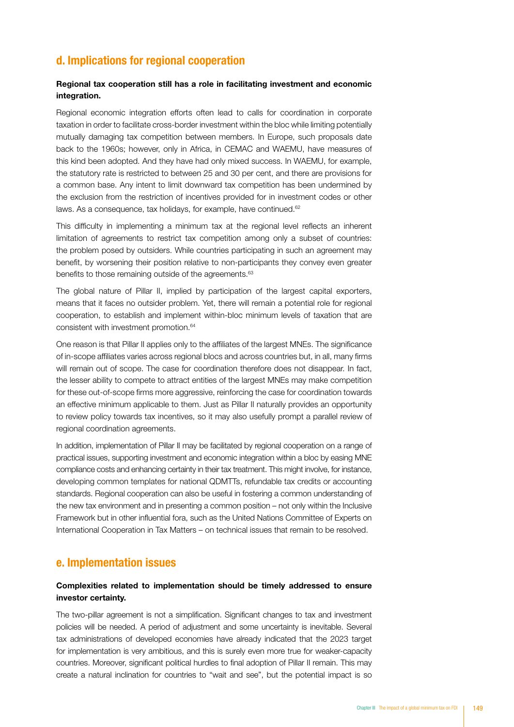## d. Implications for regional cooperation

**Regional tax cooperation still has a role in facilitating investment and economic integration.**

Regional economic integration efforts often lead to calls for coordination in corporate taxation in order to facilitate cross-border investment within the bloc while limiting potentially mutually damaging tax competition between members. In Europe, such proposals date back to the 1960s; however, only in Africa, in CEMAC and WAEMU, have measures of this kind been adopted. And they have had only mixed success. In WAEMU, for example, the statutory rate is restricted to between 25 and 30 per cent, and there are provisions for a common base. Any intent to limit downward tax competition has been undermined by the exclusion from the restriction of incentives provided for in investment codes or other laws. As a consequence, tax holidays, for example, have continued.[62]

This difficulty in implementing a minimum tax at the regional level reflects an inherent limitation of agreements to restrict tax competition among only a subset of countries: the problem posed by outsiders. While countries participating in such an agreement may benefit, by worsening their position relative to non-participants they convey even greater benefits to those remaining outside of the agreements.[63]

The global nature of Pillar II, implied by participation of the largest capital exporters, means that it faces no outsider problem. Yet, there will remain a potential role for regional cooperation, to establish and implement within-bloc minimum levels of taxation that are consistent with investment promotion.[64]

One reason is that Pillar II applies only to the affiliates of the largest MNEs. The significance of in-scope affiliates varies across regional blocs and across countries but, in all, many firms will remain out of scope. The case for coordination therefore does not disappear. In fact, the lesser ability to compete to attract entities of the largest MNEs may make competition for these out-of-scope firms more aggressive, reinforcing the case for coordination towards an effective minimum applicable to them. Just as Pillar II naturally provides an opportunity to review policy towards tax incentives, so it may also usefully prompt a parallel review of regional coordination agreements.

In addition, implementation of Pillar II may be facilitated by regional cooperation on a range of practical issues, supporting investment and economic integration within a bloc by easing MNE compliance costs and enhancing certainty in their tax treatment. This might involve, for instance, developing common templates for national QDMTTs, refundable tax credits or accounting standards. Regional cooperation can also be useful in fostering a common understanding of the new tax environment and in presenting a common position – not only within the Inclusive Framework but in other influential fora, such as the United Nations Committee of Experts on International Cooperation in Tax Matters – on technical issues that remain to be resolved.

## e. Implementation issues

**Complexities related to implementation should be timely addressed to ensure investor certainty.**

The two-pillar agreement is not a simplification. Significant changes to tax and investment policies will be needed. A period of adjustment and some uncertainty is inevitable. Several tax administrations of developed economies have already indicated that the 2023 target for implementation is very ambitious, and this is surely even more true for weaker-capacity countries. Moreover, significant political hurdles to final adoption of Pillar II remain. This may create a natural inclination for countries to "wait and see", but the potential impact is so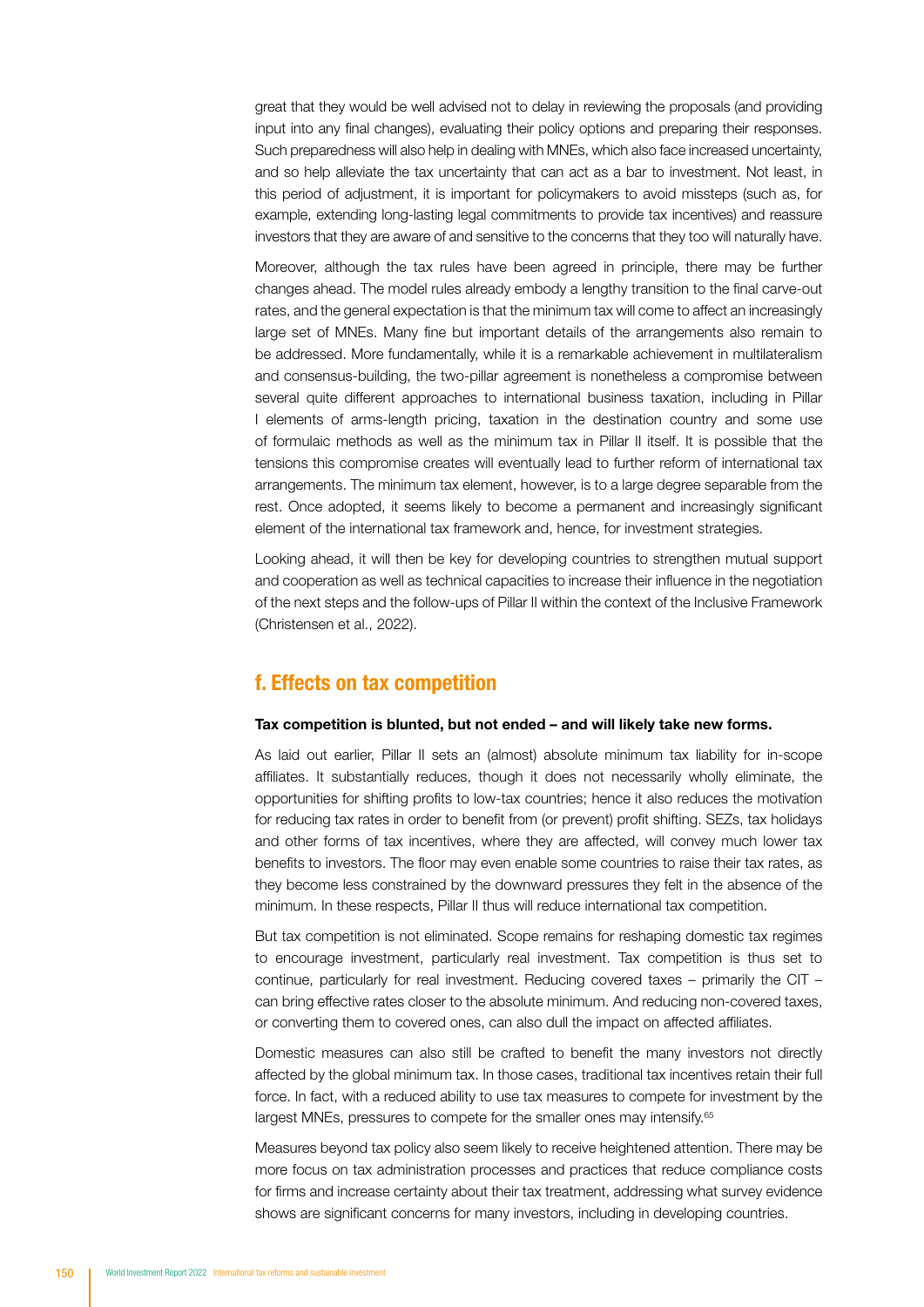great that they would be well advised not to delay in reviewing the proposals (and providing input into any final changes), evaluating their policy options and preparing their responses. Such preparedness will also help in dealing with MNEs, which also face increased uncertainty, and so help alleviate the tax uncertainty that can act as a bar to investment. Not least, in this period of adjustment, it is important for policymakers to avoid missteps (such as, for example, extending long-lasting legal commitments to provide tax incentives) and reassure investors that they are aware of and sensitive to the concerns that they too will naturally have.

Moreover, although the tax rules have been agreed in principle, there may be further changes ahead. The model rules already embody a lengthy transition to the final carve-out rates, and the general expectation is that the minimum tax will come to affect an increasingly large set of MNEs. Many fine but important details of the arrangements also remain to be addressed. More fundamentally, while it is a remarkable achievement in multilateralism and consensus-building, the two-pillar agreement is nonetheless a compromise between several quite different approaches to international business taxation, including in Pillar I elements of arms-length pricing, taxation in the destination country and some use of formulaic methods as well as the minimum tax in Pillar II itself. It is possible that the tensions this compromise creates will eventually lead to further reform of international tax arrangements. The minimum tax element, however, is to a large degree separable from the rest. Once adopted, it seems likely to become a permanent and increasingly significant element of the international tax framework and, hence, for investment strategies.

Looking ahead, it will then be key for developing countries to strengthen mutual support and cooperation as well as technical capacities to increase their influence in the negotiation of the next steps and the follow-ups of Pillar II within the context of the Inclusive Framework (Christensen et al., 2022).

## f. Effects on tax competition

**Tax competition is blunted, but not ended – and will likely take new forms.**

As laid out earlier, Pillar II sets an (almost) absolute minimum tax liability for in-scope affiliates. It substantially reduces, though it does not necessarily wholly eliminate, the opportunities for shifting profits to low-tax countries; hence it also reduces the motivation for reducing tax rates in order to benefit from (or prevent) profit shifting. SEZs, tax holidays and other forms of tax incentives, where they are affected, will convey much lower tax benefits to investors. The floor may even enable some countries to raise their tax rates, as they become less constrained by the downward pressures they felt in the absence of the minimum. In these respects, Pillar II thus will reduce international tax competition.

But tax competition is not eliminated. Scope remains for reshaping domestic tax regimes to encourage investment, particularly real investment. Tax competition is thus set to continue, particularly for real investment. Reducing covered taxes – primarily the CIT – can bring effective rates closer to the absolute minimum. And reducing non-covered taxes, or converting them to covered ones, can also dull the impact on affected affiliates.

Domestic measures can also still be crafted to benefit the many investors not directly affected by the global minimum tax. In those cases, traditional tax incentives retain their full force. In fact, with a reduced ability to use tax measures to compete for investment by the largest MNEs, pressures to compete for the smaller ones may intensify.[65]

Measures beyond tax policy also seem likely to receive heightened attention. There may be more focus on tax administration processes and practices that reduce compliance costs for firms and increase certainty about their tax treatment, addressing what survey evidence shows are significant concerns for many investors, including in developing countries.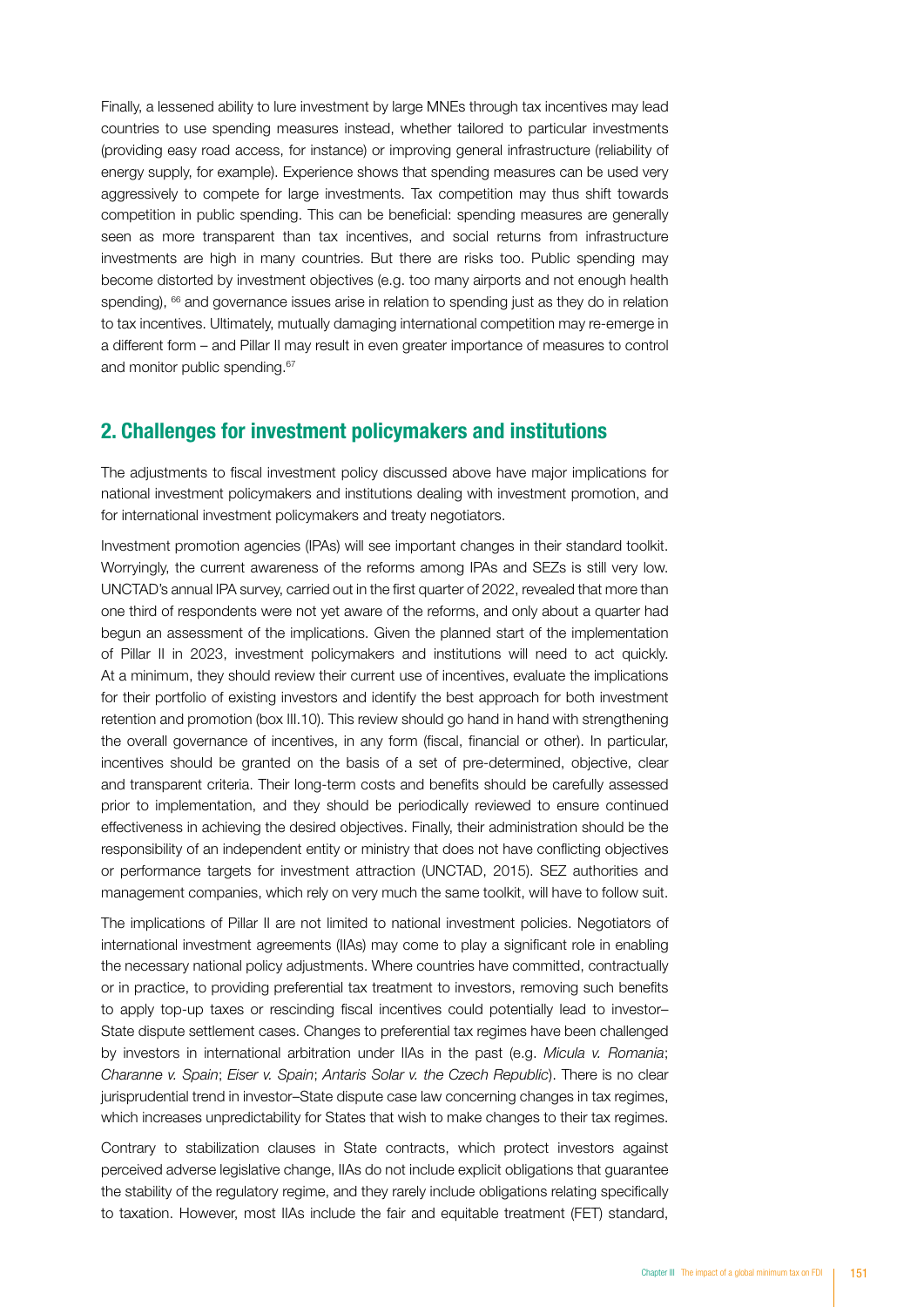Finally, a lessened ability to lure investment by large MNEs through tax incentives may lead countries to use spending measures instead, whether tailored to particular investments (providing easy road access, for instance) or improving general infrastructure (reliability of energy supply, for example). Experience shows that spending measures can be used very aggressively to compete for large investments. Tax competition may thus shift towards competition in public spending. This can be beneficial: spending measures are generally seen as more transparent than tax incentives, and social returns from infrastructure investments are high in many countries. But there are risks too. Public spending may become distorted by investment objectives (e.g. too many airports and not enough health spending), [66] and governance issues arise in relation to spending just as they do in relation to tax incentives. Ultimately, mutually damaging international competition may re-emerge in a different form – and Pillar II may result in even greater importance of measures to control and monitor public spending.[67]

## 2. Challenges for investment policymakers and institutions

The adjustments to fiscal investment policy discussed above have major implications for national investment policymakers and institutions dealing with investment promotion, and for international investment policymakers and treaty negotiators.

Investment promotion agencies (IPAs) will see important changes in their standard toolkit. Worryingly, the current awareness of the reforms among IPAs and SEZs is still very low. UNCTAD's annual IPA survey, carried out in the first quarter of 2022, revealed that more than one third of respondents were not yet aware of the reforms, and only about a quarter had begun an assessment of the implications. Given the planned start of the implementation of Pillar II in 2023, investment policymakers and institutions will need to act quickly. At a minimum, they should review their current use of incentives, evaluate the implications for their portfolio of existing investors and identify the best approach for both investment retention and promotion (box III.10). This review should go hand in hand with strengthening the overall governance of incentives, in any form (fiscal, financial or other). In particular, incentives should be granted on the basis of a set of pre-determined, objective, clear and transparent criteria. Their long-term costs and benefits should be carefully assessed prior to implementation, and they should be periodically reviewed to ensure continued effectiveness in achieving the desired objectives. Finally, their administration should be the responsibility of an independent entity or ministry that does not have conflicting objectives or performance targets for investment attraction (UNCTAD, 2015). SEZ authorities and management companies, which rely on very much the same toolkit, will have to follow suit.

The implications of Pillar II are not limited to national investment policies. Negotiators of international investment agreements (IIAs) may come to play a significant role in enabling the necessary national policy adjustments. Where countries have committed, contractually or in practice, to providing preferential tax treatment to investors, removing such benefits to apply top-up taxes or rescinding fiscal incentives could potentially lead to investor–State dispute settlement cases. Changes to preferential tax regimes have been challenged by investors in international arbitration under IIAs in the past (e.g. *Micula v. Romania*; *Charanne v. Spain*; *Eiser v. Spain*; *Antaris Solar v. the Czech Republic*). There is no clear jurisprudential trend in investor–State dispute case law concerning changes in tax regimes, which increases unpredictability for States that wish to make changes to their tax regimes.

Contrary to stabilization clauses in State contracts, which protect investors against perceived adverse legislative change, IIAs do not include explicit obligations that guarantee the stability of the regulatory regime, and they rarely include obligations relating specifically to taxation. However, most IIAs include the fair and equitable treatment (FET) standard,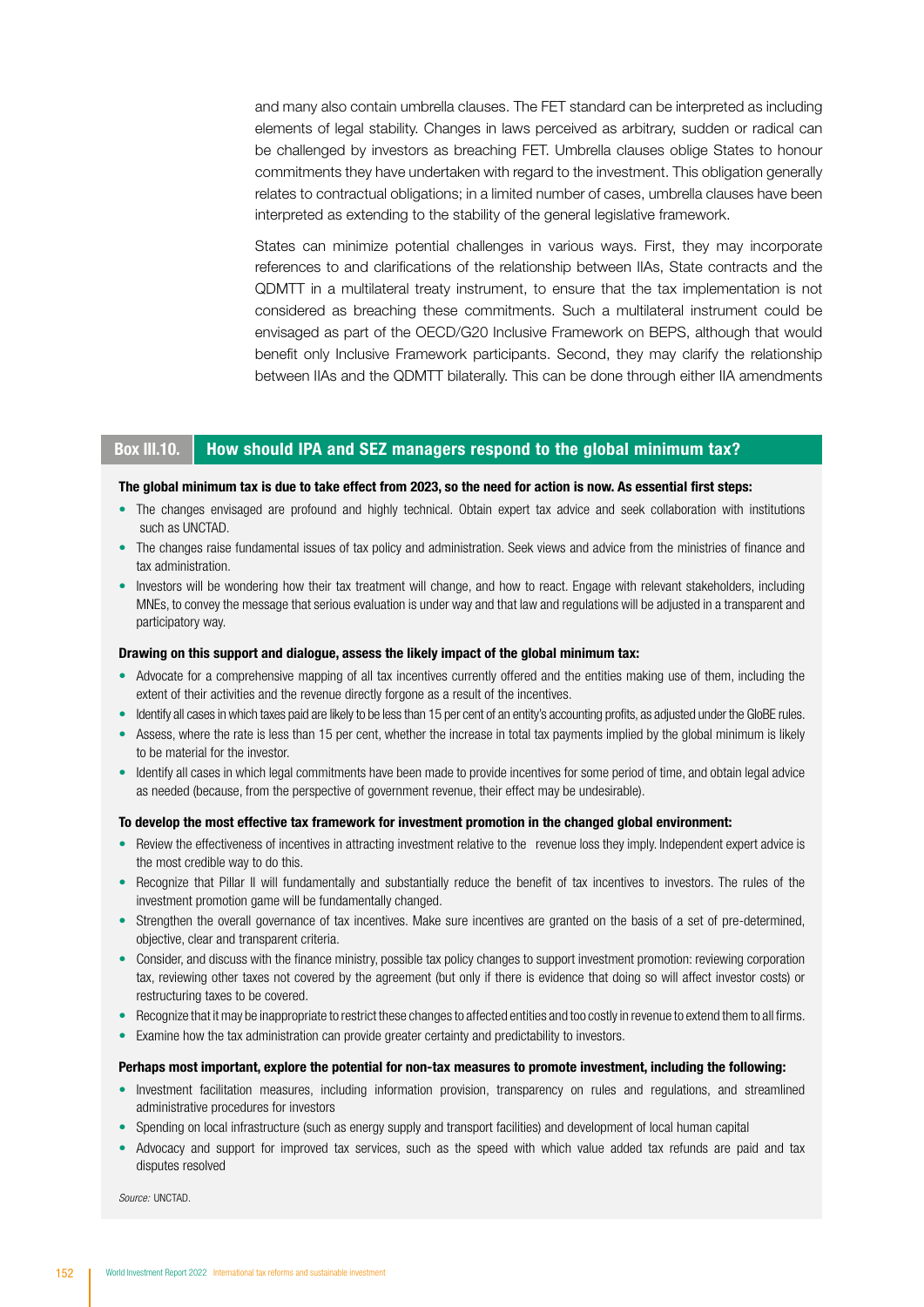and many also contain umbrella clauses. The FET standard can be interpreted as including elements of legal stability. Changes in laws perceived as arbitrary, sudden or radical can be challenged by investors as breaching FET. Umbrella clauses oblige States to honour commitments they have undertaken with regard to the investment. This obligation generally relates to contractual obligations; in a limited number of cases, umbrella clauses have been interpreted as extending to the stability of the general legislative framework.

States can minimize potential challenges in various ways. First, they may incorporate references to and clarifications of the relationship between IIAs, State contracts and the QDMTT in a multilateral treaty instrument, to ensure that the tax implementation is not considered as breaching these commitments. Such a multilateral instrument could be envisaged as part of the OECD/G20 Inclusive Framework on BEPS, although that would benefit only Inclusive Framework participants. Second, they may clarify the relationship between IIAs and the QDMTT bilaterally. This can be done through either IIA amendments

## Box III.10. How should IPA and SEZ managers respond to the global minimum tax?

**The global minimum tax is due to take effect from 2023, so the need for action is now. As essential first steps:**

- The changes envisaged are profound and highly technical. Obtain expert tax advice and seek collaboration with institutions such as UNCTAD.
- The changes raise fundamental issues of tax policy and administration. Seek views and advice from the ministries of finance and tax administration.
- Investors will be wondering how their tax treatment will change, and how to react. Engage with relevant stakeholders, including MNEs, to convey the message that serious evaluation is under way and that law and regulations will be adjusted in a transparent and participatory way.

**Drawing on this support and dialogue, assess the likely impact of the global minimum tax:**

- Advocate for a comprehensive mapping of all tax incentives currently offered and the entities making use of them, including the extent of their activities and the revenue directly forgone as a result of the incentives.
- Identify all cases in which taxes paid are likely to be less than 15 per cent of an entity's accounting profits, as adjusted under the GloBE rules.
- Assess, where the rate is less than 15 per cent, whether the increase in total tax payments implied by the global minimum is likely to be material for the investor.
- Identify all cases in which legal commitments have been made to provide incentives for some period of time, and obtain legal advice as needed (because, from the perspective of government revenue, their effect may be undesirable).

**To develop the most effective tax framework for investment promotion in the changed global environment:**

- Review the effectiveness of incentives in attracting investment relative to the revenue loss they imply. Independent expert advice is the most credible way to do this.
- Recognize that Pillar II will fundamentally and substantially reduce the benefit of tax incentives to investors. The rules of the investment promotion game will be fundamentally changed.
- Strengthen the overall governance of tax incentives. Make sure incentives are granted on the basis of a set of pre-determined, objective, clear and transparent criteria.
- Consider, and discuss with the finance ministry, possible tax policy changes to support investment promotion: reviewing corporation tax, reviewing other taxes not covered by the agreement (but only if there is evidence that doing so will affect investor costs) or restructuring taxes to be covered.
- Recognize that it may be inappropriate to restrict these changes to affected entities and too costly in revenue to extend them to all firms.
- Examine how the tax administration can provide greater certainty and predictability to investors.

**Perhaps most important, explore the potential for non-tax measures to promote investment, including the following:**

- Investment facilitation measures, including information provision, transparency on rules and regulations, and streamlined administrative procedures for investors
- Spending on local infrastructure (such as energy supply and transport facilities) and development of local human capital
- Advocacy and support for improved tax services, such as the speed with which value added tax refunds are paid and tax disputes resolved

*Source:* UNCTAD.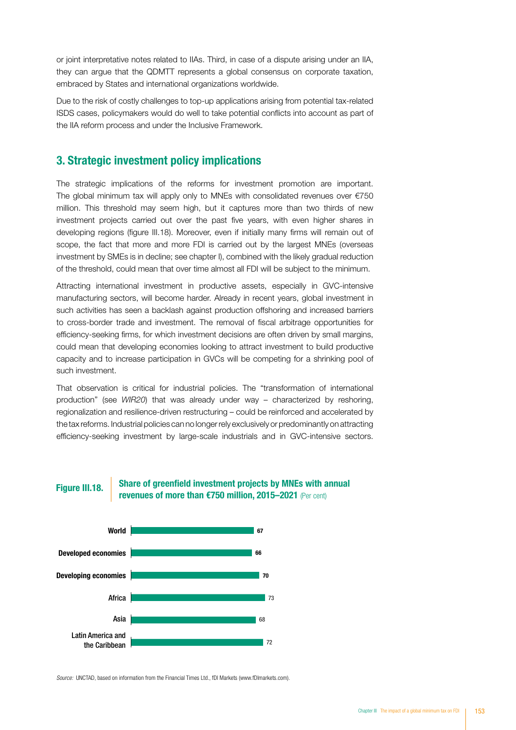or joint interpretative notes related to IIAs. Third, in case of a dispute arising under an IIA, they can argue that the QDMTT represents a global consensus on corporate taxation, embraced by States and international organizations worldwide.

Due to the risk of costly challenges to top-up applications arising from potential tax-related ISDS cases, policymakers would do well to take potential conflicts into account as part of the IIA reform process and under the Inclusive Framework.

## 3. Strategic investment policy implications

The strategic implications of the reforms for investment promotion are important. The global minimum tax will apply only to MNEs with consolidated revenues over €750 million. This threshold may seem high, but it captures more than two thirds of new investment projects carried out over the past five years, with even higher shares in developing regions (figure III.18). Moreover, even if initially many firms will remain out of scope, the fact that more and more FDI is carried out by the largest MNEs (overseas investment by SMEs is in decline; see chapter I), combined with the likely gradual reduction of the threshold, could mean that over time almost all FDI will be subject to the minimum.

Attracting international investment in productive assets, especially in GVC-intensive manufacturing sectors, will become harder. Already in recent years, global investment in such activities has seen a backlash against production offshoring and increased barriers to cross-border trade and investment. The removal of fiscal arbitrage opportunities for efficiency-seeking firms, for which investment decisions are often driven by small margins, could mean that developing economies looking to attract investment to build productive capacity and to increase participation in GVCs will be competing for a shrinking pool of such investment.

That observation is critical for industrial policies. The "transformation of international production" (see *WIR20*) that was already under way – characterized by reshoring, regionalization and resilience-driven restructuring – could be reinforced and accelerated by the tax reforms. Industrial policies can no longer rely exclusively or predominantly on attracting efficiency-seeking investment by large-scale industrials and in GVC-intensive sectors.

**Figure III.18. Share of greenfield investment projects by MNEs with annual revenues of more than €750 million, 2015–2021** (Per cent)

| Region | Per cent |
|---|---|
| World | 67 |
| Developed economies | 66 |
| Developing economies | 70 |
| Africa | 73 |
| Asia | 68 |
| Latin America and the Caribbean | 72 |

*Source:* UNCTAD, based on information from the Financial Times Ltd., fDI Markets (www.fDImarkets.com).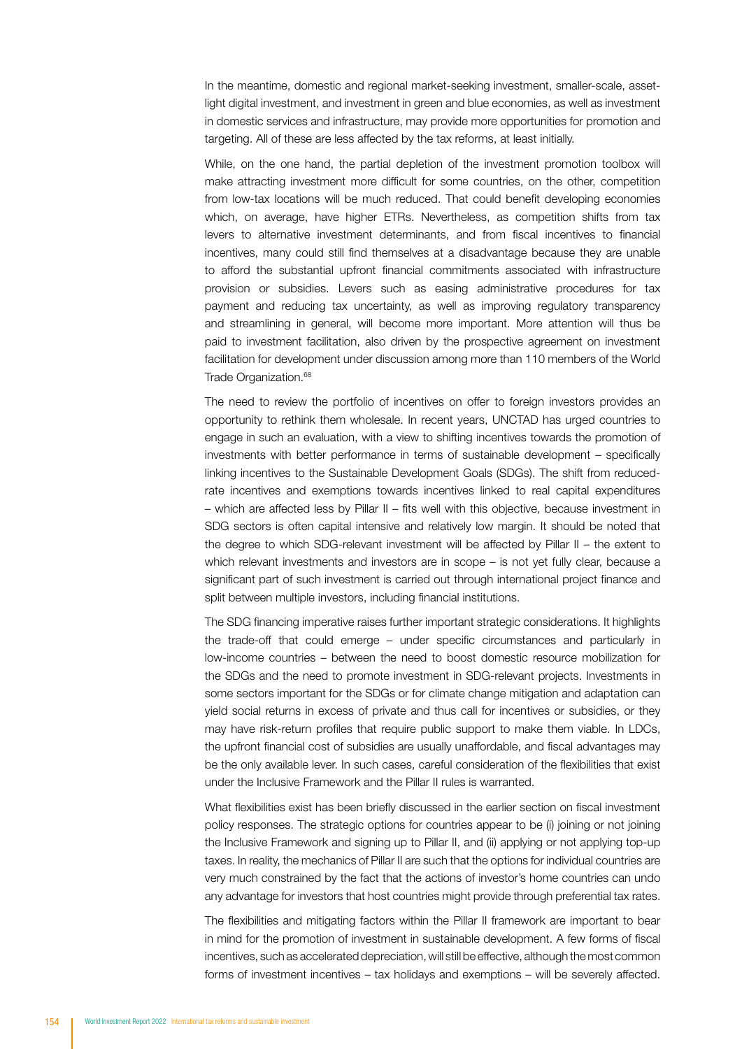In the meantime, domestic and regional market-seeking investment, smaller-scale, asset-light digital investment, and investment in green and blue economies, as well as investment in domestic services and infrastructure, may provide more opportunities for promotion and targeting. All of these are less affected by the tax reforms, at least initially.

While, on the one hand, the partial depletion of the investment promotion toolbox will make attracting investment more difficult for some countries, on the other, competition from low-tax locations will be much reduced. That could benefit developing economies which, on average, have higher ETRs. Nevertheless, as competition shifts from tax levers to alternative investment determinants, and from fiscal incentives to financial incentives, many could still find themselves at a disadvantage because they are unable to afford the substantial upfront financial commitments associated with infrastructure provision or subsidies. Levers such as easing administrative procedures for tax payment and reducing tax uncertainty, as well as improving regulatory transparency and streamlining in general, will become more important. More attention will thus be paid to investment facilitation, also driven by the prospective agreement on investment facilitation for development under discussion among more than 110 members of the World Trade Organization.[68]

The need to review the portfolio of incentives on offer to foreign investors provides an opportunity to rethink them wholesale. In recent years, UNCTAD has urged countries to engage in such an evaluation, with a view to shifting incentives towards the promotion of investments with better performance in terms of sustainable development – specifically linking incentives to the Sustainable Development Goals (SDGs). The shift from reduced-rate incentives and exemptions towards incentives linked to real capital expenditures – which are affected less by Pillar II – fits well with this objective, because investment in SDG sectors is often capital intensive and relatively low margin. It should be noted that the degree to which SDG-relevant investment will be affected by Pillar II – the extent to which relevant investments and investors are in scope – is not yet fully clear, because a significant part of such investment is carried out through international project finance and split between multiple investors, including financial institutions.

The SDG financing imperative raises further important strategic considerations. It highlights the trade-off that could emerge – under specific circumstances and particularly in low-income countries – between the need to boost domestic resource mobilization for the SDGs and the need to promote investment in SDG-relevant projects. Investments in some sectors important for the SDGs or for climate change mitigation and adaptation can yield social returns in excess of private and thus call for incentives or subsidies, or they may have risk-return profiles that require public support to make them viable. In LDCs, the upfront financial cost of subsidies are usually unaffordable, and fiscal advantages may be the only available lever. In such cases, careful consideration of the flexibilities that exist under the Inclusive Framework and the Pillar II rules is warranted.

What flexibilities exist has been briefly discussed in the earlier section on fiscal investment policy responses. The strategic options for countries appear to be (i) joining or not joining the Inclusive Framework and signing up to Pillar II, and (ii) applying or not applying top-up taxes. In reality, the mechanics of Pillar II are such that the options for individual countries are very much constrained by the fact that the actions of investor's home countries can undo any advantage for investors that host countries might provide through preferential tax rates.

The flexibilities and mitigating factors within the Pillar II framework are important to bear in mind for the promotion of investment in sustainable development. A few forms of fiscal incentives, such as accelerated depreciation, will still be effective, although the most common forms of investment incentives – tax holidays and exemptions – will be severely affected.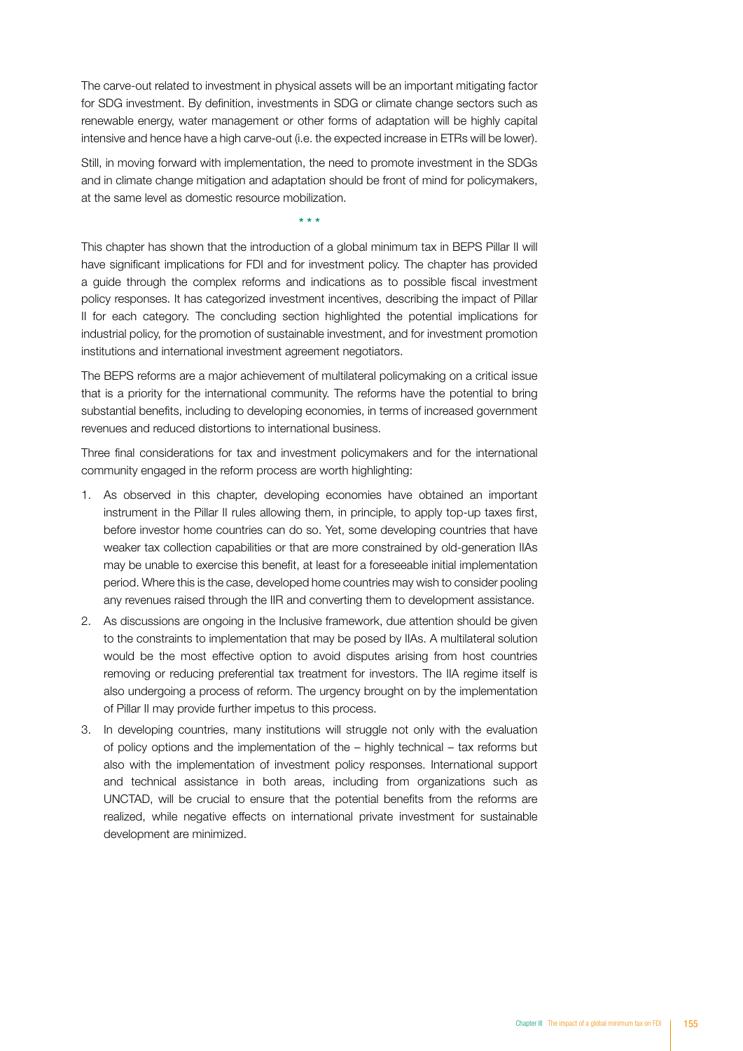The carve-out related to investment in physical assets will be an important mitigating factor for SDG investment. By definition, investments in SDG or climate change sectors such as renewable energy, water management or other forms of adaptation will be highly capital intensive and hence have a high carve-out (i.e. the expected increase in ETRs will be lower).

Still, in moving forward with implementation, the need to promote investment in the SDGs and in climate change mitigation and adaptation should be front of mind for policymakers, at the same level as domestic resource mobilization.

\* \* \*

This chapter has shown that the introduction of a global minimum tax in BEPS Pillar II will have significant implications for FDI and for investment policy. The chapter has provided a guide through the complex reforms and indications as to possible fiscal investment policy responses. It has categorized investment incentives, describing the impact of Pillar II for each category. The concluding section highlighted the potential implications for industrial policy, for the promotion of sustainable investment, and for investment promotion institutions and international investment agreement negotiators.

The BEPS reforms are a major achievement of multilateral policymaking on a critical issue that is a priority for the international community. The reforms have the potential to bring substantial benefits, including to developing economies, in terms of increased government revenues and reduced distortions to international business.

Three final considerations for tax and investment policymakers and for the international community engaged in the reform process are worth highlighting:

1. As observed in this chapter, developing economies have obtained an important instrument in the Pillar II rules allowing them, in principle, to apply top-up taxes first, before investor home countries can do so. Yet, some developing countries that have weaker tax collection capabilities or that are more constrained by old-generation IIAs may be unable to exercise this benefit, at least for a foreseeable initial implementation period. Where this is the case, developed home countries may wish to consider pooling any revenues raised through the IIR and converting them to development assistance.
2. As discussions are ongoing in the Inclusive framework, due attention should be given to the constraints to implementation that may be posed by IIAs. A multilateral solution would be the most effective option to avoid disputes arising from host countries removing or reducing preferential tax treatment for investors. The IIA regime itself is also undergoing a process of reform. The urgency brought on by the implementation of Pillar II may provide further impetus to this process.
3. In developing countries, many institutions will struggle not only with the evaluation of policy options and the implementation of the – highly technical – tax reforms but also with the implementation of investment policy responses. International support and technical assistance in both areas, including from organizations such as UNCTAD, will be crucial to ensure that the potential benefits from the reforms are realized, while negative effects on international private investment for sustainable development are minimized.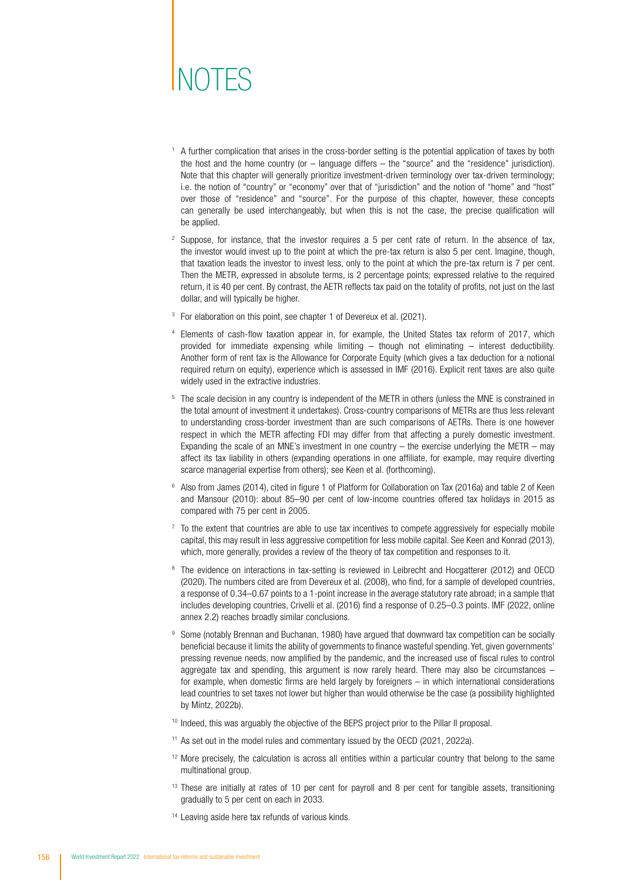# NOTES

[1] A further complication that arises in the cross-border setting is the potential application of taxes by both the host and the home country (or – language differs – the "source" and the "residence" jurisdiction). Note that this chapter will generally prioritize investment-driven terminology over tax-driven terminology; i.e. the notion of "country" or "economy" over that of "jurisdiction" and the notion of "home" and "host" over those of "residence" and "source". For the purpose of this chapter, however, these concepts can generally be used interchangeably, but when this is not the case, the precise qualification will be applied.

[2] Suppose, for instance, that the investor requires a 5 per cent rate of return. In the absence of tax, the investor would invest up to the point at which the pre-tax return is also 5 per cent. Imagine, though, that taxation leads the investor to invest less, only to the point at which the pre-tax return is 7 per cent. Then the METR, expressed in absolute terms, is 2 percentage points; expressed relative to the required return, it is 40 per cent. By contrast, the AETR reflects tax paid on the totality of profits, not just on the last dollar, and will typically be higher.

[3] For elaboration on this point, see chapter 1 of Devereux et al. (2021).

[4] Elements of cash-flow taxation appear in, for example, the United States tax reform of 2017, which provided for immediate expensing while limiting – though not eliminating – interest deductibility. Another form of rent tax is the Allowance for Corporate Equity (which gives a tax deduction for a notional required return on equity), experience which is assessed in IMF (2016). Explicit rent taxes are also quite widely used in the extractive industries.

[5] The scale decision in any country is independent of the METR in others (unless the MNE is constrained in the total amount of investment it undertakes). Cross-country comparisons of METRs are thus less relevant to understanding cross-border investment than are such comparisons of AETRs. There is one however respect in which the METR affecting FDI may differ from that affecting a purely domestic investment. Expanding the scale of an MNE's investment in one country – the exercise underlying the METR – may affect its tax liability in others (expanding operations in one affiliate, for example, may require diverting scarce managerial expertise from others); see Keen et al. (forthcoming).

[6] Also from James (2014), cited in figure 1 of Platform for Collaboration on Tax (2016a) and table 2 of Keen and Mansour (2010): about 85–90 per cent of low-income countries offered tax holidays in 2015 as compared with 75 per cent in 2005.

[7] To the extent that countries are able to use tax incentives to compete aggressively for especially mobile capital, this may result in less aggressive competition for less mobile capital. See Keen and Konrad (2013), which, more generally, provides a review of the theory of tax competition and responses to it.

[8] The evidence on interactions in tax-setting is reviewed in Leibrecht and Hocgatterer (2012) and OECD (2020). The numbers cited are from Devereux et al. (2008), who find, for a sample of developed countries, a response of 0.34–0.67 points to a 1-point increase in the average statutory rate abroad; in a sample that includes developing countries, Crivelli et al. (2016) find a response of 0.25–0.3 points. IMF (2022, online annex 2.2) reaches broadly similar conclusions.

[9] Some (notably Brennan and Buchanan, 1980) have argued that downward tax competition can be socially beneficial because it limits the ability of governments to finance wasteful spending. Yet, given governments' pressing revenue needs, now amplified by the pandemic, and the increased use of fiscal rules to control aggregate tax and spending, this argument is now rarely heard. There may also be circumstances – for example, when domestic firms are held largely by foreigners – in which international considerations lead countries to set taxes not lower but higher than would otherwise be the case (a possibility highlighted by Mintz, 2022b).

[10] Indeed, this was arguably the objective of the BEPS project prior to the Pillar II proposal.

[11] As set out in the model rules and commentary issued by the OECD (2021, 2022a).

[12] More precisely, the calculation is across all entities within a particular country that belong to the same multinational group.

[13] These are initially at rates of 10 per cent for payroll and 8 per cent for tangible assets, transitioning gradually to 5 per cent on each in 2033.

[14] Leaving aside here tax refunds of various kinds.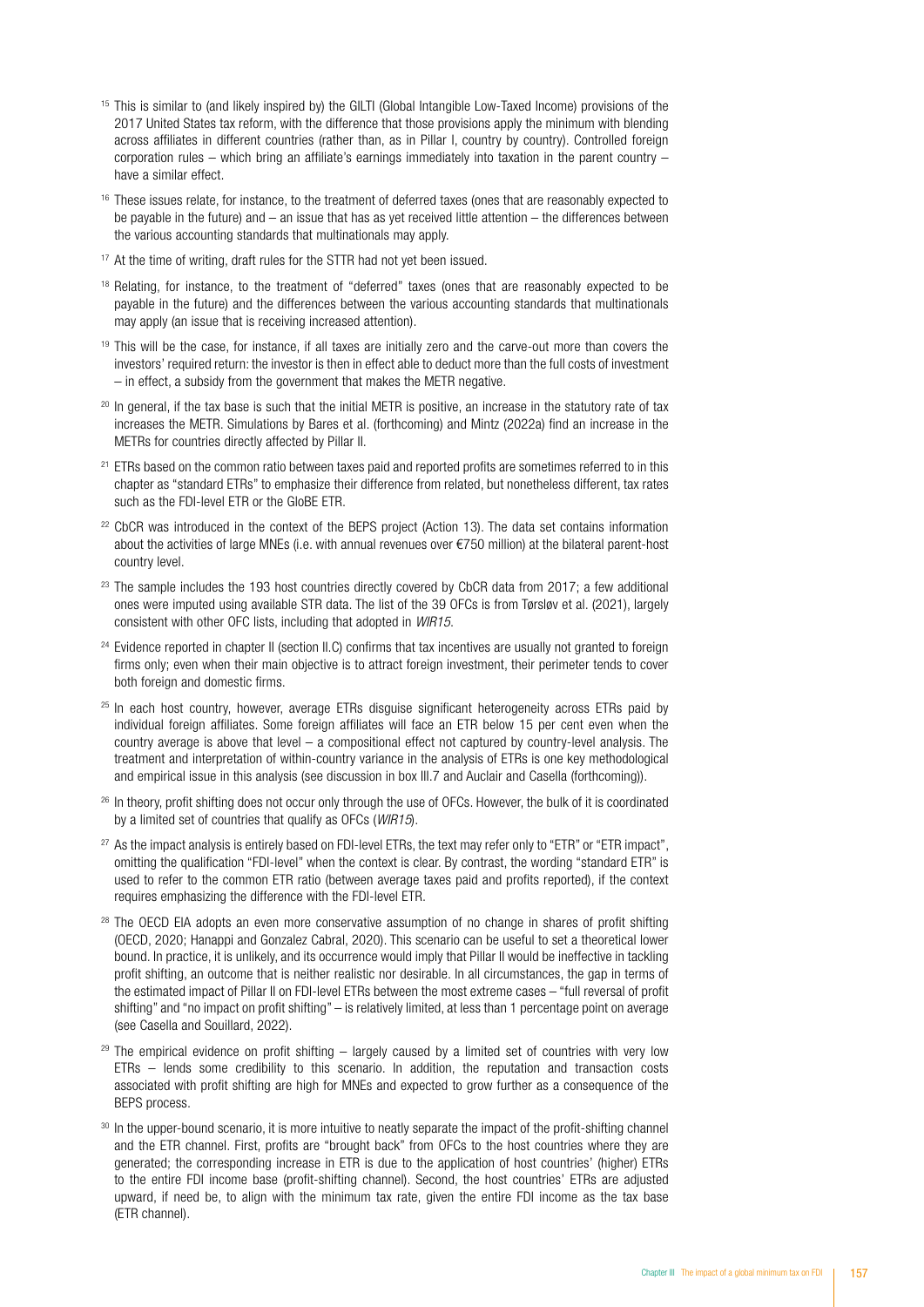[15] This is similar to (and likely inspired by) the GILTI (Global Intangible Low-Taxed Income) provisions of the 2017 United States tax reform, with the difference that those provisions apply the minimum with blending across affiliates in different countries (rather than, as in Pillar I, country by country). Controlled foreign corporation rules – which bring an affiliate's earnings immediately into taxation in the parent country – have a similar effect.

[16] These issues relate, for instance, to the treatment of deferred taxes (ones that are reasonably expected to be payable in the future) and – an issue that has as yet received little attention – the differences between the various accounting standards that multinationals may apply.

[17] At the time of writing, draft rules for the STTR had not yet been issued.

[18] Relating, for instance, to the treatment of "deferred" taxes (ones that are reasonably expected to be payable in the future) and the differences between the various accounting standards that multinationals may apply (an issue that is receiving increased attention).

[19] This will be the case, for instance, if all taxes are initially zero and the carve-out more than covers the investors' required return: the investor is then in effect able to deduct more than the full costs of investment – in effect, a subsidy from the government that makes the METR negative.

[20] In general, if the tax base is such that the initial METR is positive, an increase in the statutory rate of tax increases the METR. Simulations by Bares et al. (forthcoming) and Mintz (2022a) find an increase in the METRs for countries directly affected by Pillar II.

[21] ETRs based on the common ratio between taxes paid and reported profits are sometimes referred to in this chapter as "standard ETRs" to emphasize their difference from related, but nonetheless different, tax rates such as the FDI-level ETR or the GloBE ETR.

[22] CbCR was introduced in the context of the BEPS project (Action 13). The data set contains information about the activities of large MNEs (i.e. with annual revenues over €750 million) at the bilateral parent-host country level.

[23] The sample includes the 193 host countries directly covered by CbCR data from 2017; a few additional ones were imputed using available STR data. The list of the 39 OFCs is from Tørsløv et al. (2021), largely consistent with other OFC lists, including that adopted in *WIR15*.

[24] Evidence reported in chapter II (section II.C) confirms that tax incentives are usually not granted to foreign firms only; even when their main objective is to attract foreign investment, their perimeter tends to cover both foreign and domestic firms.

[25] In each host country, however, average ETRs disguise significant heterogeneity across ETRs paid by individual foreign affiliates. Some foreign affiliates will face an ETR below 15 per cent even when the country average is above that level – a compositional effect not captured by country-level analysis. The treatment and interpretation of within-country variance in the analysis of ETRs is one key methodological and empirical issue in this analysis (see discussion in box III.7 and Auclair and Casella (forthcoming)).

[26] In theory, profit shifting does not occur only through the use of OFCs. However, the bulk of it is coordinated by a limited set of countries that qualify as OFCs (*WIR15*).

[27] As the impact analysis is entirely based on FDI-level ETRs, the text may refer only to "ETR" or "ETR impact", omitting the qualification "FDI-level" when the context is clear. By contrast, the wording "standard ETR" is used to refer to the common ETR ratio (between average taxes paid and profits reported), if the context requires emphasizing the difference with the FDI-level ETR.

[28] The OECD EIA adopts an even more conservative assumption of no change in shares of profit shifting (OECD, 2020; Hanappi and Gonzalez Cabral, 2020). This scenario can be useful to set a theoretical lower bound. In practice, it is unlikely, and its occurrence would imply that Pillar II would be ineffective in tackling profit shifting, an outcome that is neither realistic nor desirable. In all circumstances, the gap in terms of the estimated impact of Pillar II on FDI-level ETRs between the most extreme cases – "full reversal of profit shifting" and "no impact on profit shifting" – is relatively limited, at less than 1 percentage point on average (see Casella and Souillard, 2022).

[29] The empirical evidence on profit shifting – largely caused by a limited set of countries with very low ETRs – lends some credibility to this scenario. In addition, the reputation and transaction costs associated with profit shifting are high for MNEs and expected to grow further as a consequence of the BEPS process.

[30] In the upper-bound scenario, it is more intuitive to neatly separate the impact of the profit-shifting channel and the ETR channel. First, profits are "brought back" from OFCs to the host countries where they are generated; the corresponding increase in ETR is due to the application of host countries' (higher) ETRs to the entire FDI income base (profit-shifting channel). Second, the host countries' ETRs are adjusted upward, if need be, to align with the minimum tax rate, given the entire FDI income as the tax base (ETR channel).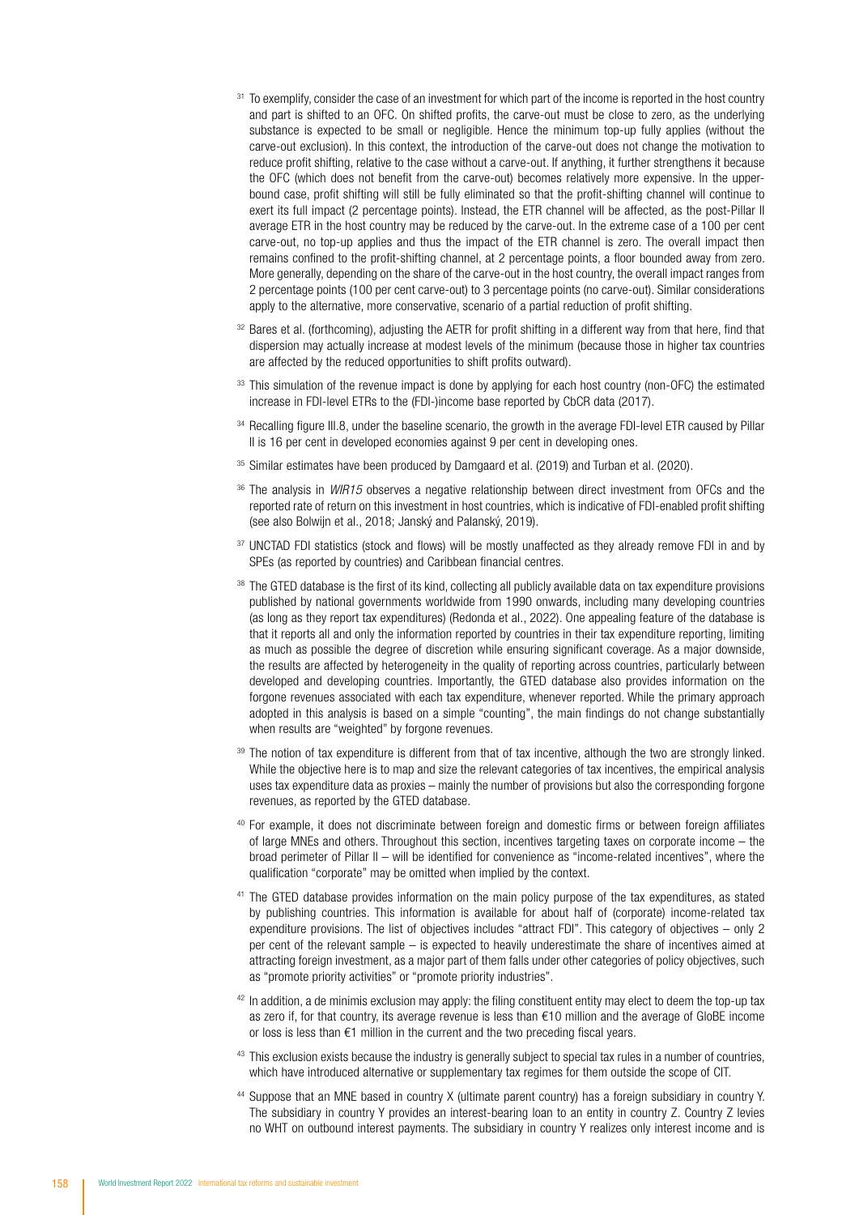[31] To exemplify, consider the case of an investment for which part of the income is reported in the host country and part is shifted to an OFC. On shifted profits, the carve-out must be close to zero, as the underlying substance is expected to be small or negligible. Hence the minimum top-up fully applies (without the carve-out exclusion). In this context, the introduction of the carve-out does not change the motivation to reduce profit shifting, relative to the case without a carve-out. If anything, it further strengthens it because the OFC (which does not benefit from the carve-out) becomes relatively more expensive. In the upper-bound case, profit shifting will still be fully eliminated so that the profit-shifting channel will continue to exert its full impact (2 percentage points). Instead, the ETR channel will be affected, as the post-Pillar II average ETR in the host country may be reduced by the carve-out. In the extreme case of a 100 per cent carve-out, no top-up applies and thus the impact of the ETR channel is zero. The overall impact then remains confined to the profit-shifting channel, at 2 percentage points, a floor bounded away from zero. More generally, depending on the share of the carve-out in the host country, the overall impact ranges from 2 percentage points (100 per cent carve-out) to 3 percentage points (no carve-out). Similar considerations apply to the alternative, more conservative, scenario of a partial reduction of profit shifting.

[32] Bares et al. (forthcoming), adjusting the AETR for profit shifting in a different way from that here, find that dispersion may actually increase at modest levels of the minimum (because those in higher tax countries are affected by the reduced opportunities to shift profits outward).

[33] This simulation of the revenue impact is done by applying for each host country (non-OFC) the estimated increase in FDI-level ETRs to the (FDI-)income base reported by CbCR data (2017).

[34] Recalling figure III.8, under the baseline scenario, the growth in the average FDI-level ETR caused by Pillar II is 16 per cent in developed economies against 9 per cent in developing ones.

[35] Similar estimates have been produced by Damgaard et al. (2019) and Turban et al. (2020).

[36] The analysis in *WIR15* observes a negative relationship between direct investment from OFCs and the reported rate of return on this investment in host countries, which is indicative of FDI-enabled profit shifting (see also Bolwijn et al., 2018; Janský and Palanský, 2019).

[37] UNCTAD FDI statistics (stock and flows) will be mostly unaffected as they already remove FDI in and by SPEs (as reported by countries) and Caribbean financial centres.

[38] The GTED database is the first of its kind, collecting all publicly available data on tax expenditure provisions published by national governments worldwide from 1990 onwards, including many developing countries (as long as they report tax expenditures) (Redonda et al., 2022). One appealing feature of the database is that it reports all and only the information reported by countries in their tax expenditure reporting, limiting as much as possible the degree of discretion while ensuring significant coverage. As a major downside, the results are affected by heterogeneity in the quality of reporting across countries, particularly between developed and developing countries. Importantly, the GTED database also provides information on the forgone revenues associated with each tax expenditure, whenever reported. While the primary approach adopted in this analysis is based on a simple "counting", the main findings do not change substantially when results are "weighted" by forgone revenues.

[39] The notion of tax expenditure is different from that of tax incentive, although the two are strongly linked. While the objective here is to map and size the relevant categories of tax incentives, the empirical analysis uses tax expenditure data as proxies – mainly the number of provisions but also the corresponding forgone revenues, as reported by the GTED database.

[40] For example, it does not discriminate between foreign and domestic firms or between foreign affiliates of large MNEs and others. Throughout this section, incentives targeting taxes on corporate income – the broad perimeter of Pillar II – will be identified for convenience as "income-related incentives", where the qualification "corporate" may be omitted when implied by the context.

[41] The GTED database provides information on the main policy purpose of the tax expenditures, as stated by publishing countries. This information is available for about half of (corporate) income-related tax expenditure provisions. The list of objectives includes "attract FDI". This category of objectives – only 2 per cent of the relevant sample – is expected to heavily underestimate the share of incentives aimed at attracting foreign investment, as a major part of them falls under other categories of policy objectives, such as "promote priority activities" or "promote priority industries".

[42] In addition, a de minimis exclusion may apply: the filing constituent entity may elect to deem the top-up tax as zero if, for that country, its average revenue is less than €10 million and the average of GloBE income or loss is less than €1 million in the current and the two preceding fiscal years.

[43] This exclusion exists because the industry is generally subject to special tax rules in a number of countries, which have introduced alternative or supplementary tax regimes for them outside the scope of CIT.

[44] Suppose that an MNE based in country X (ultimate parent country) has a foreign subsidiary in country Y. The subsidiary in country Y provides an interest-bearing loan to an entity in country Z. Country Z levies no WHT on outbound interest payments. The subsidiary in country Y realizes only interest income and is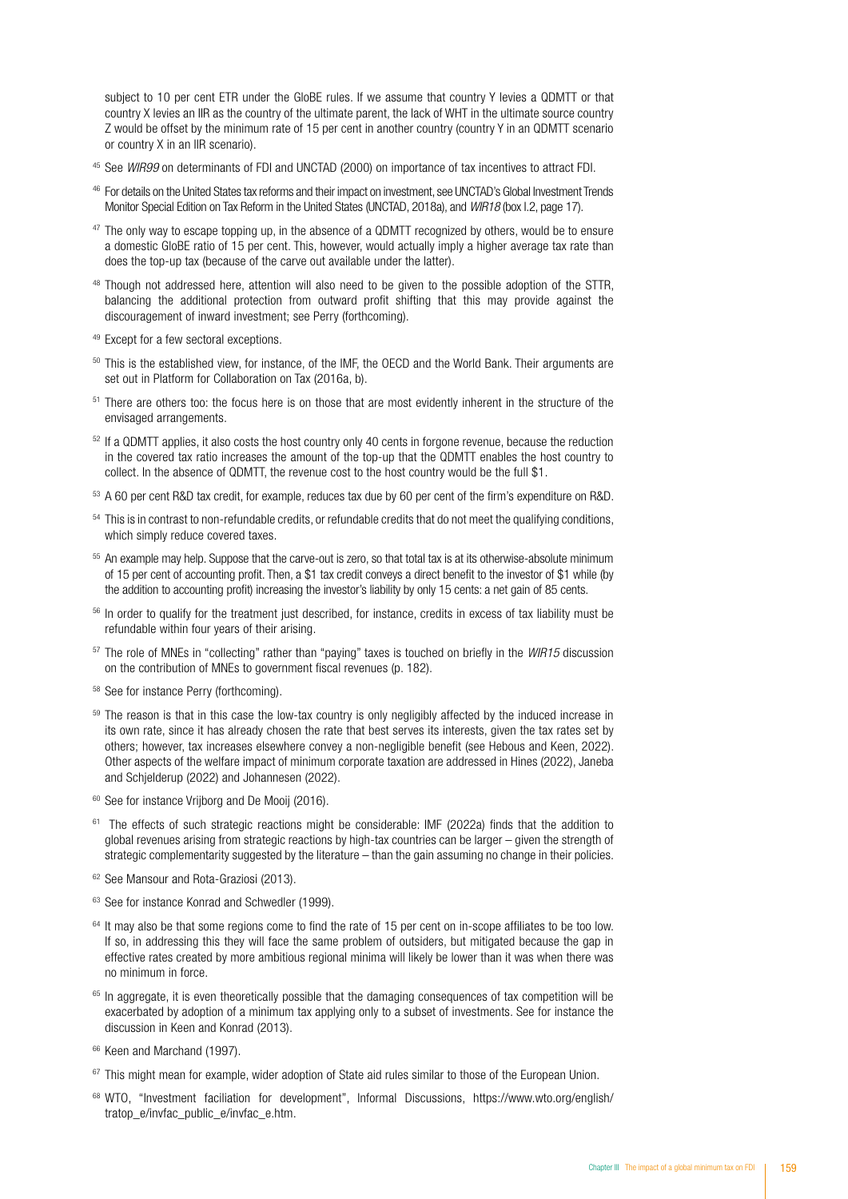subject to 10 per cent ETR under the GloBE rules. If we assume that country Y levies a QDMTT or that country X levies an IIR as the country of the ultimate parent, the lack of WHT in the ultimate source country Z would be offset by the minimum rate of 15 per cent in another country (country Y in an QDMTT scenario or country X in an IIR scenario).

[45] See *WIR99* on determinants of FDI and UNCTAD (2000) on importance of tax incentives to attract FDI.

[46] For details on the United States tax reforms and their impact on investment, see UNCTAD's Global Investment Trends Monitor Special Edition on Tax Reform in the United States (UNCTAD, 2018a), and *WIR18* (box I.2, page 17).

[47] The only way to escape topping up, in the absence of a QDMTT recognized by others, would be to ensure a domestic GloBE ratio of 15 per cent. This, however, would actually imply a higher average tax rate than does the top-up tax (because of the carve out available under the latter).

[48] Though not addressed here, attention will also need to be given to the possible adoption of the STTR, balancing the additional protection from outward profit shifting that this may provide against the discouragement of inward investment; see Perry (forthcoming).

[49] Except for a few sectoral exceptions.

[50] This is the established view, for instance, of the IMF, the OECD and the World Bank. Their arguments are set out in Platform for Collaboration on Tax (2016a, b).

[51] There are others too: the focus here is on those that are most evidently inherent in the structure of the envisaged arrangements.

[52] If a QDMTT applies, it also costs the host country only 40 cents in forgone revenue, because the reduction in the covered tax ratio increases the amount of the top-up that the QDMTT enables the host country to collect. In the absence of QDMTT, the revenue cost to the host country would be the full $1.

[53] A 60 per cent R&D tax credit, for example, reduces tax due by 60 per cent of the firm's expenditure on R&D.

[54] This is in contrast to non-refundable credits, or refundable credits that do not meet the qualifying conditions, which simply reduce covered taxes.

[55] An example may help. Suppose that the carve-out is zero, so that total tax is at its otherwise-absolute minimum of 15 per cent of accounting profit. Then, a $1 tax credit conveys a direct benefit to the investor of $1 while (by the addition to accounting profit) increasing the investor's liability by only 15 cents: a net gain of 85 cents.

[56] In order to qualify for the treatment just described, for instance, credits in excess of tax liability must be refundable within four years of their arising.

[57] The role of MNEs in "collecting" rather than "paying" taxes is touched on briefly in the *WIR15* discussion on the contribution of MNEs to government fiscal revenues (p. 182).

[58] See for instance Perry (forthcoming).

[59] The reason is that in this case the low-tax country is only negligibly affected by the induced increase in its own rate, since it has already chosen the rate that best serves its interests, given the tax rates set by others; however, tax increases elsewhere convey a non-negligible benefit (see Hebous and Keen, 2022). Other aspects of the welfare impact of minimum corporate taxation are addressed in Hines (2022), Janeba and Schjelderup (2022) and Johannesen (2022).

[60] See for instance Vrijborg and De Mooij (2016).

[61] The effects of such strategic reactions might be considerable: IMF (2022a) finds that the addition to global revenues arising from strategic reactions by high-tax countries can be larger – given the strength of strategic complementarity suggested by the literature – than the gain assuming no change in their policies.

[62] See Mansour and Rota-Graziosi (2013).

[63] See for instance Konrad and Schwedler (1999).

[64] It may also be that some regions come to find the rate of 15 per cent on in-scope affiliates to be too low. If so, in addressing this they will face the same problem of outsiders, but mitigated because the gap in effective rates created by more ambitious regional minima will likely be lower than it was when there was no minimum in force.

[65] In aggregate, it is even theoretically possible that the damaging consequences of tax competition will be exacerbated by adoption of a minimum tax applying only to a subset of investments. See for instance the discussion in Keen and Konrad (2013).

[66] Keen and Marchand (1997).

[67] This might mean for example, wider adoption of State aid rules similar to those of the European Union.

[68] WTO, "Investment faciliation for development", Informal Discussions, https://www.wto.org/english/tratop_e/invfac_public_e/invfac_e.htm.